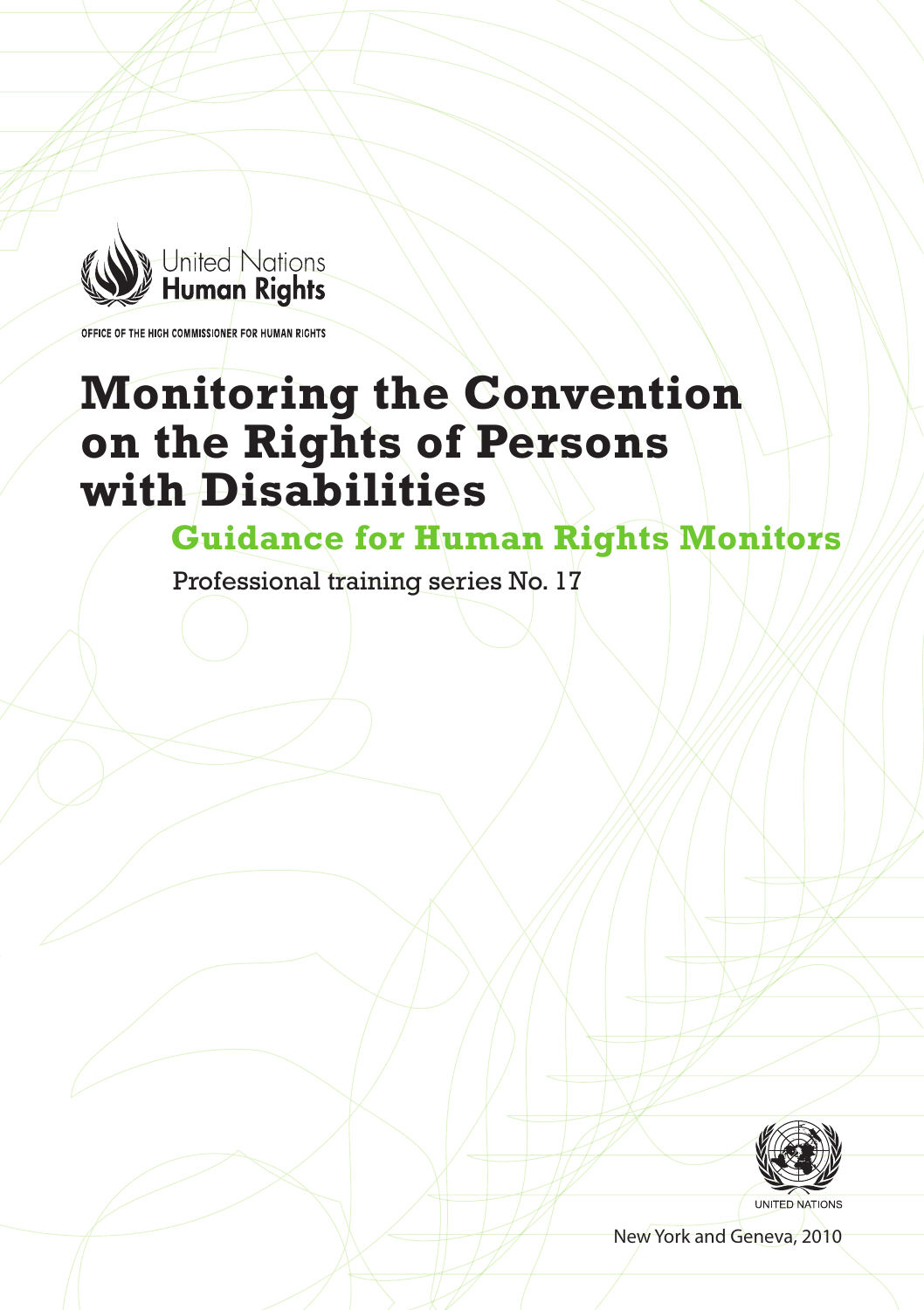United Nations
Human Rights

OFFICE OF THE HIGH COMMISSIONER FOR HUMAN RIGHTS

# Monitoring the Convention on the Rights of Persons with Disabilities

## Guidance for Human Rights Monitors

Professional training series No. 17

UNITED NATIONS

New York and Geneva, 2010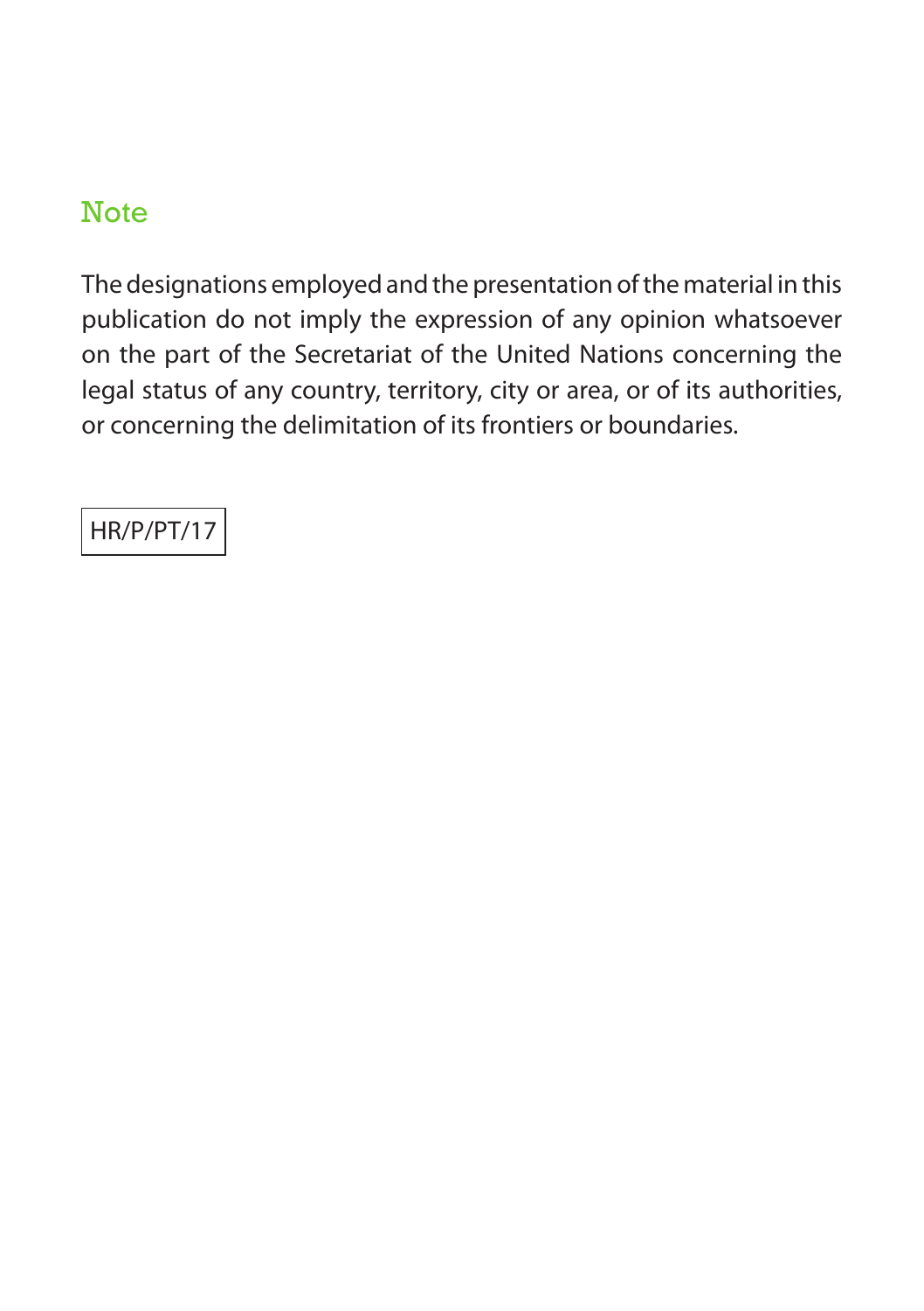## Note

The designations employed and the presentation of the material in this publication do not imply the expression of any opinion whatsoever on the part of the Secretariat of the United Nations concerning the legal status of any country, territory, city or area, or of its authorities, or concerning the delimitation of its frontiers or boundaries.

HR/P/PT/17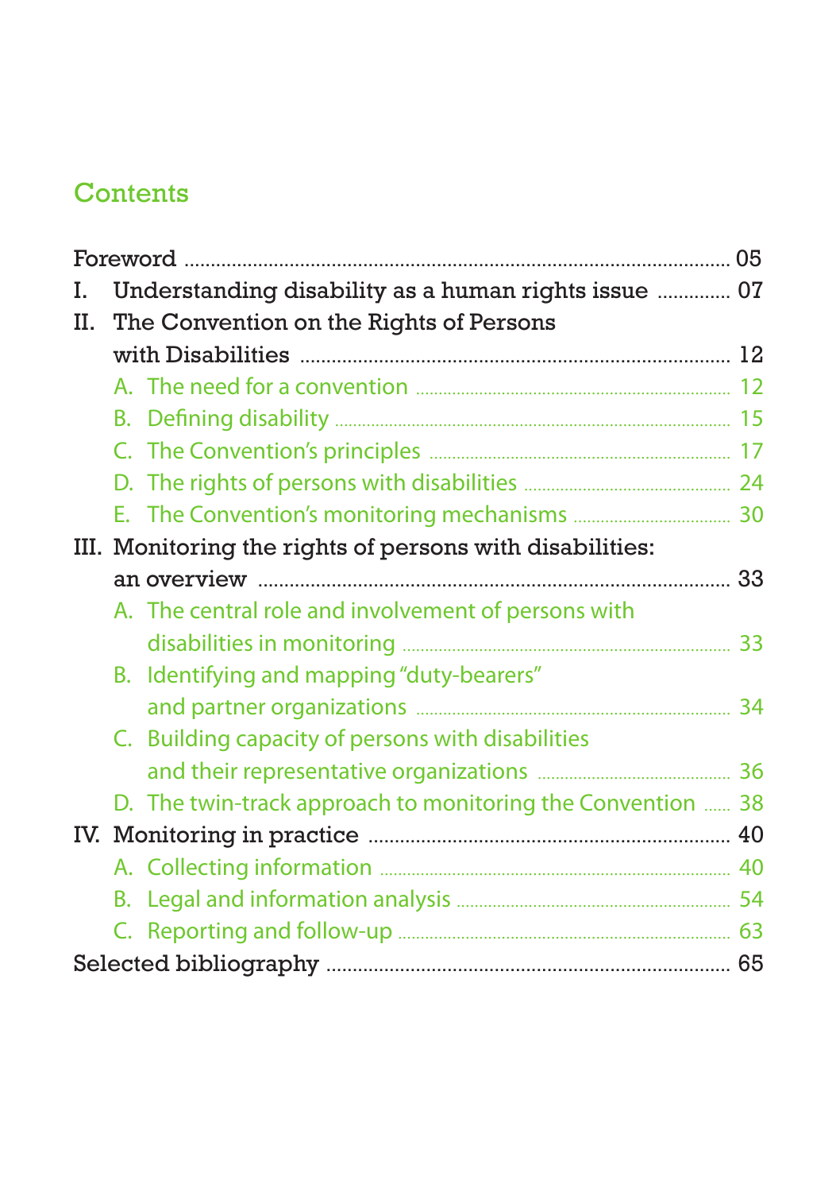## Contents

Foreword ..... 05

I. Understanding disability as a human rights issue ..... 07

II. The Convention on the Rights of Persons with Disabilities ..... 12

- A. The need for a convention ..... 12
- B. Defining disability ..... 15
- C. The Convention's principles ..... 17
- D. The rights of persons with disabilities ..... 24
- E. The Convention's monitoring mechanisms ..... 30

III. Monitoring the rights of persons with disabilities: an overview ..... 33

- A. The central role and involvement of persons with disabilities in monitoring ..... 33
- B. Identifying and mapping "duty-bearers" and partner organizations ..... 34
- C. Building capacity of persons with disabilities and their representative organizations ..... 36
- D. The twin-track approach to monitoring the Convention ..... 38

IV. Monitoring in practice ..... 40

- A. Collecting information ..... 40
- B. Legal and information analysis ..... 54
- C. Reporting and follow-up ..... 63

Selected bibliography ..... 65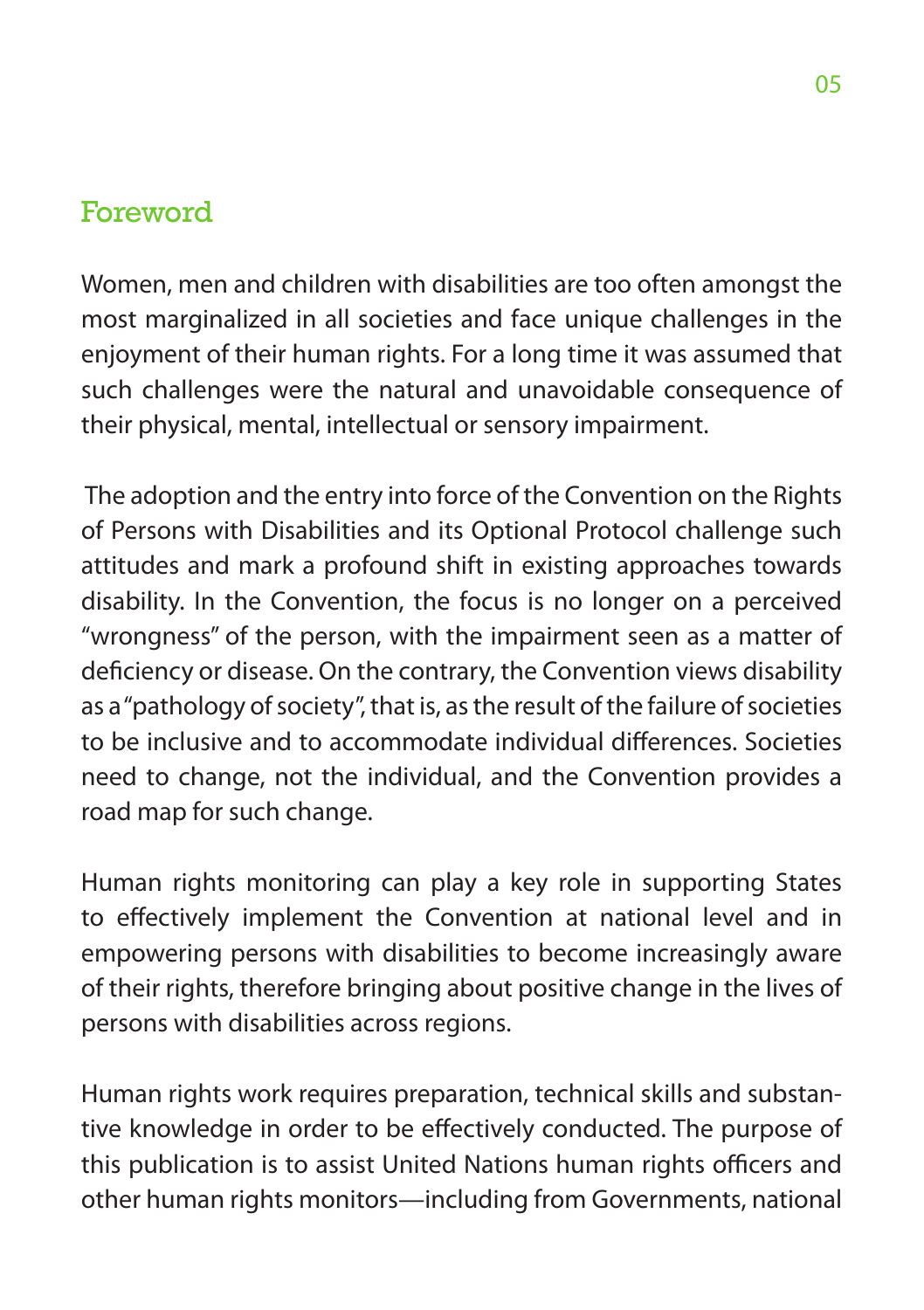## Foreword

Women, men and children with disabilities are too often amongst the most marginalized in all societies and face unique challenges in the enjoyment of their human rights. For a long time it was assumed that such challenges were the natural and unavoidable consequence of their physical, mental, intellectual or sensory impairment.

The adoption and the entry into force of the Convention on the Rights of Persons with Disabilities and its Optional Protocol challenge such attitudes and mark a profound shift in existing approaches towards disability. In the Convention, the focus is no longer on a perceived "wrongness" of the person, with the impairment seen as a matter of deficiency or disease. On the contrary, the Convention views disability as a "pathology of society", that is, as the result of the failure of societies to be inclusive and to accommodate individual differences. Societies need to change, not the individual, and the Convention provides a road map for such change.

Human rights monitoring can play a key role in supporting States to effectively implement the Convention at national level and in empowering persons with disabilities to become increasingly aware of their rights, therefore bringing about positive change in the lives of persons with disabilities across regions.

Human rights work requires preparation, technical skills and substantive knowledge in order to be effectively conducted. The purpose of this publication is to assist United Nations human rights officers and other human rights monitors—including from Governments, national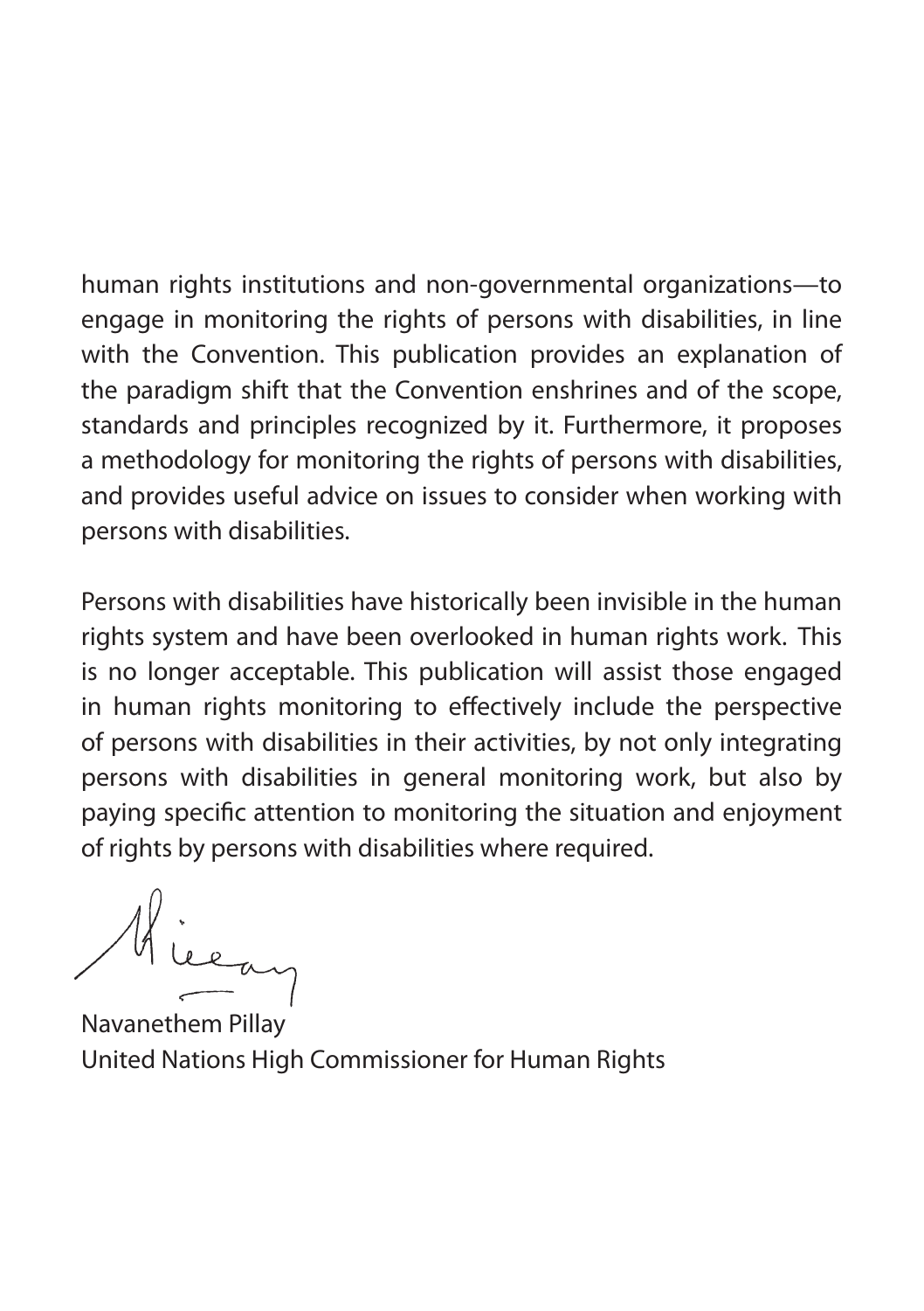human rights institutions and non-governmental organizations—to engage in monitoring the rights of persons with disabilities, in line with the Convention. This publication provides an explanation of the paradigm shift that the Convention enshrines and of the scope, standards and principles recognized by it. Furthermore, it proposes a methodology for monitoring the rights of persons with disabilities, and provides useful advice on issues to consider when working with persons with disabilities.

Persons with disabilities have historically been invisible in the human rights system and have been overlooked in human rights work. This is no longer acceptable. This publication will assist those engaged in human rights monitoring to effectively include the perspective of persons with disabilities in their activities, by not only integrating persons with disabilities in general monitoring work, but also by paying specific attention to monitoring the situation and enjoyment of rights by persons with disabilities where required.

Navanethem Pillay
United Nations High Commissioner for Human Rights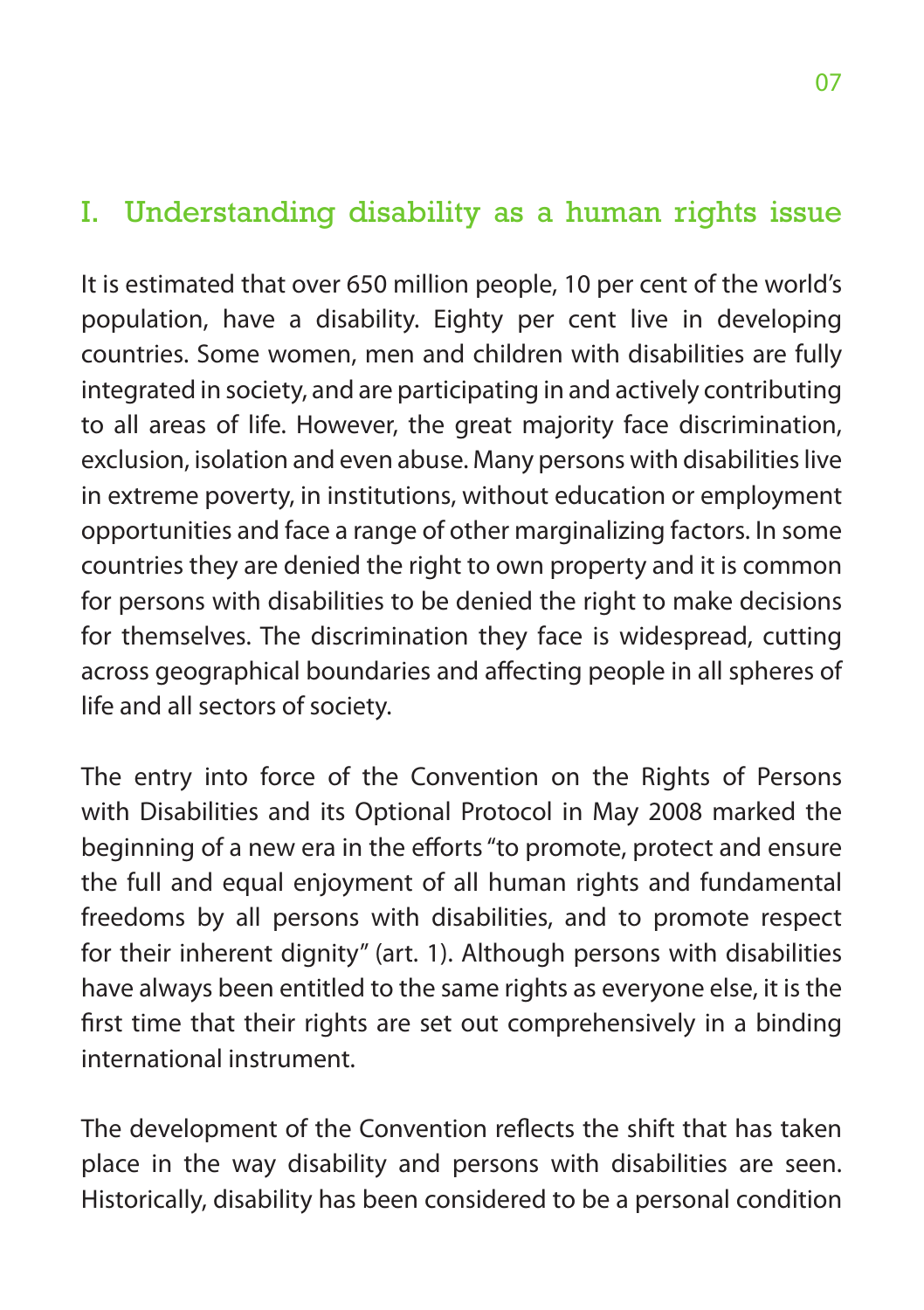## I. Understanding disability as a human rights issue

It is estimated that over 650 million people, 10 per cent of the world's population, have a disability. Eighty per cent live in developing countries. Some women, men and children with disabilities are fully integrated in society, and are participating in and actively contributing to all areas of life. However, the great majority face discrimination, exclusion, isolation and even abuse. Many persons with disabilities live in extreme poverty, in institutions, without education or employment opportunities and face a range of other marginalizing factors. In some countries they are denied the right to own property and it is common for persons with disabilities to be denied the right to make decisions for themselves. The discrimination they face is widespread, cutting across geographical boundaries and affecting people in all spheres of life and all sectors of society.

The entry into force of the Convention on the Rights of Persons with Disabilities and its Optional Protocol in May 2008 marked the beginning of a new era in the efforts "to promote, protect and ensure the full and equal enjoyment of all human rights and fundamental freedoms by all persons with disabilities, and to promote respect for their inherent dignity" (art. 1). Although persons with disabilities have always been entitled to the same rights as everyone else, it is the first time that their rights are set out comprehensively in a binding international instrument.

The development of the Convention reflects the shift that has taken place in the way disability and persons with disabilities are seen. Historically, disability has been considered to be a personal condition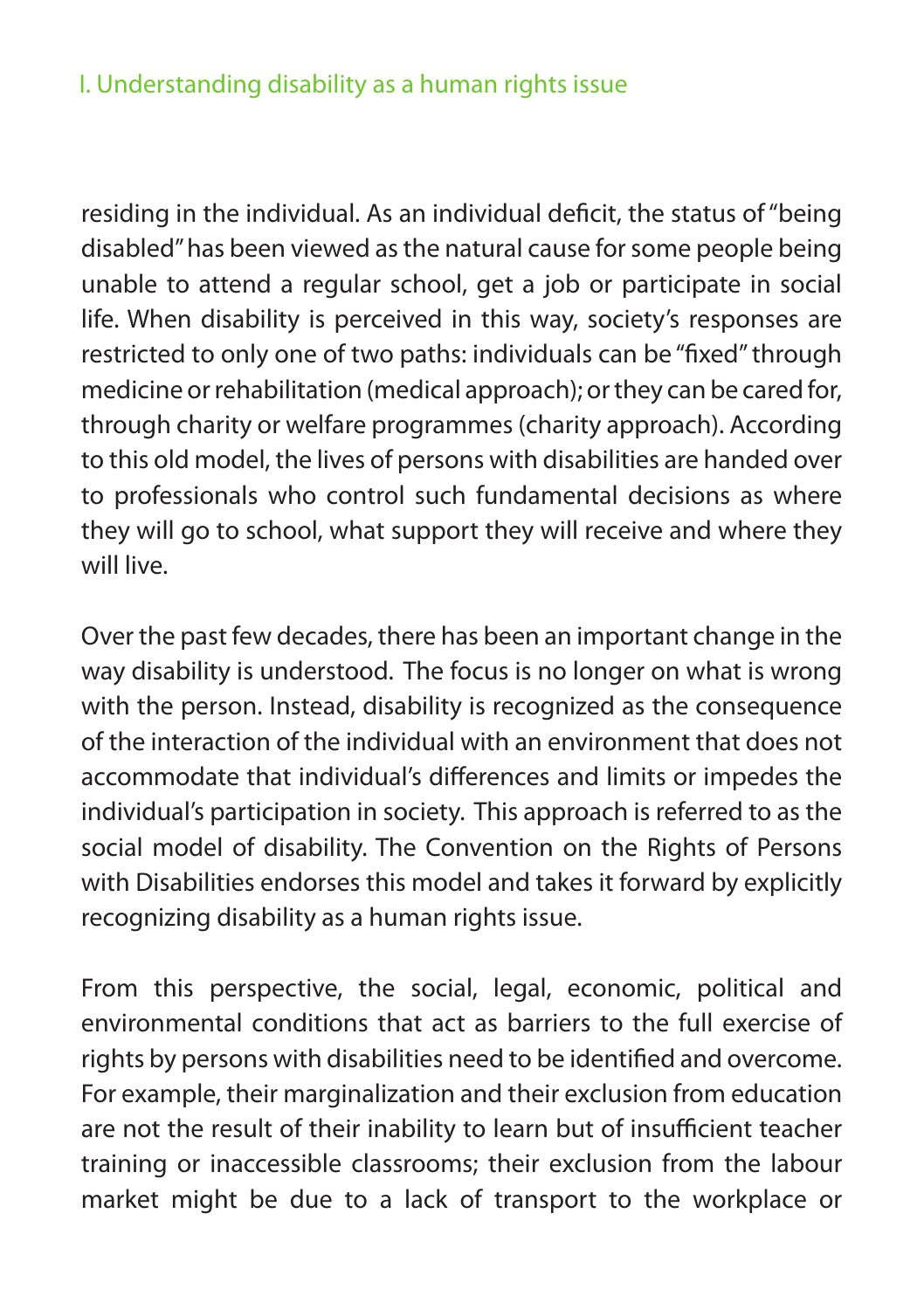residing in the individual. As an individual deficit, the status of "being disabled" has been viewed as the natural cause for some people being unable to attend a regular school, get a job or participate in social life. When disability is perceived in this way, society's responses are restricted to only one of two paths: individuals can be "fixed" through medicine or rehabilitation (medical approach); or they can be cared for, through charity or welfare programmes (charity approach). According to this old model, the lives of persons with disabilities are handed over to professionals who control such fundamental decisions as where they will go to school, what support they will receive and where they will live.

Over the past few decades, there has been an important change in the way disability is understood. The focus is no longer on what is wrong with the person. Instead, disability is recognized as the consequence of the interaction of the individual with an environment that does not accommodate that individual's differences and limits or impedes the individual's participation in society. This approach is referred to as the social model of disability. The Convention on the Rights of Persons with Disabilities endorses this model and takes it forward by explicitly recognizing disability as a human rights issue.

From this perspective, the social, legal, economic, political and environmental conditions that act as barriers to the full exercise of rights by persons with disabilities need to be identified and overcome. For example, their marginalization and their exclusion from education are not the result of their inability to learn but of insufficient teacher training or inaccessible classrooms; their exclusion from the labour market might be due to a lack of transport to the workplace or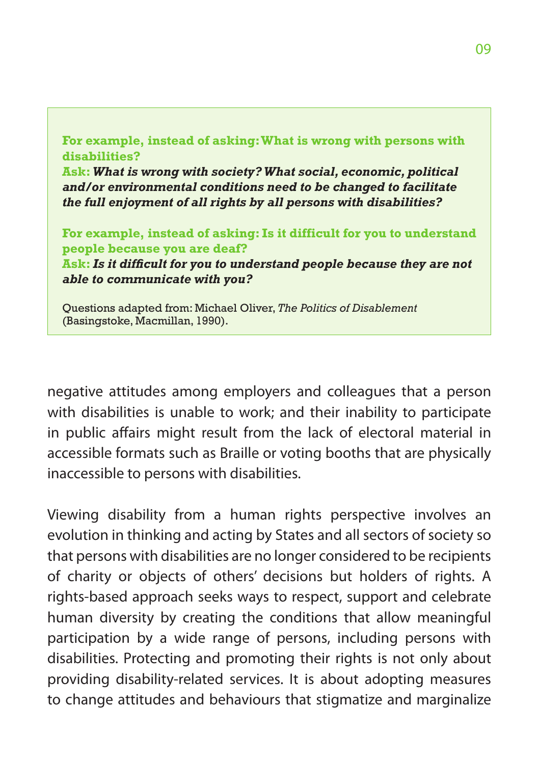**For example, instead of asking: What is wrong with persons with disabilities?**
**Ask:** ***What is wrong with society? What social, economic, political and/or environmental conditions need to be changed to facilitate the full enjoyment of all rights by all persons with disabilities?***

**For example, instead of asking: Is it difficult for you to understand people because you are deaf?**
**Ask:** ***Is it difficult for you to understand people because they are not able to communicate with you?***

Questions adapted from: Michael Oliver, *The Politics of Disablement* (Basingstoke, Macmillan, 1990).

negative attitudes among employers and colleagues that a person with disabilities is unable to work; and their inability to participate in public affairs might result from the lack of electoral material in accessible formats such as Braille or voting booths that are physically inaccessible to persons with disabilities.

Viewing disability from a human rights perspective involves an evolution in thinking and acting by States and all sectors of society so that persons with disabilities are no longer considered to be recipients of charity or objects of others' decisions but holders of rights. A rights-based approach seeks ways to respect, support and celebrate human diversity by creating the conditions that allow meaningful participation by a wide range of persons, including persons with disabilities. Protecting and promoting their rights is not only about providing disability-related services. It is about adopting measures to change attitudes and behaviours that stigmatize and marginalize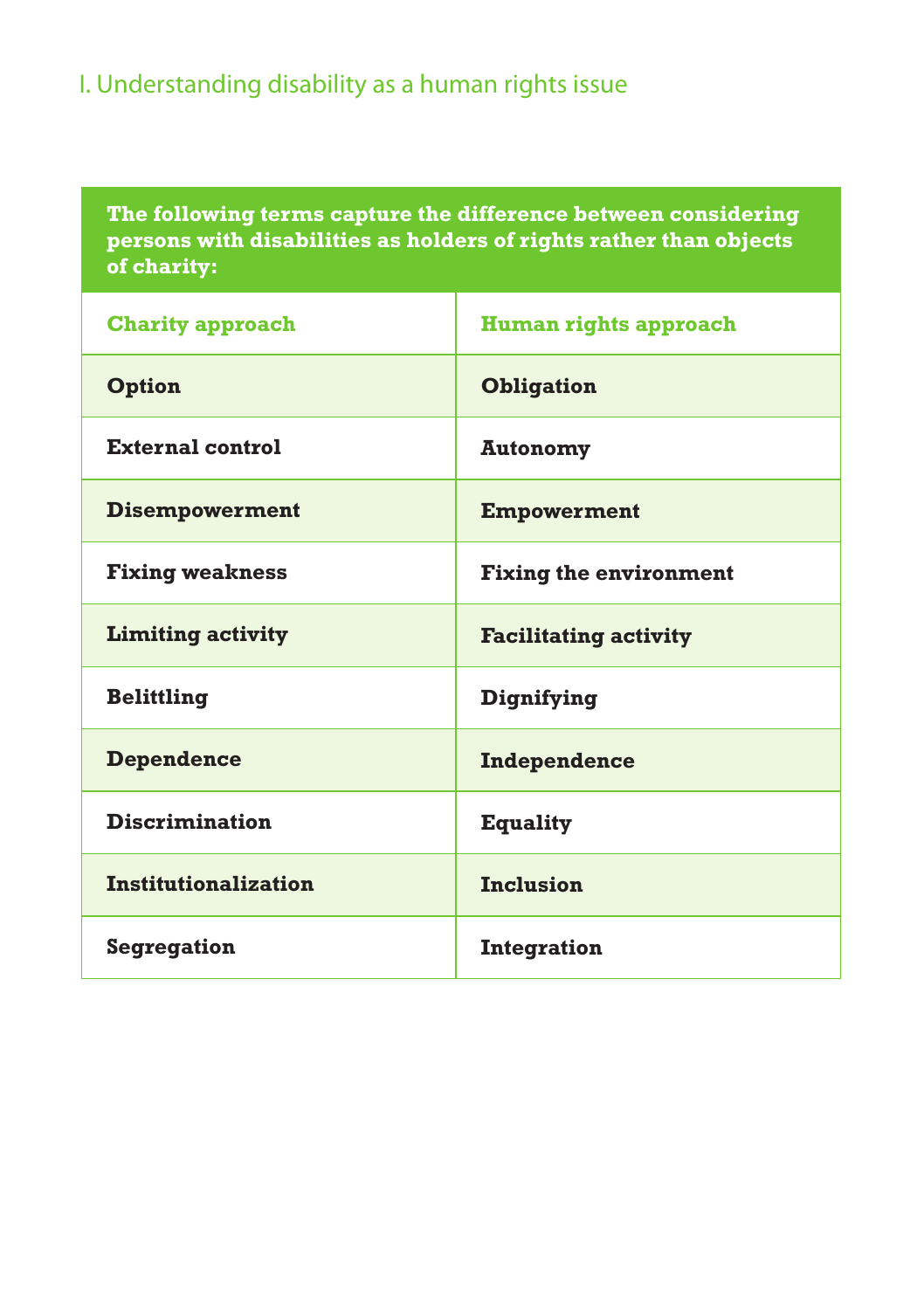## I. Understanding disability as a human rights issue

**The following terms capture the difference between considering persons with disabilities as holders of rights rather than objects of charity:**

| Charity approach | Human rights approach |
|---|---|
| **Option** | **Obligation** |
| **External control** | **Autonomy** |
| **Disempowerment** | **Empowerment** |
| **Fixing weakness** | **Fixing the environment** |
| **Limiting activity** | **Facilitating activity** |
| **Belittling** | **Dignifying** |
| **Dependence** | **Independence** |
| **Discrimination** | **Equality** |
| **Institutionalization** | **Inclusion** |
| **Segregation** | **Integration** |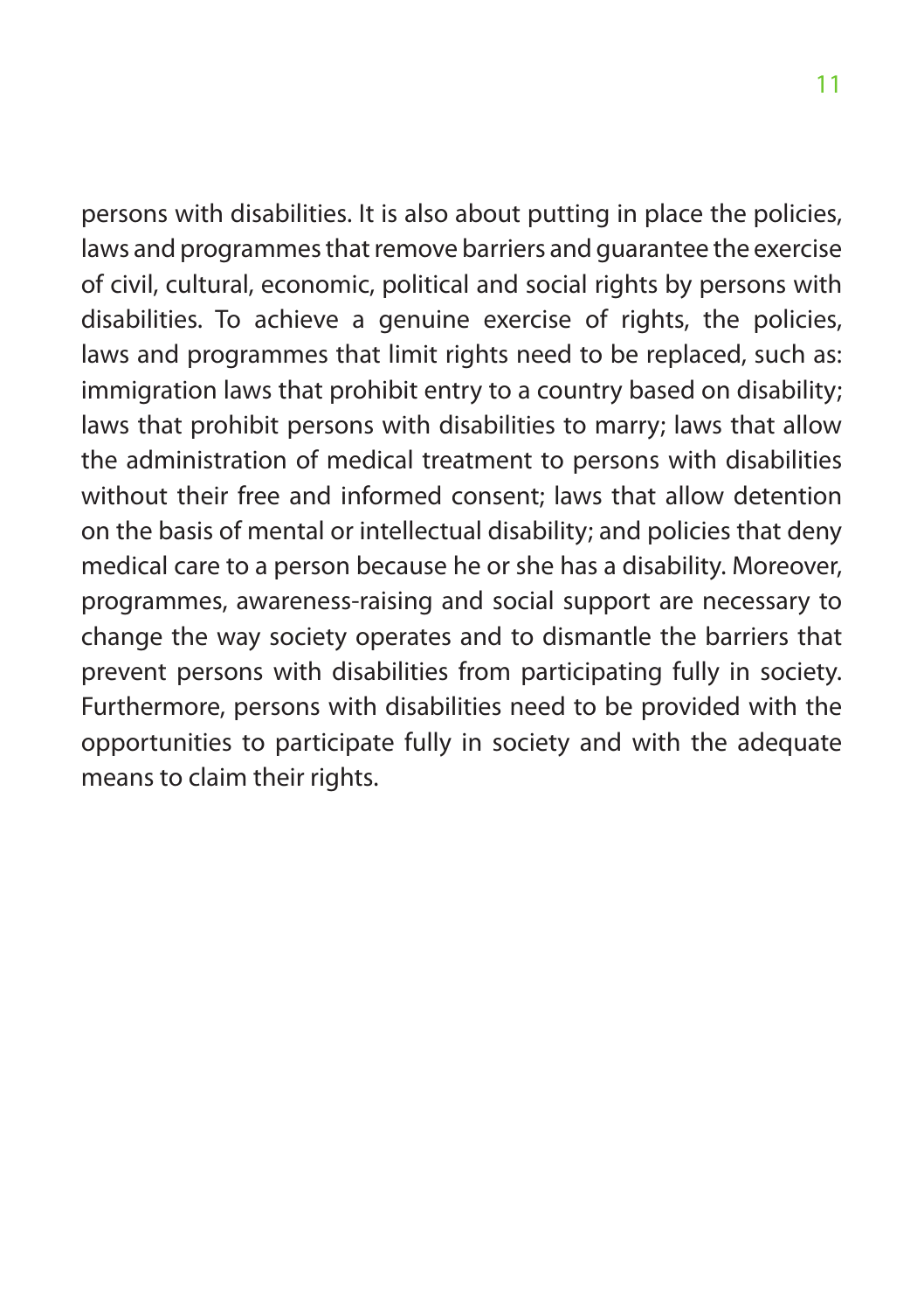persons with disabilities. It is also about putting in place the policies, laws and programmes that remove barriers and guarantee the exercise of civil, cultural, economic, political and social rights by persons with disabilities. To achieve a genuine exercise of rights, the policies, laws and programmes that limit rights need to be replaced, such as: immigration laws that prohibit entry to a country based on disability; laws that prohibit persons with disabilities to marry; laws that allow the administration of medical treatment to persons with disabilities without their free and informed consent; laws that allow detention on the basis of mental or intellectual disability; and policies that deny medical care to a person because he or she has a disability. Moreover, programmes, awareness-raising and social support are necessary to change the way society operates and to dismantle the barriers that prevent persons with disabilities from participating fully in society. Furthermore, persons with disabilities need to be provided with the opportunities to participate fully in society and with the adequate means to claim their rights.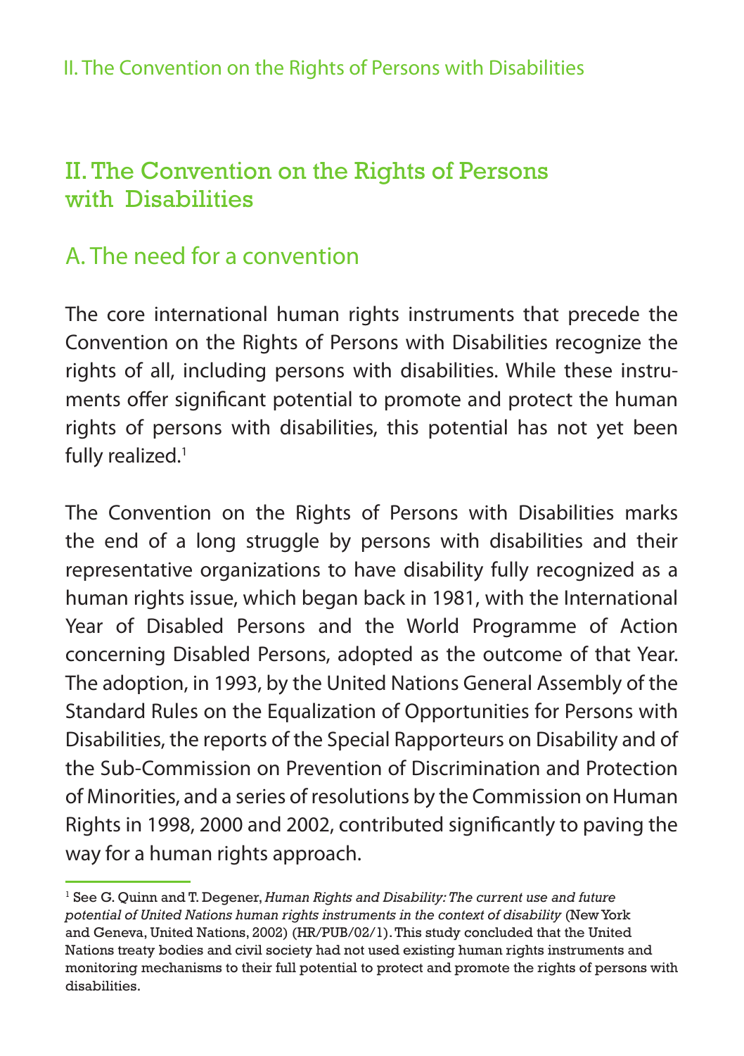# II. The Convention on the Rights of Persons with Disabilities

## A. The need for a convention

The core international human rights instruments that precede the Convention on the Rights of Persons with Disabilities recognize the rights of all, including persons with disabilities. While these instruments offer significant potential to promote and protect the human rights of persons with disabilities, this potential has not yet been fully realized.[1]

The Convention on the Rights of Persons with Disabilities marks the end of a long struggle by persons with disabilities and their representative organizations to have disability fully recognized as a human rights issue, which began back in 1981, with the International Year of Disabled Persons and the World Programme of Action concerning Disabled Persons, adopted as the outcome of that Year. The adoption, in 1993, by the United Nations General Assembly of the Standard Rules on the Equalization of Opportunities for Persons with Disabilities, the reports of the Special Rapporteurs on Disability and of the Sub-Commission on Prevention of Discrimination and Protection of Minorities, and a series of resolutions by the Commission on Human Rights in 1998, 2000 and 2002, contributed significantly to paving the way for a human rights approach.

---

[1] See G. Quinn and T. Degener, *Human Rights and Disability: The current use and future potential of United Nations human rights instruments in the context of disability* (New York and Geneva, United Nations, 2002) (HR/PUB/02/1). This study concluded that the United Nations treaty bodies and civil society had not used existing human rights instruments and monitoring mechanisms to their full potential to protect and promote the rights of persons with disabilities.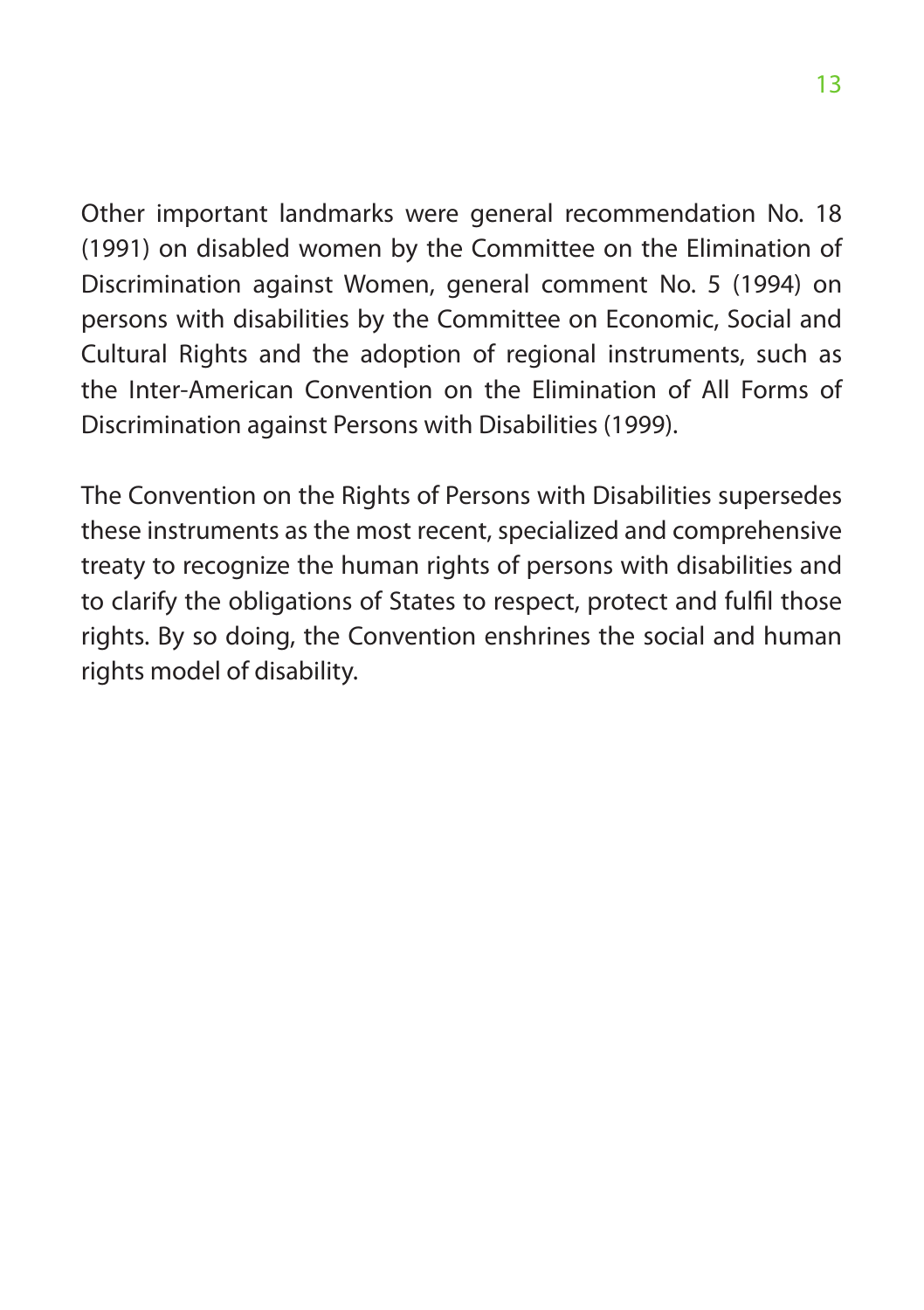Other important landmarks were general recommendation No. 18 (1991) on disabled women by the Committee on the Elimination of Discrimination against Women, general comment No. 5 (1994) on persons with disabilities by the Committee on Economic, Social and Cultural Rights and the adoption of regional instruments, such as the Inter-American Convention on the Elimination of All Forms of Discrimination against Persons with Disabilities (1999).

The Convention on the Rights of Persons with Disabilities supersedes these instruments as the most recent, specialized and comprehensive treaty to recognize the human rights of persons with disabilities and to clarify the obligations of States to respect, protect and fulfil those rights. By so doing, the Convention enshrines the social and human rights model of disability.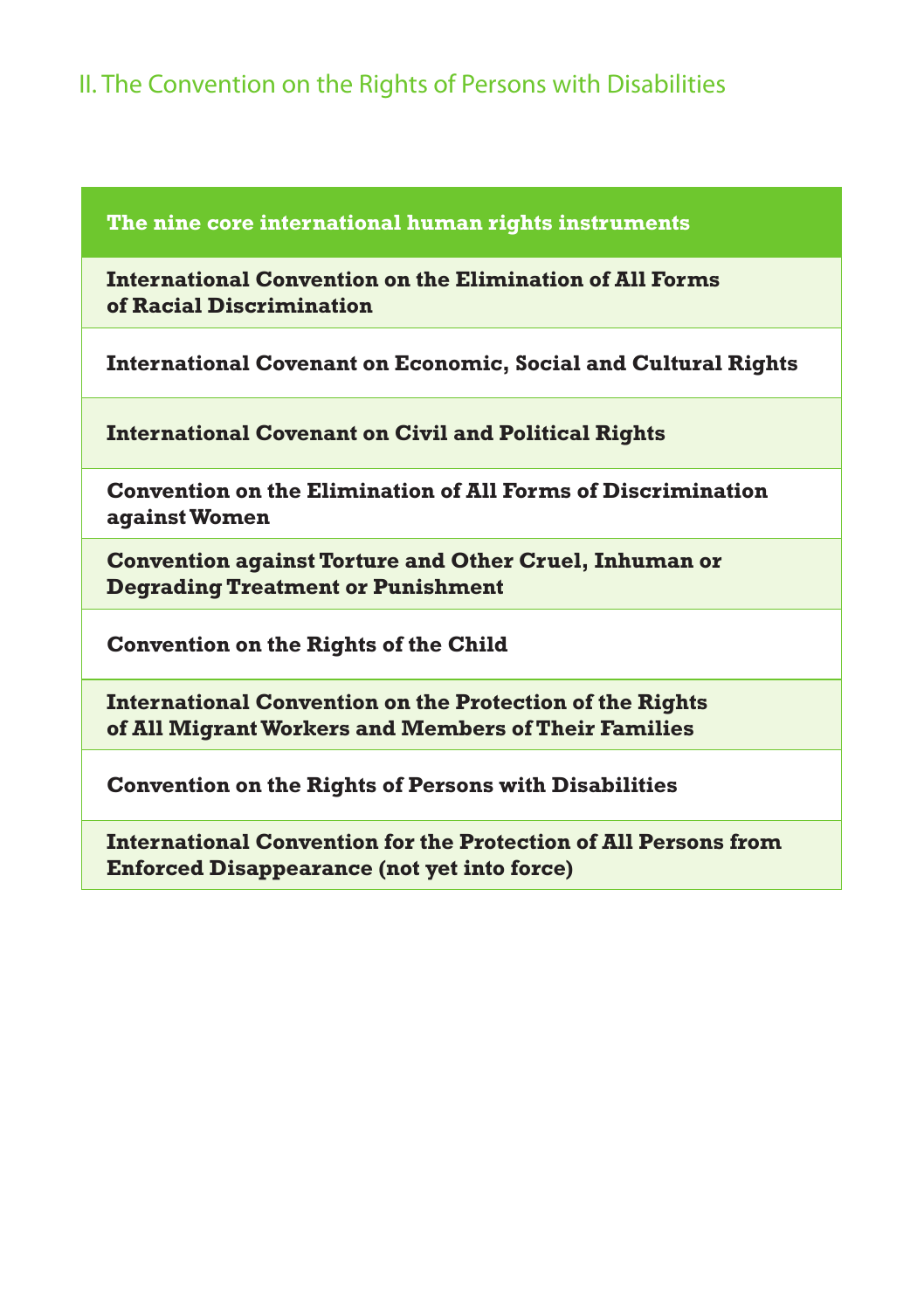## II. The Convention on the Rights of Persons with Disabilities

| The nine core international human rights instruments |
|---|
| International Convention on the Elimination of All Forms of Racial Discrimination |
| International Covenant on Economic, Social and Cultural Rights |
| International Covenant on Civil and Political Rights |
| Convention on the Elimination of All Forms of Discrimination against Women |
| Convention against Torture and Other Cruel, Inhuman or Degrading Treatment or Punishment |
| Convention on the Rights of the Child |
| International Convention on the Protection of the Rights of All Migrant Workers and Members of Their Families |
| Convention on the Rights of Persons with Disabilities |
| International Convention for the Protection of All Persons from Enforced Disappearance (not yet into force) |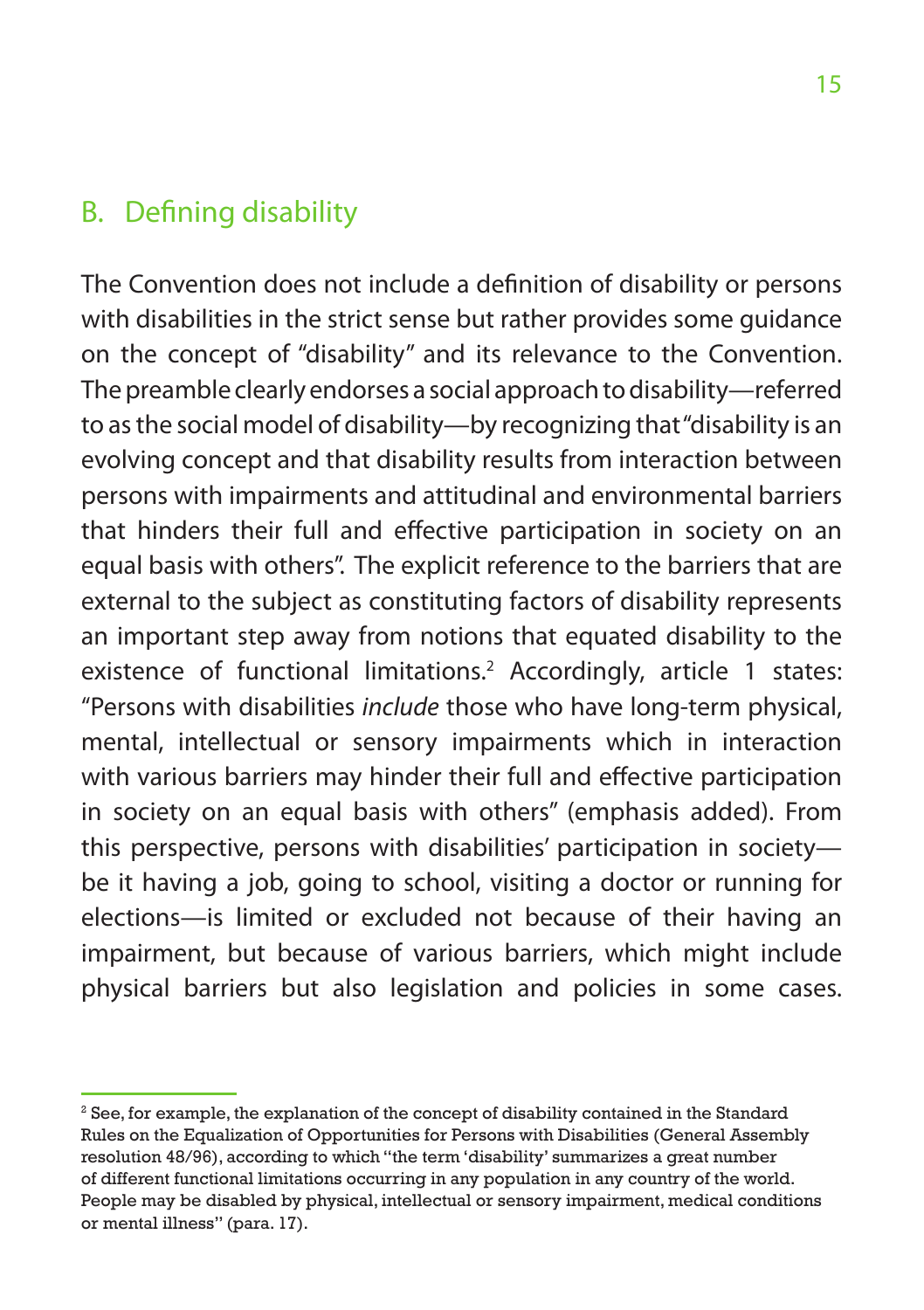## B. Defining disability

The Convention does not include a definition of disability or persons with disabilities in the strict sense but rather provides some guidance on the concept of "disability" and its relevance to the Convention. The preamble clearly endorses a social approach to disability—referred to as the social model of disability—by recognizing that "disability is an evolving concept and that disability results from interaction between persons with impairments and attitudinal and environmental barriers that hinders their full and effective participation in society on an equal basis with others". The explicit reference to the barriers that are external to the subject as constituting factors of disability represents an important step away from notions that equated disability to the existence of functional limitations.[2] Accordingly, article 1 states: "Persons with disabilities *include* those who have long-term physical, mental, intellectual or sensory impairments which in interaction with various barriers may hinder their full and effective participation in society on an equal basis with others" (emphasis added). From this perspective, persons with disabilities' participation in society—be it having a job, going to school, visiting a doctor or running for elections—is limited or excluded not because of their having an impairment, but because of various barriers, which might include physical barriers but also legislation and policies in some cases.

---

[2] See, for example, the explanation of the concept of disability contained in the Standard Rules on the Equalization of Opportunities for Persons with Disabilities (General Assembly resolution 48/96), according to which "the term 'disability' summarizes a great number of different functional limitations occurring in any population in any country of the world. People may be disabled by physical, intellectual or sensory impairment, medical conditions or mental illness" (para. 17).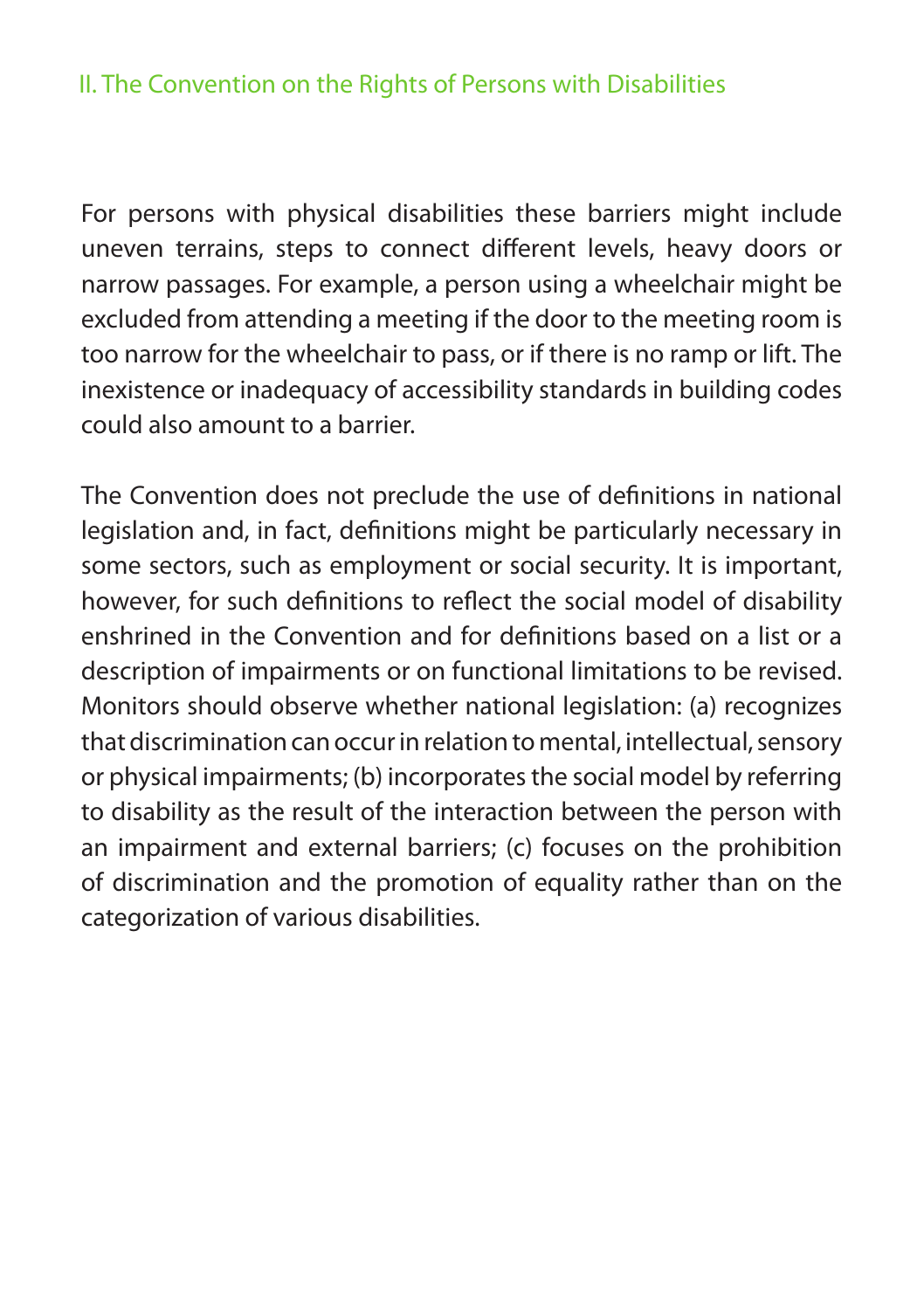For persons with physical disabilities these barriers might include uneven terrains, steps to connect different levels, heavy doors or narrow passages. For example, a person using a wheelchair might be excluded from attending a meeting if the door to the meeting room is too narrow for the wheelchair to pass, or if there is no ramp or lift. The inexistence or inadequacy of accessibility standards in building codes could also amount to a barrier.

The Convention does not preclude the use of definitions in national legislation and, in fact, definitions might be particularly necessary in some sectors, such as employment or social security. It is important, however, for such definitions to reflect the social model of disability enshrined in the Convention and for definitions based on a list or a description of impairments or on functional limitations to be revised. Monitors should observe whether national legislation: (a) recognizes that discrimination can occur in relation to mental, intellectual, sensory or physical impairments; (b) incorporates the social model by referring to disability as the result of the interaction between the person with an impairment and external barriers; (c) focuses on the prohibition of discrimination and the promotion of equality rather than on the categorization of various disabilities.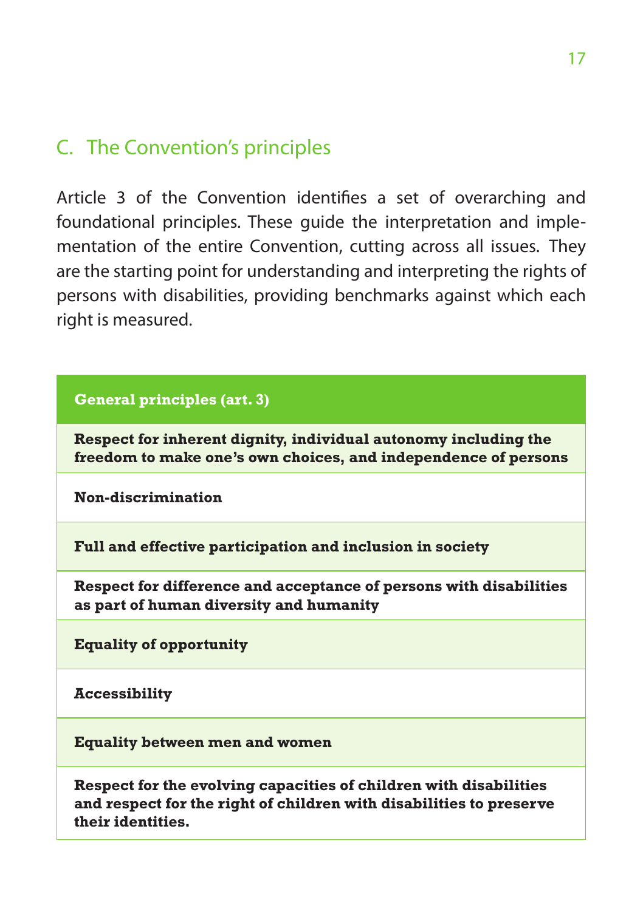## C. The Convention's principles

Article 3 of the Convention identifies a set of overarching and foundational principles. These guide the interpretation and implementation of the entire Convention, cutting across all issues. They are the starting point for understanding and interpreting the rights of persons with disabilities, providing benchmarks against which each right is measured.

| **General principles (art. 3)** |
| --- |
| **Respect for inherent dignity, individual autonomy including the freedom to make one's own choices, and independence of persons** |
| **Non-discrimination** |
| **Full and effective participation and inclusion in society** |
| **Respect for difference and acceptance of persons with disabilities as part of human diversity and humanity** |
| **Equality of opportunity** |
| **Accessibility** |
| **Equality between men and women** |
| **Respect for the evolving capacities of children with disabilities and respect for the right of children with disabilities to preserve their identities.** |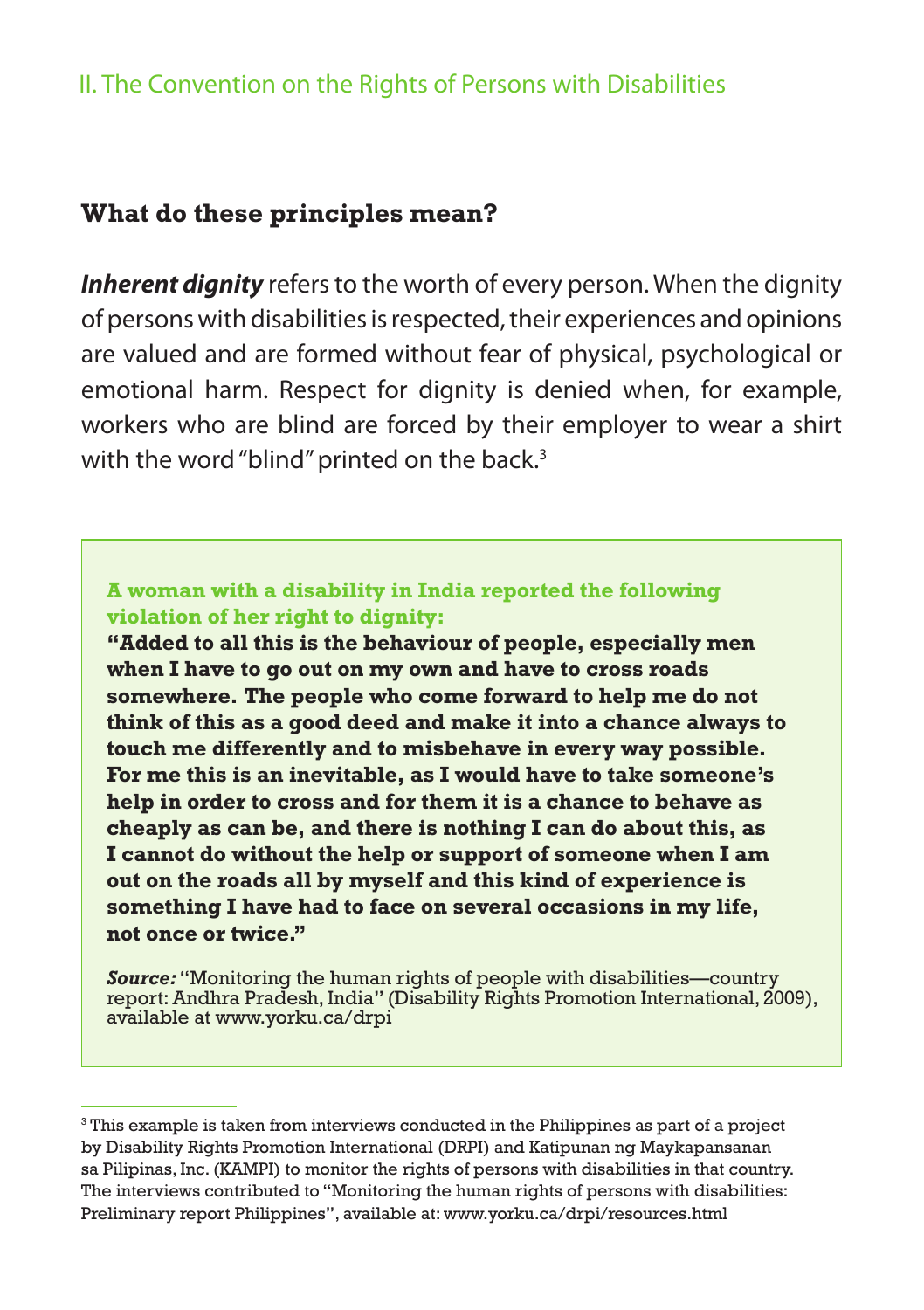## What do these principles mean?

***Inherent dignity*** refers to the worth of every person. When the dignity of persons with disabilities is respected, their experiences and opinions are valued and are formed without fear of physical, psychological or emotional harm. Respect for dignity is denied when, for example, workers who are blind are forced by their employer to wear a shirt with the word "blind" printed on the back.[3]

> **A woman with a disability in India reported the following violation of her right to dignity:**
>
> **"Added to all this is the behaviour of people, especially men when I have to go out on my own and have to cross roads somewhere. The people who come forward to help me do not think of this as a good deed and make it into a chance always to touch me differently and to misbehave in every way possible. For me this is an inevitable, as I would have to take someone's help in order to cross and for them it is a chance to behave as cheaply as can be, and there is nothing I can do about this, as I cannot do without the help or support of someone when I am out on the roads all by myself and this kind of experience is something I have had to face on several occasions in my life, not once or twice."**
>
> ***Source:*** "Monitoring the human rights of people with disabilities—country report: Andhra Pradesh, India" (Disability Rights Promotion International, 2009), available at www.yorku.ca/drpi

---

[3] This example is taken from interviews conducted in the Philippines as part of a project by Disability Rights Promotion International (DRPI) and Katipunan ng Maykapansanan sa Pilipinas, Inc. (KAMPI) to monitor the rights of persons with disabilities in that country. The interviews contributed to "Monitoring the human rights of persons with disabilities: Preliminary report Philippines", available at: www.yorku.ca/drpi/resources.html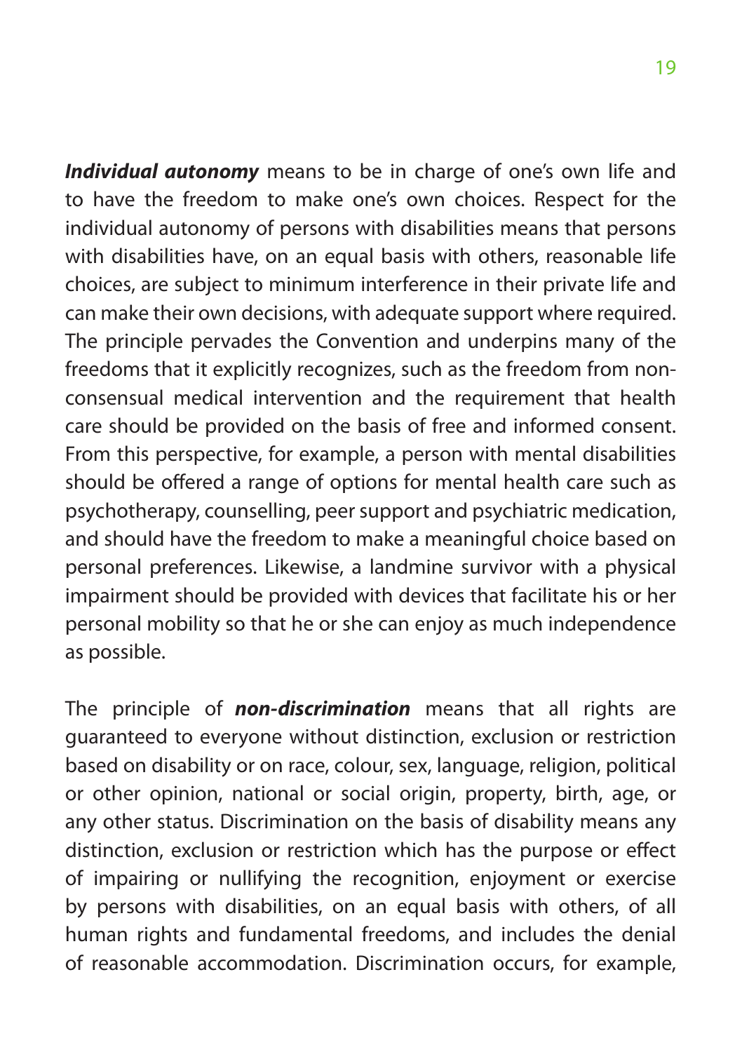***Individual autonomy*** means to be in charge of one's own life and to have the freedom to make one's own choices. Respect for the individual autonomy of persons with disabilities means that persons with disabilities have, on an equal basis with others, reasonable life choices, are subject to minimum interference in their private life and can make their own decisions, with adequate support where required. The principle pervades the Convention and underpins many of the freedoms that it explicitly recognizes, such as the freedom from non-consensual medical intervention and the requirement that health care should be provided on the basis of free and informed consent. From this perspective, for example, a person with mental disabilities should be offered a range of options for mental health care such as psychotherapy, counselling, peer support and psychiatric medication, and should have the freedom to make a meaningful choice based on personal preferences. Likewise, a landmine survivor with a physical impairment should be provided with devices that facilitate his or her personal mobility so that he or she can enjoy as much independence as possible.

The principle of ***non-discrimination*** means that all rights are guaranteed to everyone without distinction, exclusion or restriction based on disability or on race, colour, sex, language, religion, political or other opinion, national or social origin, property, birth, age, or any other status. Discrimination on the basis of disability means any distinction, exclusion or restriction which has the purpose or effect of impairing or nullifying the recognition, enjoyment or exercise by persons with disabilities, on an equal basis with others, of all human rights and fundamental freedoms, and includes the denial of reasonable accommodation. Discrimination occurs, for example,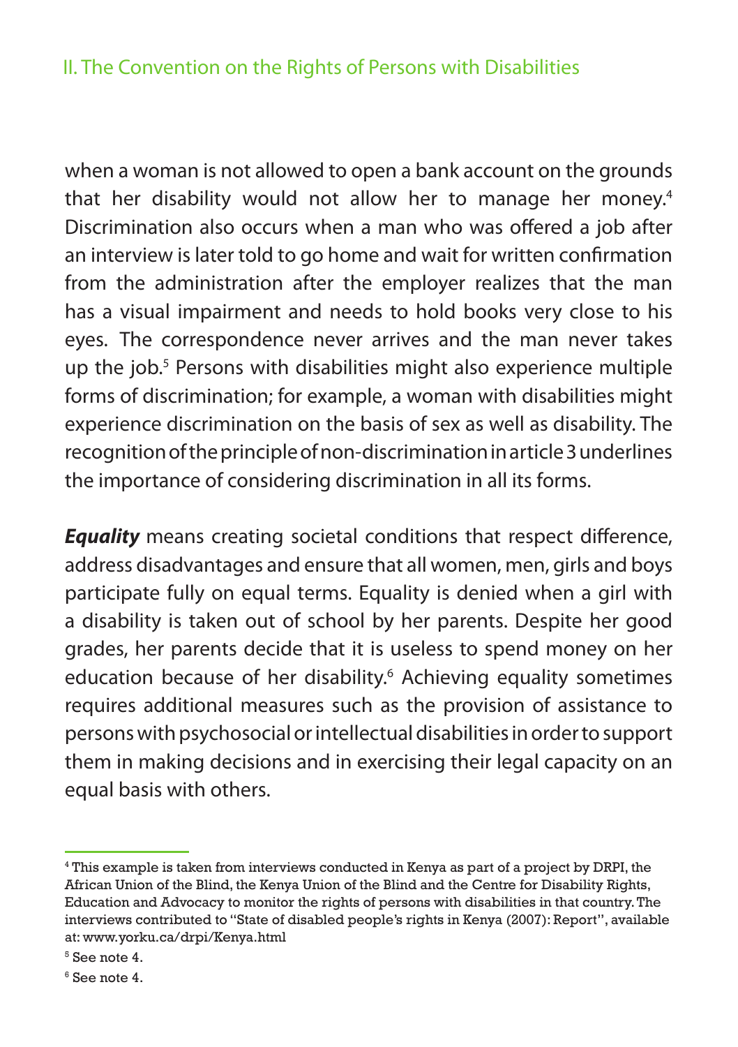when a woman is not allowed to open a bank account on the grounds that her disability would not allow her to manage her money.[4] Discrimination also occurs when a man who was offered a job after an interview is later told to go home and wait for written confirmation from the administration after the employer realizes that the man has a visual impairment and needs to hold books very close to his eyes. The correspondence never arrives and the man never takes up the job.[5] Persons with disabilities might also experience multiple forms of discrimination; for example, a woman with disabilities might experience discrimination on the basis of sex as well as disability. The recognition of the principle of non-discrimination in article 3 underlines the importance of considering discrimination in all its forms.

***Equality*** means creating societal conditions that respect difference, address disadvantages and ensure that all women, men, girls and boys participate fully on equal terms. Equality is denied when a girl with a disability is taken out of school by her parents. Despite her good grades, her parents decide that it is useless to spend money on her education because of her disability.[6] Achieving equality sometimes requires additional measures such as the provision of assistance to persons with psychosocial or intellectual disabilities in order to support them in making decisions and in exercising their legal capacity on an equal basis with others.

---

[4] This example is taken from interviews conducted in Kenya as part of a project by DRPI, the African Union of the Blind, the Kenya Union of the Blind and the Centre for Disability Rights, Education and Advocacy to monitor the rights of persons with disabilities in that country. The interviews contributed to "State of disabled people's rights in Kenya (2007): Report", available at: www.yorku.ca/drpi/Kenya.html

[5] See note 4.

[6] See note 4.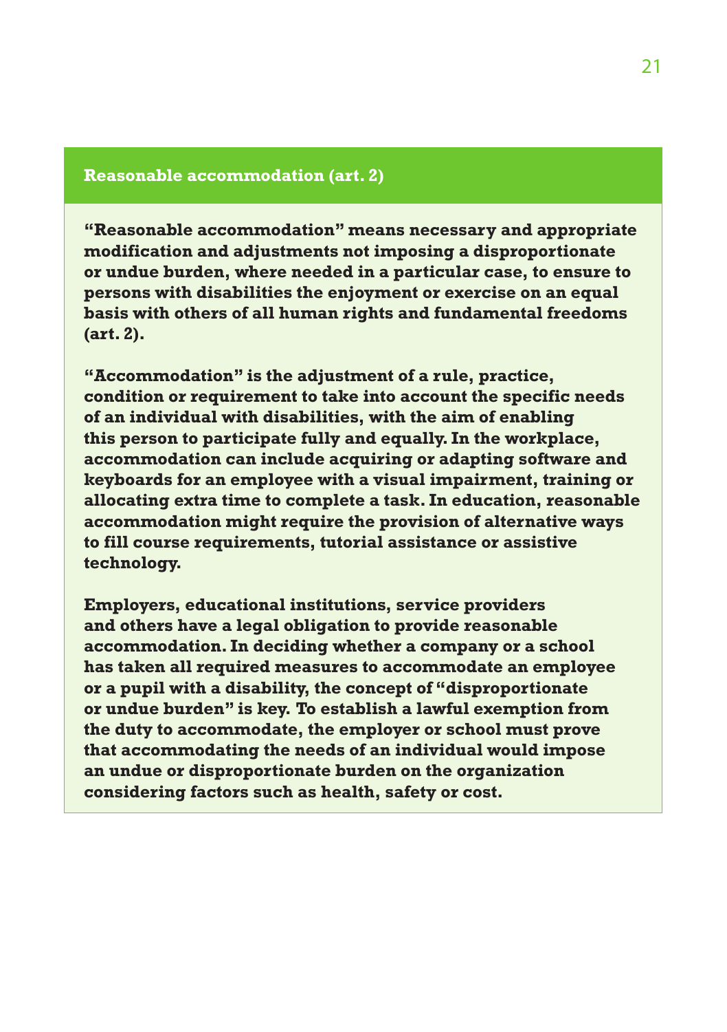## Reasonable accommodation (art. 2)

**"Reasonable accommodation" means necessary and appropriate modification and adjustments not imposing a disproportionate or undue burden, where needed in a particular case, to ensure to persons with disabilities the enjoyment or exercise on an equal basis with others of all human rights and fundamental freedoms (art. 2).**

**"Accommodation" is the adjustment of a rule, practice, condition or requirement to take into account the specific needs of an individual with disabilities, with the aim of enabling this person to participate fully and equally. In the workplace, accommodation can include acquiring or adapting software and keyboards for an employee with a visual impairment, training or allocating extra time to complete a task. In education, reasonable accommodation might require the provision of alternative ways to fill course requirements, tutorial assistance or assistive technology.**

**Employers, educational institutions, service providers and others have a legal obligation to provide reasonable accommodation. In deciding whether a company or a school has taken all required measures to accommodate an employee or a pupil with a disability, the concept of "disproportionate or undue burden" is key. To establish a lawful exemption from the duty to accommodate, the employer or school must prove that accommodating the needs of an individual would impose an undue or disproportionate burden on the organization considering factors such as health, safety or cost.**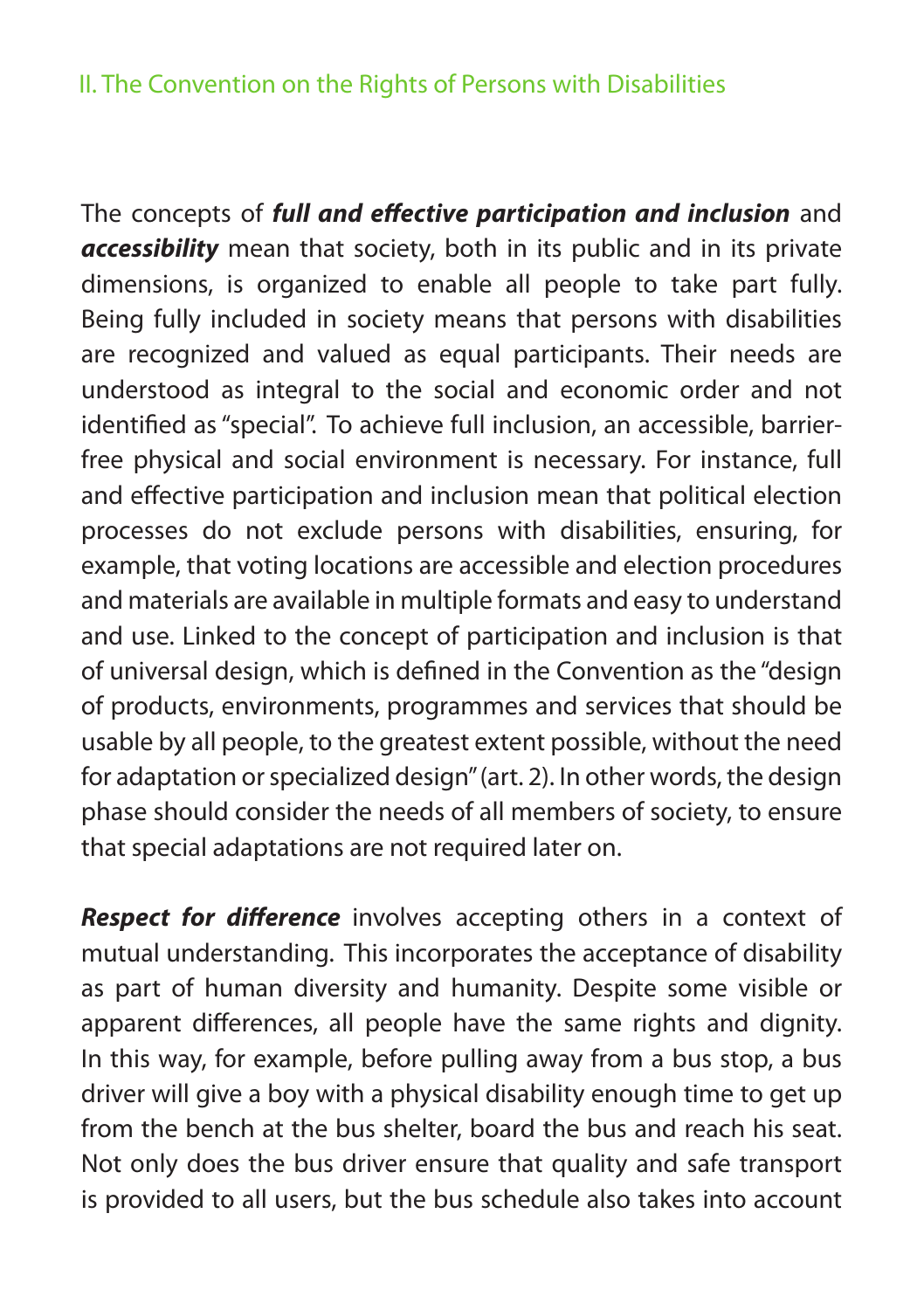The concepts of ***full and effective participation and inclusion*** and ***accessibility*** mean that society, both in its public and in its private dimensions, is organized to enable all people to take part fully. Being fully included in society means that persons with disabilities are recognized and valued as equal participants. Their needs are understood as integral to the social and economic order and not identified as "special". To achieve full inclusion, an accessible, barrier-free physical and social environment is necessary. For instance, full and effective participation and inclusion mean that political election processes do not exclude persons with disabilities, ensuring, for example, that voting locations are accessible and election procedures and materials are available in multiple formats and easy to understand and use. Linked to the concept of participation and inclusion is that of universal design, which is defined in the Convention as the "design of products, environments, programmes and services that should be usable by all people, to the greatest extent possible, without the need for adaptation or specialized design" (art. 2). In other words, the design phase should consider the needs of all members of society, to ensure that special adaptations are not required later on.

***Respect for difference*** involves accepting others in a context of mutual understanding. This incorporates the acceptance of disability as part of human diversity and humanity. Despite some visible or apparent differences, all people have the same rights and dignity. In this way, for example, before pulling away from a bus stop, a bus driver will give a boy with a physical disability enough time to get up from the bench at the bus shelter, board the bus and reach his seat. Not only does the bus driver ensure that quality and safe transport is provided to all users, but the bus schedule also takes into account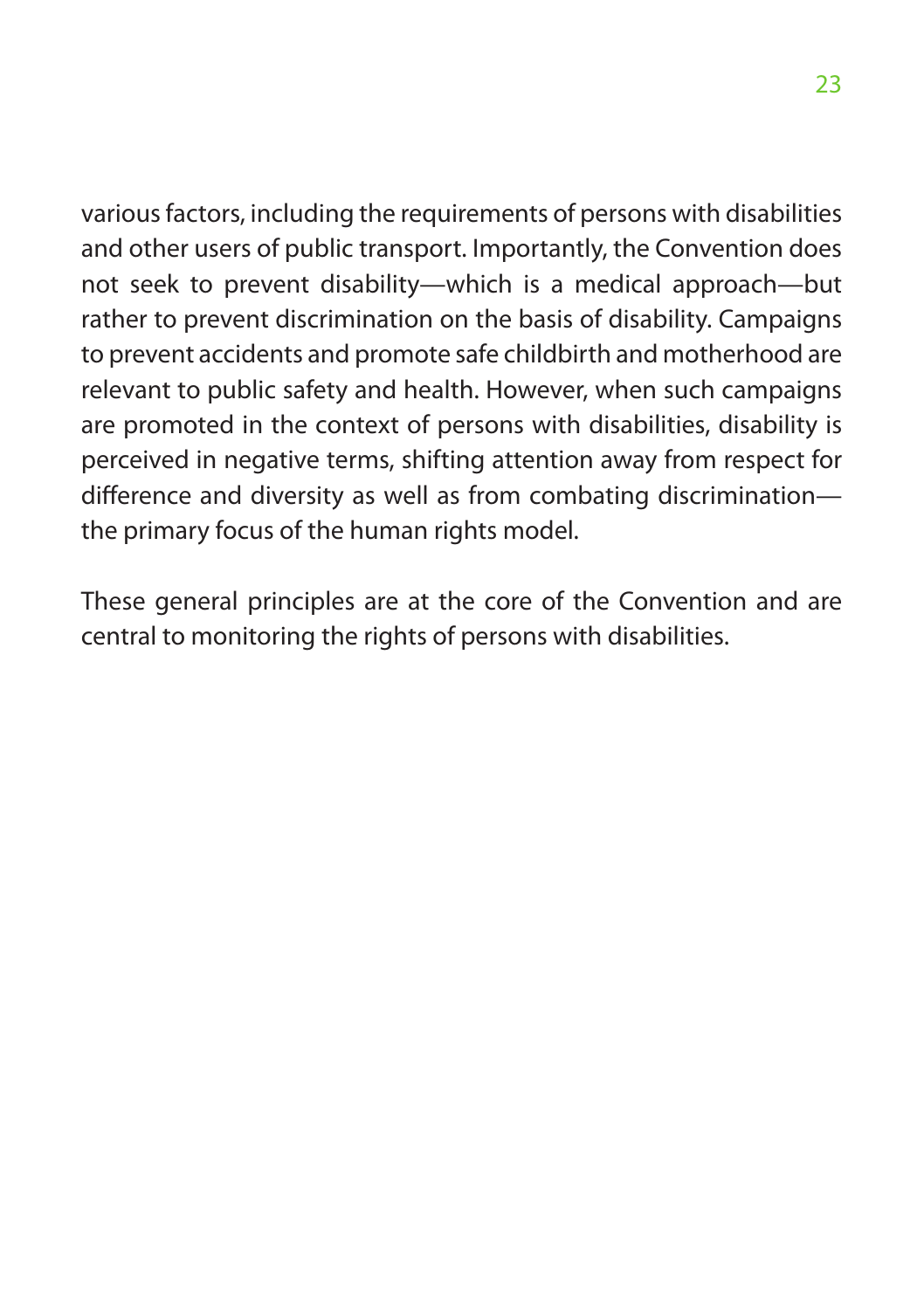various factors, including the requirements of persons with disabilities and other users of public transport. Importantly, the Convention does not seek to prevent disability—which is a medical approach—but rather to prevent discrimination on the basis of disability. Campaigns to prevent accidents and promote safe childbirth and motherhood are relevant to public safety and health. However, when such campaigns are promoted in the context of persons with disabilities, disability is perceived in negative terms, shifting attention away from respect for difference and diversity as well as from combating discrimination—the primary focus of the human rights model.

These general principles are at the core of the Convention and are central to monitoring the rights of persons with disabilities.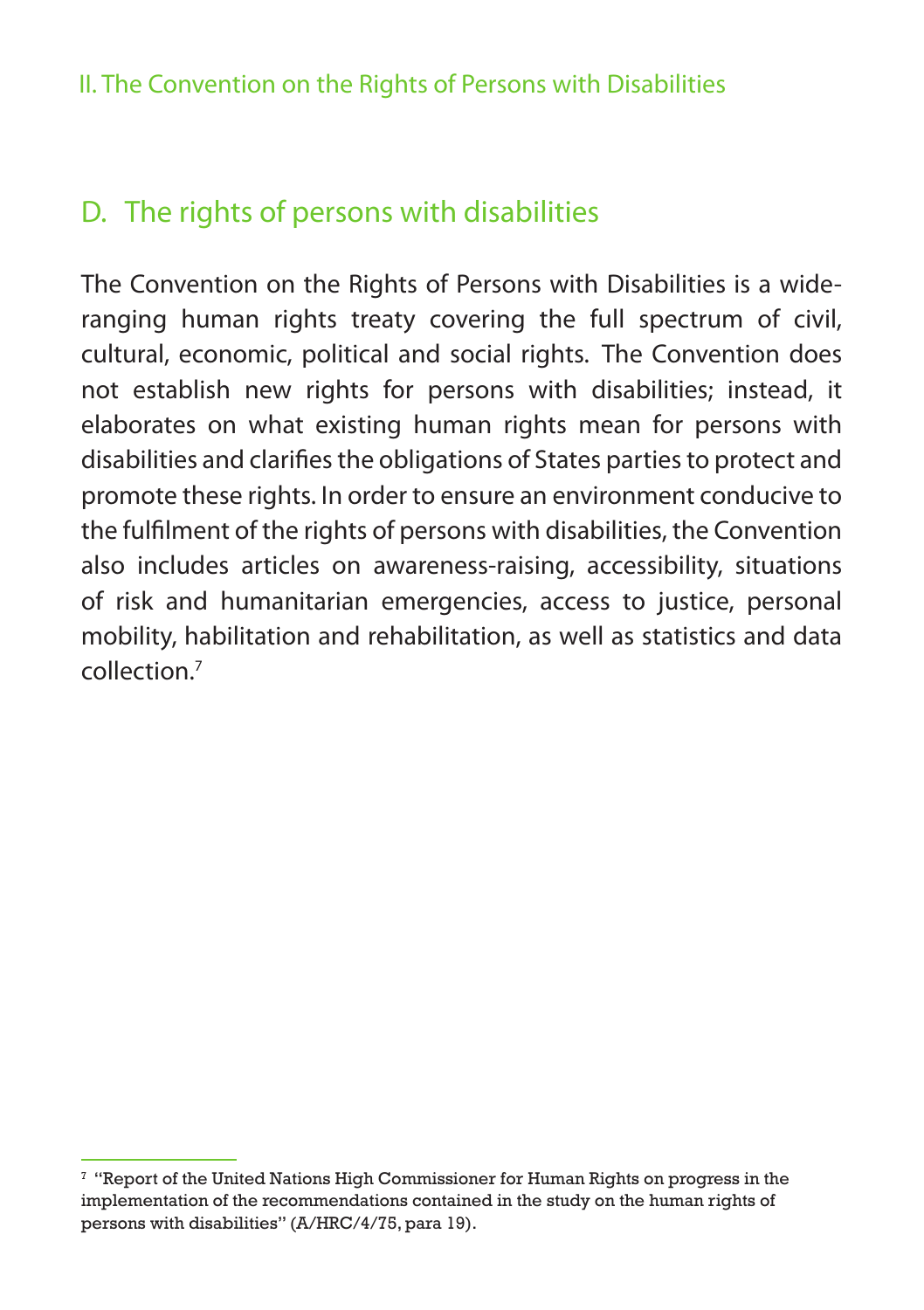## D. The rights of persons with disabilities

The Convention on the Rights of Persons with Disabilities is a wide-ranging human rights treaty covering the full spectrum of civil, cultural, economic, political and social rights. The Convention does not establish new rights for persons with disabilities; instead, it elaborates on what existing human rights mean for persons with disabilities and clarifies the obligations of States parties to protect and promote these rights. In order to ensure an environment conducive to the fulfilment of the rights of persons with disabilities, the Convention also includes articles on awareness-raising, accessibility, situations of risk and humanitarian emergencies, access to justice, personal mobility, habilitation and rehabilitation, as well as statistics and data collection.[7]

---

[7] "Report of the United Nations High Commissioner for Human Rights on progress in the implementation of the recommendations contained in the study on the human rights of persons with disabilities" (A/HRC/4/75, para 19).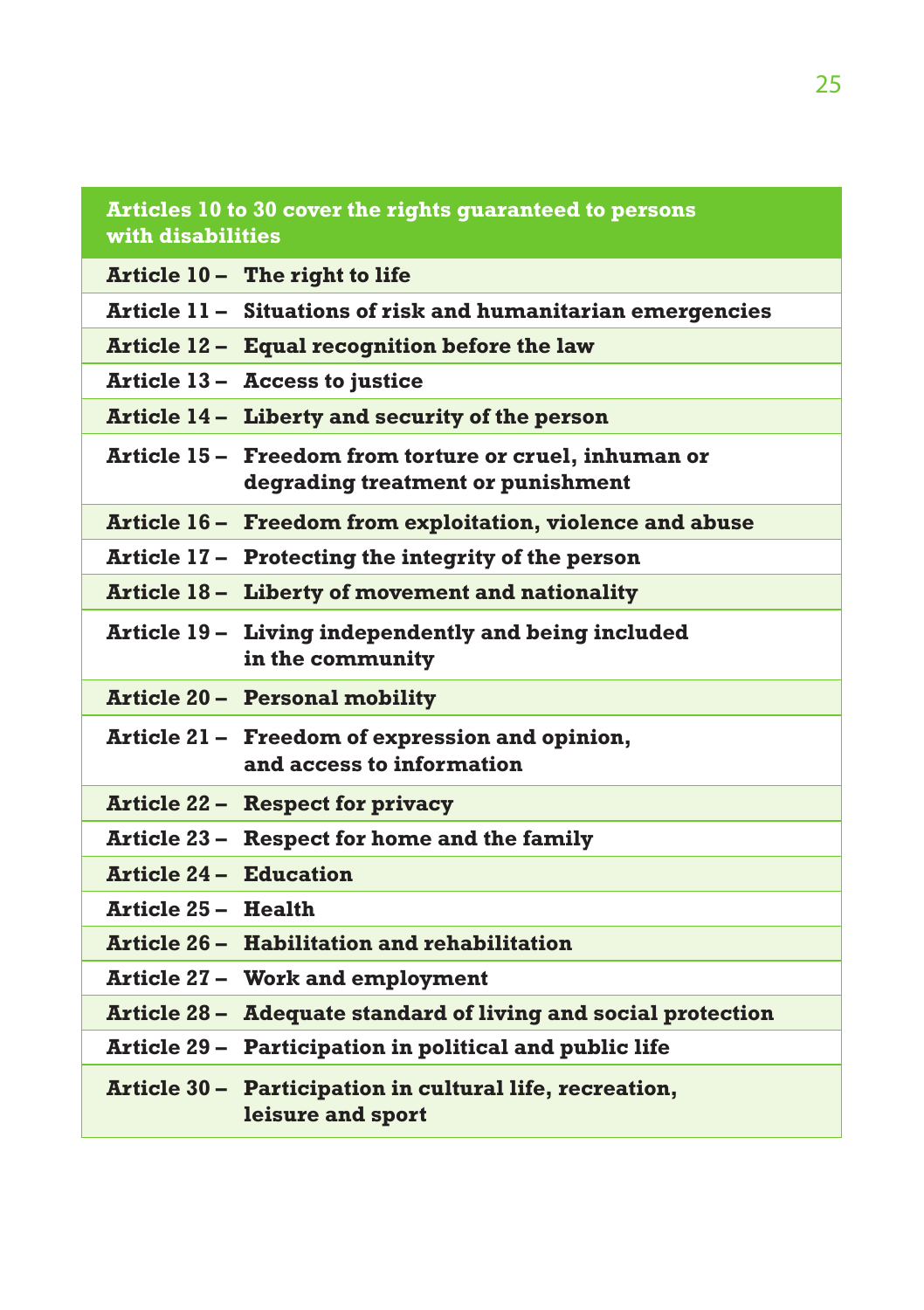| Articles 10 to 30 cover the rights guaranteed to persons with disabilities | |
|---|---|
| **Article 10 –** | **The right to life** |
| **Article 11 –** | **Situations of risk and humanitarian emergencies** |
| **Article 12 –** | **Equal recognition before the law** |
| **Article 13 –** | **Access to justice** |
| **Article 14 –** | **Liberty and security of the person** |
| **Article 15 –** | **Freedom from torture or cruel, inhuman or degrading treatment or punishment** |
| **Article 16 –** | **Freedom from exploitation, violence and abuse** |
| **Article 17 –** | **Protecting the integrity of the person** |
| **Article 18 –** | **Liberty of movement and nationality** |
| **Article 19 –** | **Living independently and being included in the community** |
| **Article 20 –** | **Personal mobility** |
| **Article 21 –** | **Freedom of expression and opinion, and access to information** |
| **Article 22 –** | **Respect for privacy** |
| **Article 23 –** | **Respect for home and the family** |
| **Article 24 –** | **Education** |
| **Article 25 –** | **Health** |
| **Article 26 –** | **Habilitation and rehabilitation** |
| **Article 27 –** | **Work and employment** |
| **Article 28 –** | **Adequate standard of living and social protection** |
| **Article 29 –** | **Participation in political and public life** |
| **Article 30 –** | **Participation in cultural life, recreation, leisure and sport** |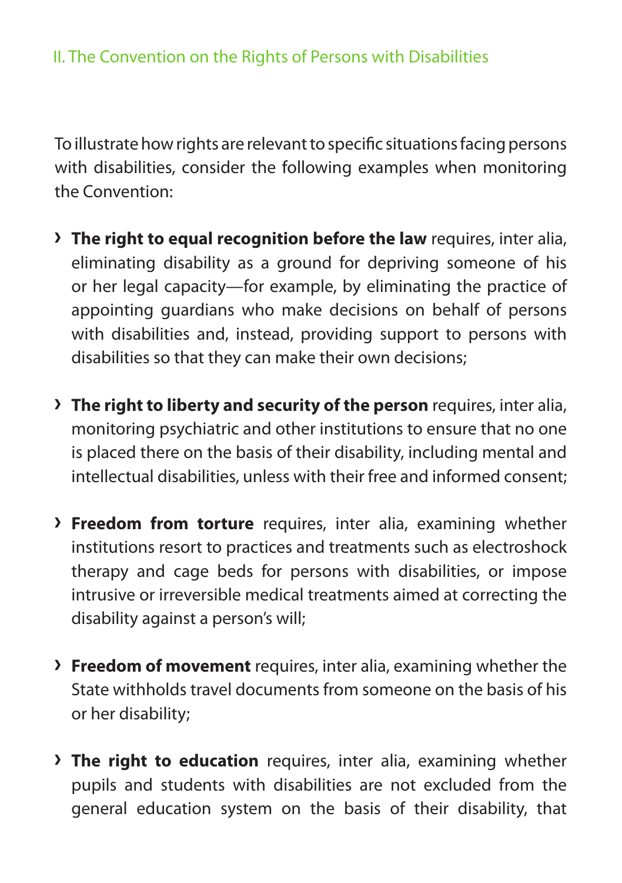To illustrate how rights are relevant to specific situations facing persons with disabilities, consider the following examples when monitoring the Convention:

- **The right to equal recognition before the law** requires, inter alia, eliminating disability as a ground for depriving someone of his or her legal capacity—for example, by eliminating the practice of appointing guardians who make decisions on behalf of persons with disabilities and, instead, providing support to persons with disabilities so that they can make their own decisions;

- **The right to liberty and security of the person** requires, inter alia, monitoring psychiatric and other institutions to ensure that no one is placed there on the basis of their disability, including mental and intellectual disabilities, unless with their free and informed consent;

- **Freedom from torture** requires, inter alia, examining whether institutions resort to practices and treatments such as electroshock therapy and cage beds for persons with disabilities, or impose intrusive or irreversible medical treatments aimed at correcting the disability against a person's will;

- **Freedom of movement** requires, inter alia, examining whether the State withholds travel documents from someone on the basis of his or her disability;

- **The right to education** requires, inter alia, examining whether pupils and students with disabilities are not excluded from the general education system on the basis of their disability, that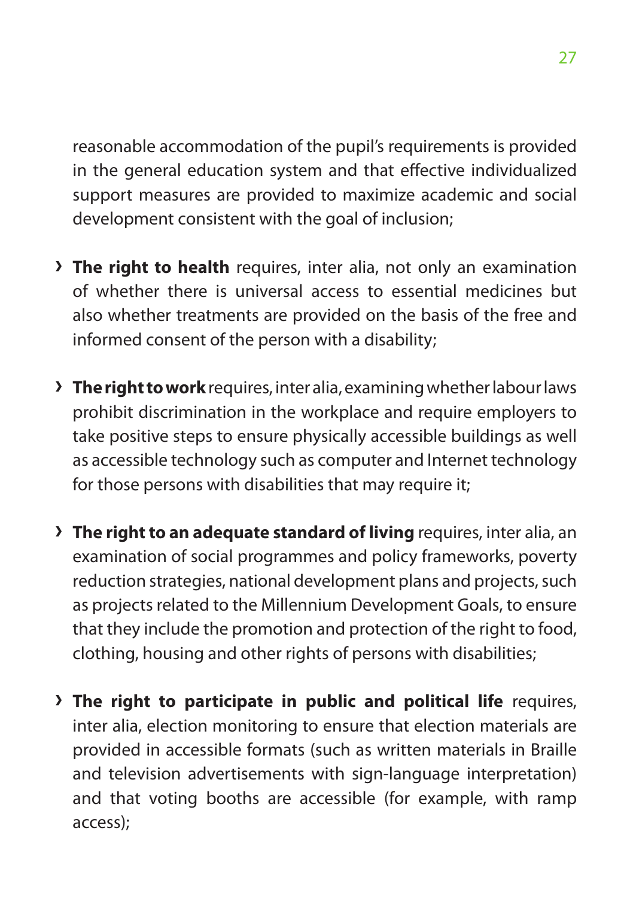reasonable accommodation of the pupil's requirements is provided in the general education system and that effective individualized support measures are provided to maximize academic and social development consistent with the goal of inclusion;

- **The right to health** requires, inter alia, not only an examination of whether there is universal access to essential medicines but also whether treatments are provided on the basis of the free and informed consent of the person with a disability;
- **The right to work** requires, inter alia, examining whether labour laws prohibit discrimination in the workplace and require employers to take positive steps to ensure physically accessible buildings as well as accessible technology such as computer and Internet technology for those persons with disabilities that may require it;
- **The right to an adequate standard of living** requires, inter alia, an examination of social programmes and policy frameworks, poverty reduction strategies, national development plans and projects, such as projects related to the Millennium Development Goals, to ensure that they include the promotion and protection of the right to food, clothing, housing and other rights of persons with disabilities;
- **The right to participate in public and political life** requires, inter alia, election monitoring to ensure that election materials are provided in accessible formats (such as written materials in Braille and television advertisements with sign-language interpretation) and that voting booths are accessible (for example, with ramp access);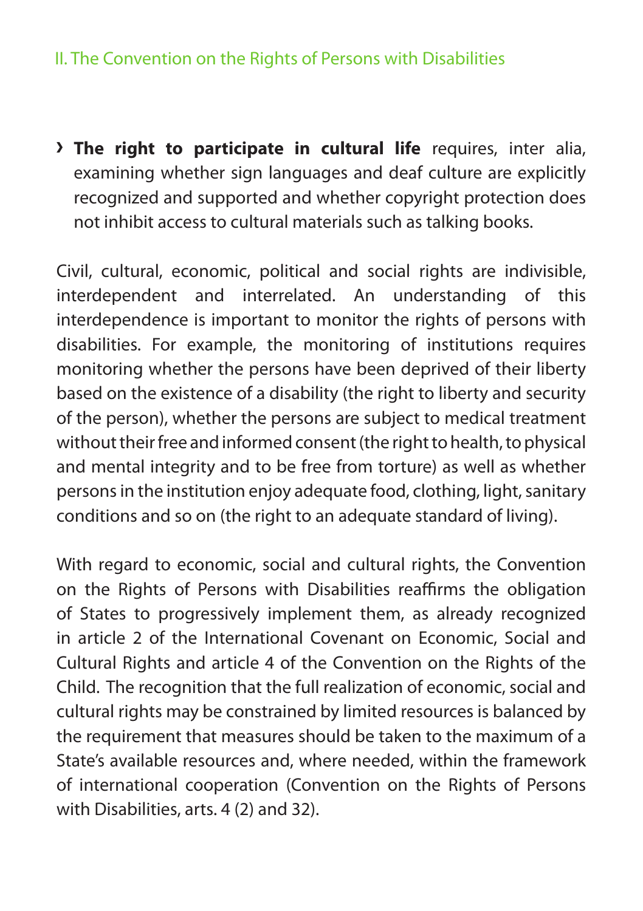- **The right to participate in cultural life** requires, inter alia, examining whether sign languages and deaf culture are explicitly recognized and supported and whether copyright protection does not inhibit access to cultural materials such as talking books.

Civil, cultural, economic, political and social rights are indivisible, interdependent and interrelated. An understanding of this interdependence is important to monitor the rights of persons with disabilities. For example, the monitoring of institutions requires monitoring whether the persons have been deprived of their liberty based on the existence of a disability (the right to liberty and security of the person), whether the persons are subject to medical treatment without their free and informed consent (the right to health, to physical and mental integrity and to be free from torture) as well as whether persons in the institution enjoy adequate food, clothing, light, sanitary conditions and so on (the right to an adequate standard of living).

With regard to economic, social and cultural rights, the Convention on the Rights of Persons with Disabilities reaffirms the obligation of States to progressively implement them, as already recognized in article 2 of the International Covenant on Economic, Social and Cultural Rights and article 4 of the Convention on the Rights of the Child. The recognition that the full realization of economic, social and cultural rights may be constrained by limited resources is balanced by the requirement that measures should be taken to the maximum of a State's available resources and, where needed, within the framework of international cooperation (Convention on the Rights of Persons with Disabilities, arts. 4 (2) and 32).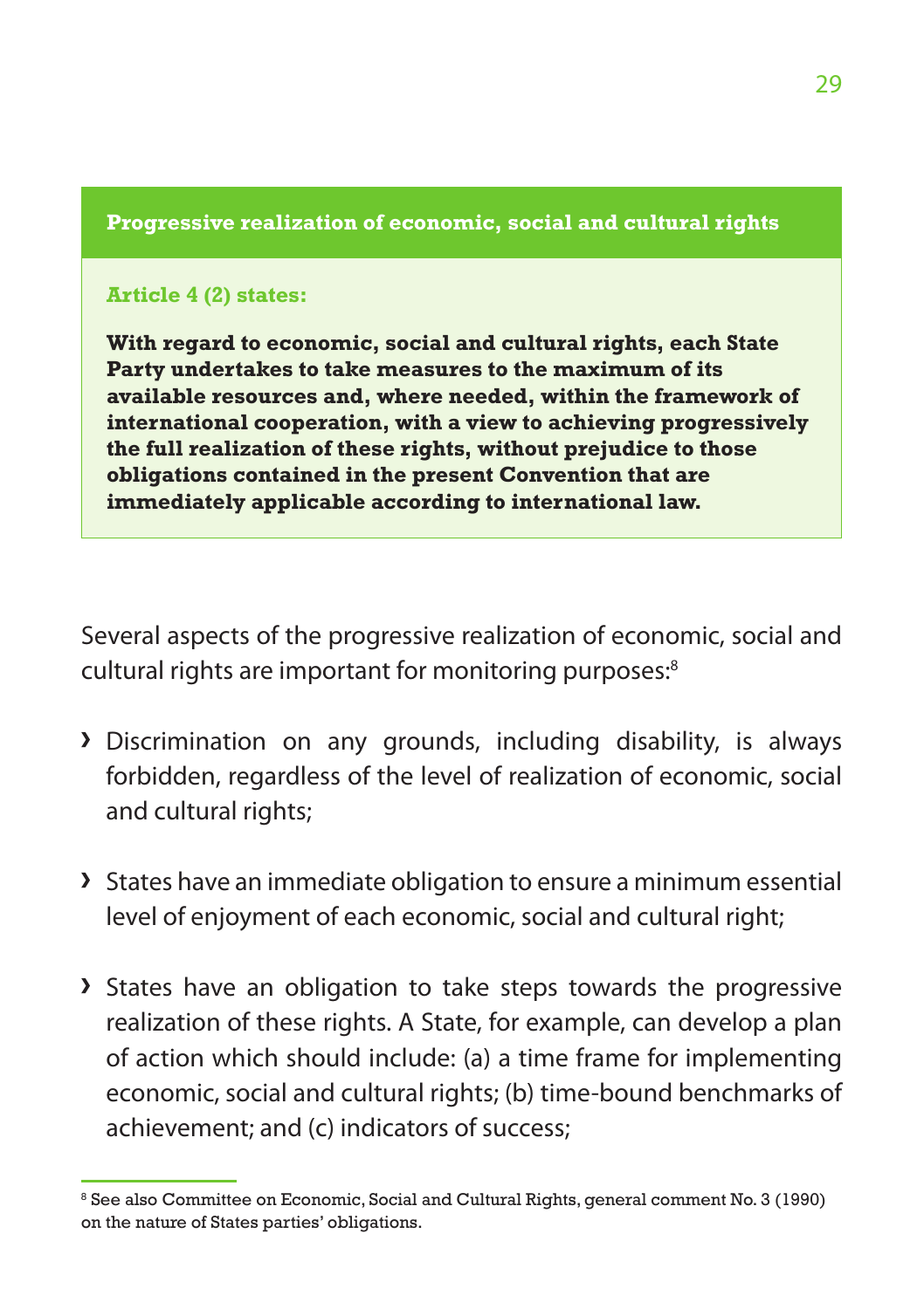**Progressive realization of economic, social and cultural rights**

**Article 4 (2) states:**

**With regard to economic, social and cultural rights, each State Party undertakes to take measures to the maximum of its available resources and, where needed, within the framework of international cooperation, with a view to achieving progressively the full realization of these rights, without prejudice to those obligations contained in the present Convention that are immediately applicable according to international law.**

Several aspects of the progressive realization of economic, social and cultural rights are important for monitoring purposes:[8]

- Discrimination on any grounds, including disability, is always forbidden, regardless of the level of realization of economic, social and cultural rights;
- States have an immediate obligation to ensure a minimum essential level of enjoyment of each economic, social and cultural right;
- States have an obligation to take steps towards the progressive realization of these rights. A State, for example, can develop a plan of action which should include: (a) a time frame for implementing economic, social and cultural rights; (b) time-bound benchmarks of achievement; and (c) indicators of success;

[8] See also Committee on Economic, Social and Cultural Rights, general comment No. 3 (1990) on the nature of States parties' obligations.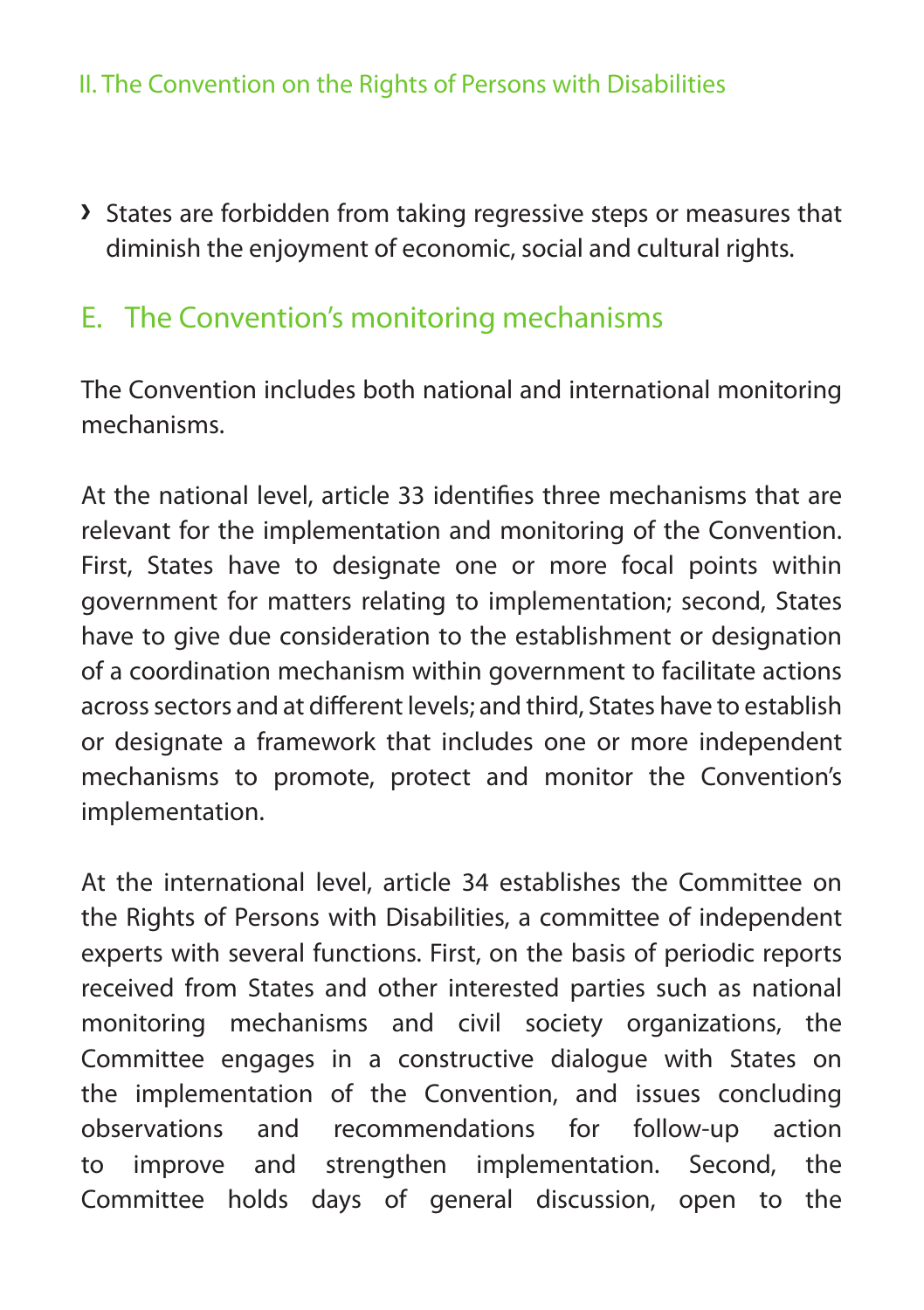- States are forbidden from taking regressive steps or measures that diminish the enjoyment of economic, social and cultural rights.

## E. The Convention's monitoring mechanisms

The Convention includes both national and international monitoring mechanisms.

At the national level, article 33 identifies three mechanisms that are relevant for the implementation and monitoring of the Convention. First, States have to designate one or more focal points within government for matters relating to implementation; second, States have to give due consideration to the establishment or designation of a coordination mechanism within government to facilitate actions across sectors and at different levels; and third, States have to establish or designate a framework that includes one or more independent mechanisms to promote, protect and monitor the Convention's implementation.

At the international level, article 34 establishes the Committee on the Rights of Persons with Disabilities, a committee of independent experts with several functions. First, on the basis of periodic reports received from States and other interested parties such as national monitoring mechanisms and civil society organizations, the Committee engages in a constructive dialogue with States on the implementation of the Convention, and issues concluding observations and recommendations for follow-up action to improve and strengthen implementation. Second, the Committee holds days of general discussion, open to the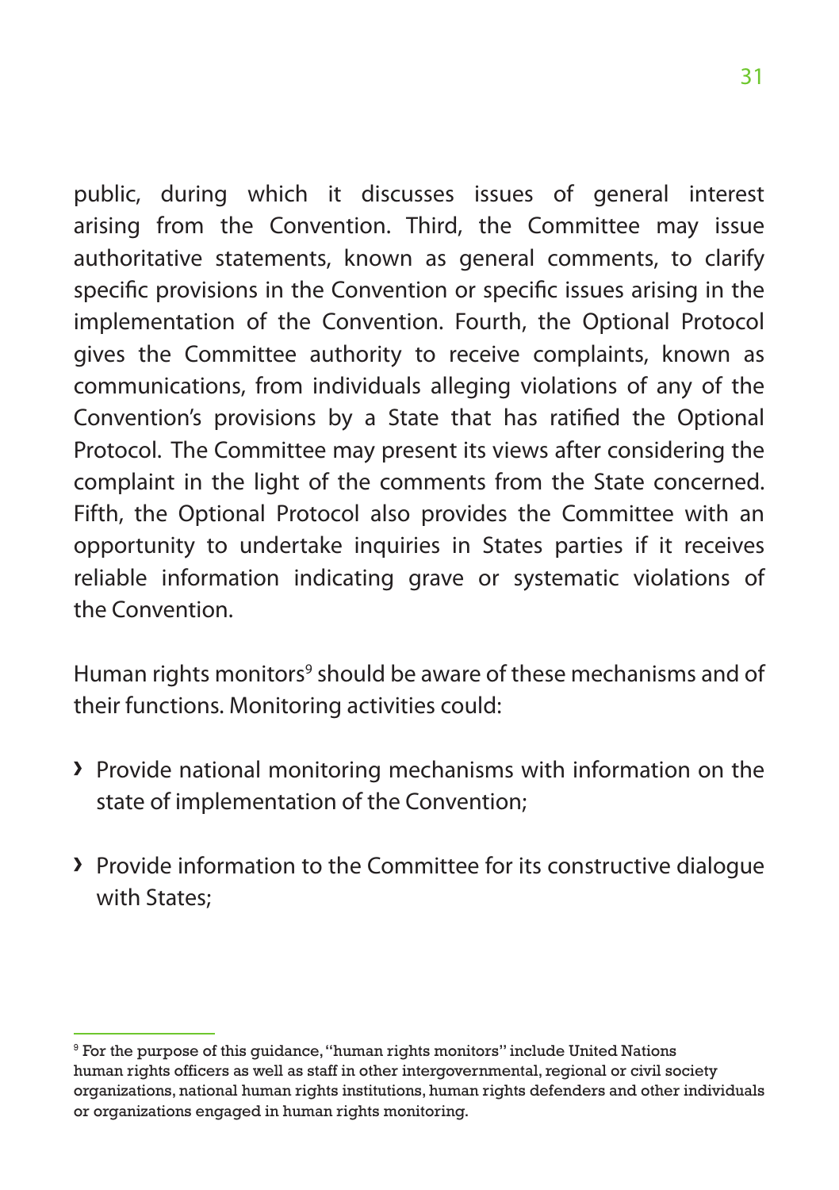public, during which it discusses issues of general interest arising from the Convention. Third, the Committee may issue authoritative statements, known as general comments, to clarify specific provisions in the Convention or specific issues arising in the implementation of the Convention. Fourth, the Optional Protocol gives the Committee authority to receive complaints, known as communications, from individuals alleging violations of any of the Convention's provisions by a State that has ratified the Optional Protocol. The Committee may present its views after considering the complaint in the light of the comments from the State concerned. Fifth, the Optional Protocol also provides the Committee with an opportunity to undertake inquiries in States parties if it receives reliable information indicating grave or systematic violations of the Convention.

Human rights monitors[9] should be aware of these mechanisms and of their functions. Monitoring activities could:

- Provide national monitoring mechanisms with information on the state of implementation of the Convention;
- Provide information to the Committee for its constructive dialogue with States;

[9] For the purpose of this guidance, "human rights monitors" include United Nations human rights officers as well as staff in other intergovernmental, regional or civil society organizations, national human rights institutions, human rights defenders and other individuals or organizations engaged in human rights monitoring.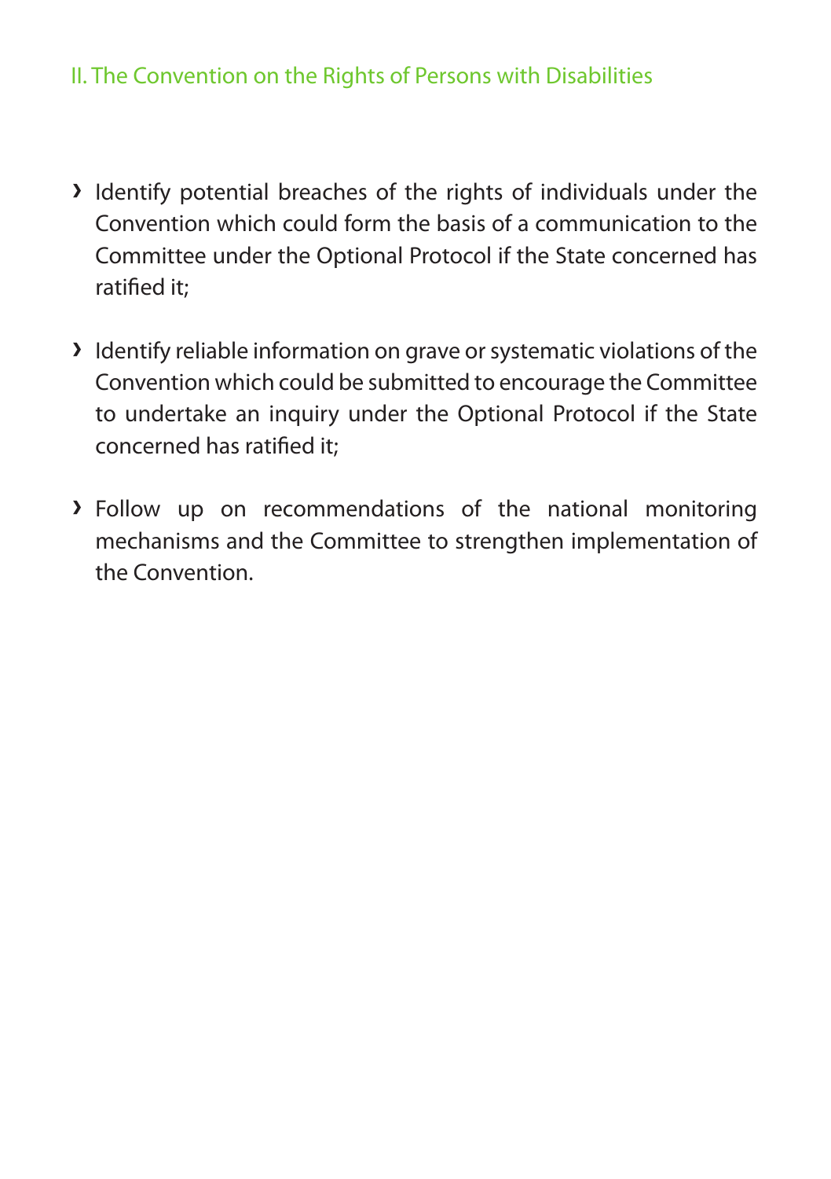- Identify potential breaches of the rights of individuals under the Convention which could form the basis of a communication to the Committee under the Optional Protocol if the State concerned has ratified it;

- Identify reliable information on grave or systematic violations of the Convention which could be submitted to encourage the Committee to undertake an inquiry under the Optional Protocol if the State concerned has ratified it;

- Follow up on recommendations of the national monitoring mechanisms and the Committee to strengthen implementation of the Convention.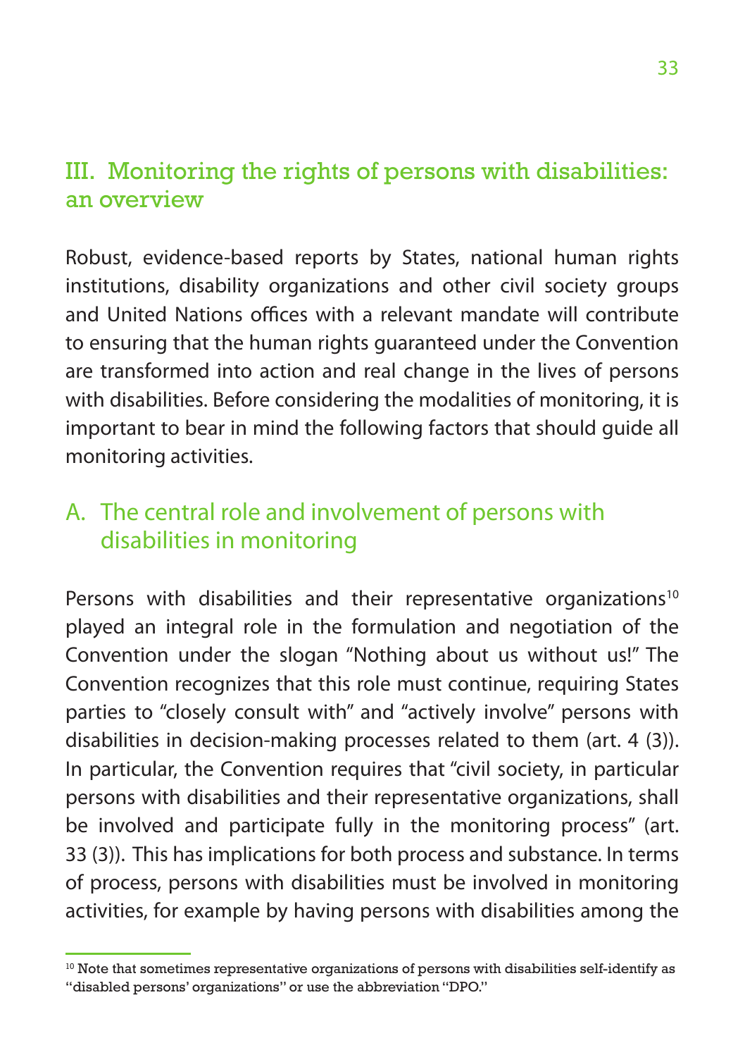## III. Monitoring the rights of persons with disabilities: an overview

Robust, evidence-based reports by States, national human rights institutions, disability organizations and other civil society groups and United Nations offices with a relevant mandate will contribute to ensuring that the human rights guaranteed under the Convention are transformed into action and real change in the lives of persons with disabilities. Before considering the modalities of monitoring, it is important to bear in mind the following factors that should guide all monitoring activities.

### A. The central role and involvement of persons with disabilities in monitoring

Persons with disabilities and their representative organizations[10] played an integral role in the formulation and negotiation of the Convention under the slogan "Nothing about us without us!" The Convention recognizes that this role must continue, requiring States parties to "closely consult with" and "actively involve" persons with disabilities in decision-making processes related to them (art. 4 (3)). In particular, the Convention requires that "civil society, in particular persons with disabilities and their representative organizations, shall be involved and participate fully in the monitoring process" (art. 33 (3)). This has implications for both process and substance. In terms of process, persons with disabilities must be involved in monitoring activities, for example by having persons with disabilities among the

[10] Note that sometimes representative organizations of persons with disabilities self-identify as "disabled persons' organizations" or use the abbreviation "DPO."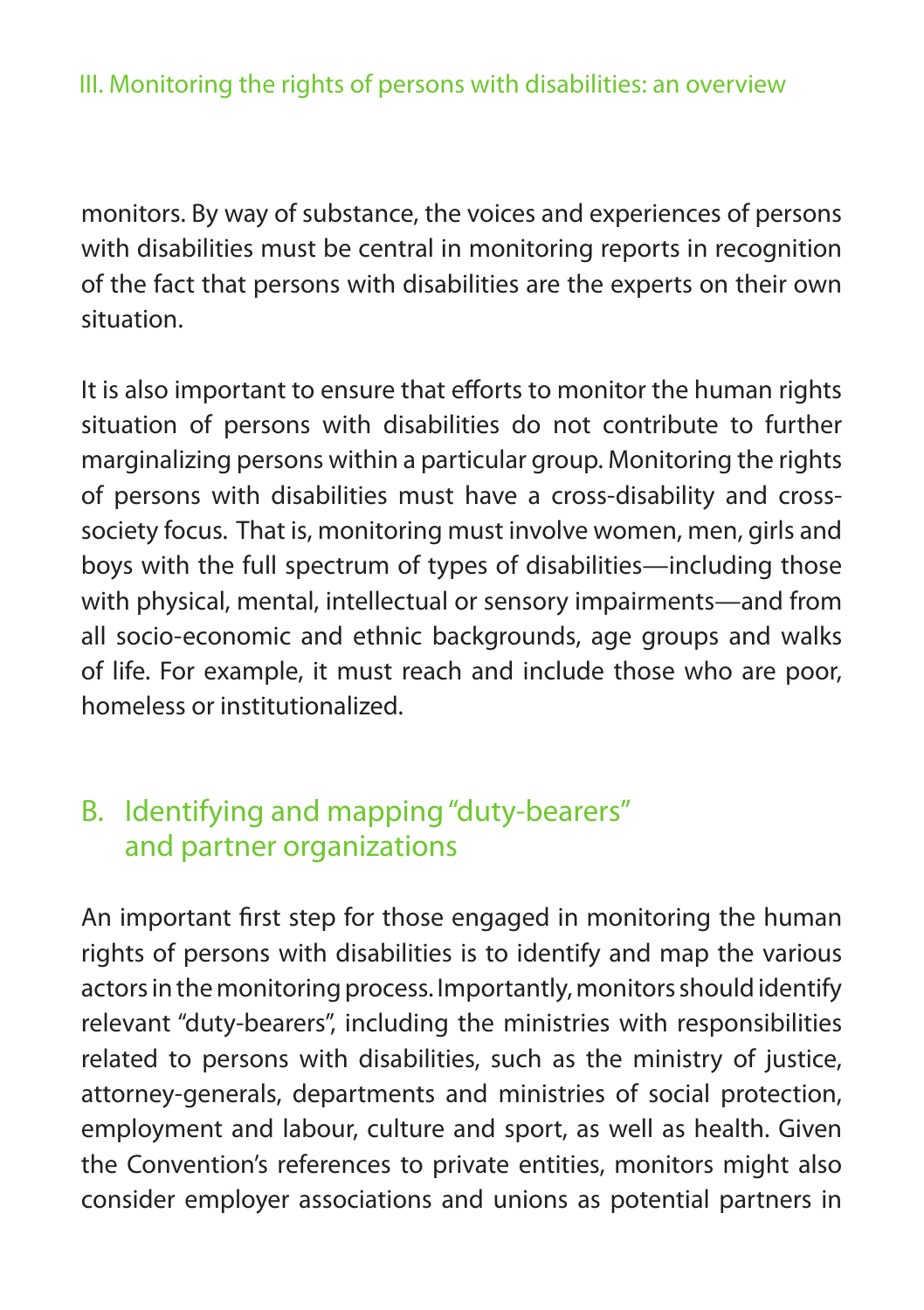monitors. By way of substance, the voices and experiences of persons with disabilities must be central in monitoring reports in recognition of the fact that persons with disabilities are the experts on their own situation.

It is also important to ensure that efforts to monitor the human rights situation of persons with disabilities do not contribute to further marginalizing persons within a particular group. Monitoring the rights of persons with disabilities must have a cross-disability and cross-society focus. That is, monitoring must involve women, men, girls and boys with the full spectrum of types of disabilities—including those with physical, mental, intellectual or sensory impairments—and from all socio-economic and ethnic backgrounds, age groups and walks of life. For example, it must reach and include those who are poor, homeless or institutionalized.

## B. Identifying and mapping "duty-bearers" and partner organizations

An important first step for those engaged in monitoring the human rights of persons with disabilities is to identify and map the various actors in the monitoring process. Importantly, monitors should identify relevant "duty-bearers", including the ministries with responsibilities related to persons with disabilities, such as the ministry of justice, attorney-generals, departments and ministries of social protection, employment and labour, culture and sport, as well as health. Given the Convention's references to private entities, monitors might also consider employer associations and unions as potential partners in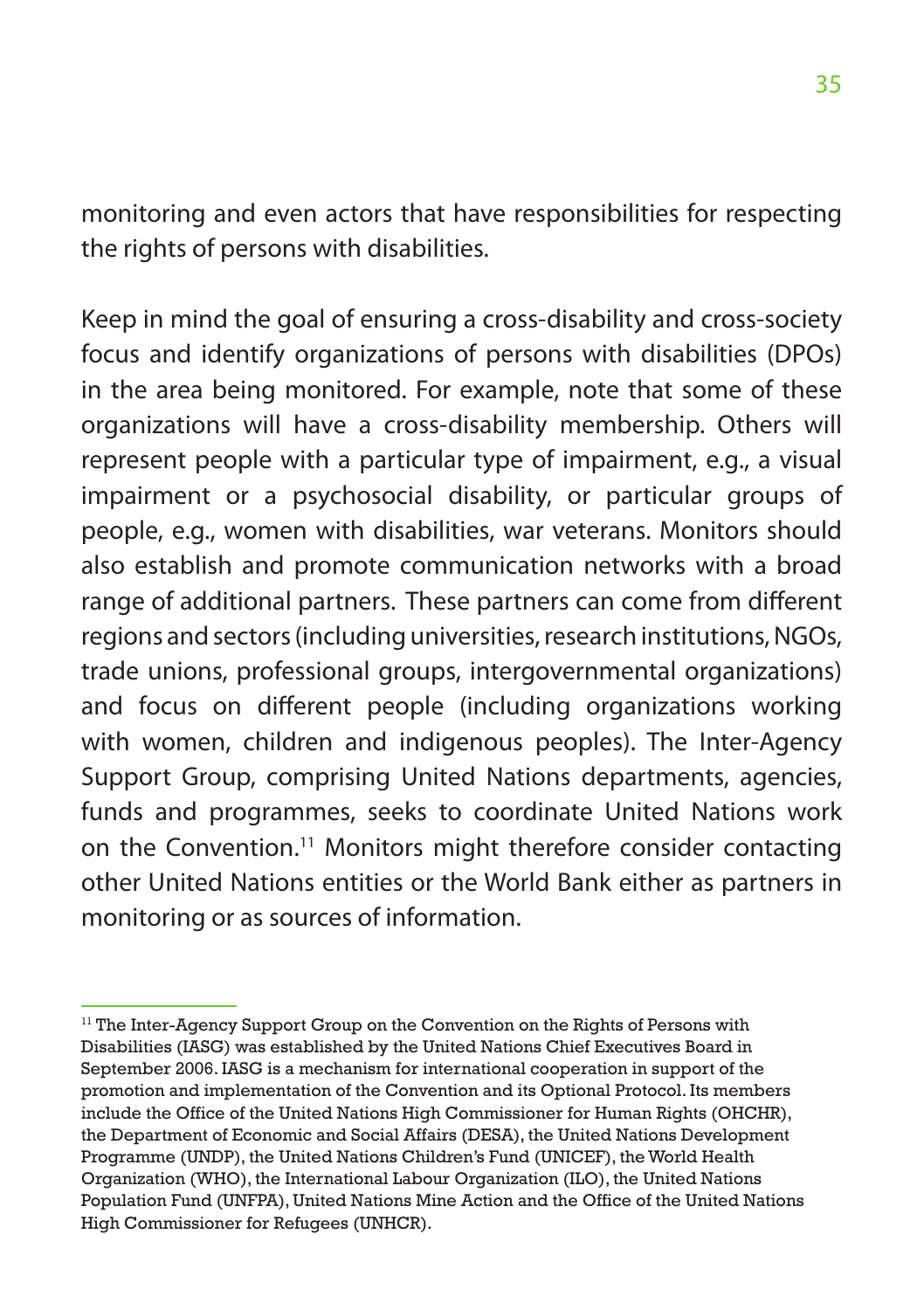monitoring and even actors that have responsibilities for respecting the rights of persons with disabilities.

Keep in mind the goal of ensuring a cross-disability and cross-society focus and identify organizations of persons with disabilities (DPOs) in the area being monitored. For example, note that some of these organizations will have a cross-disability membership. Others will represent people with a particular type of impairment, e.g., a visual impairment or a psychosocial disability, or particular groups of people, e.g., women with disabilities, war veterans. Monitors should also establish and promote communication networks with a broad range of additional partners. These partners can come from different regions and sectors (including universities, research institutions, NGOs, trade unions, professional groups, intergovernmental organizations) and focus on different people (including organizations working with women, children and indigenous peoples). The Inter-Agency Support Group, comprising United Nations departments, agencies, funds and programmes, seeks to coordinate United Nations work on the Convention.[11] Monitors might therefore consider contacting other United Nations entities or the World Bank either as partners in monitoring or as sources of information.

---

[11] The Inter-Agency Support Group on the Convention on the Rights of Persons with Disabilities (IASG) was established by the United Nations Chief Executives Board in September 2006. IASG is a mechanism for international cooperation in support of the promotion and implementation of the Convention and its Optional Protocol. Its members include the Office of the United Nations High Commissioner for Human Rights (OHCHR), the Department of Economic and Social Affairs (DESA), the United Nations Development Programme (UNDP), the United Nations Children's Fund (UNICEF), the World Health Organization (WHO), the International Labour Organization (ILO), the United Nations Population Fund (UNFPA), United Nations Mine Action and the Office of the United Nations High Commissioner for Refugees (UNHCR).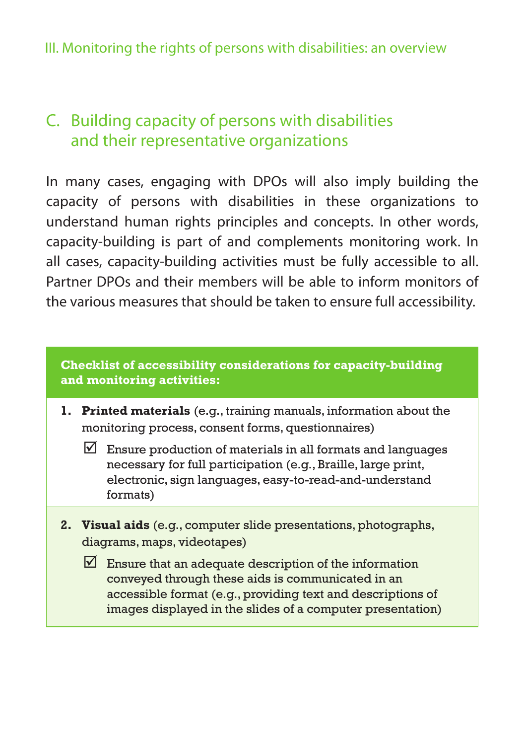## C. Building capacity of persons with disabilities and their representative organizations

In many cases, engaging with DPOs will also imply building the capacity of persons with disabilities in these organizations to understand human rights principles and concepts. In other words, capacity-building is part of and complements monitoring work. In all cases, capacity-building activities must be fully accessible to all. Partner DPOs and their members will be able to inform monitors of the various measures that should be taken to ensure full accessibility.

**Checklist of accessibility considerations for capacity-building and monitoring activities:**

1. **Printed materials** (e.g., training manuals, information about the monitoring process, consent forms, questionnaires)
   - ☑ Ensure production of materials in all formats and languages necessary for full participation (e.g., Braille, large print, electronic, sign languages, easy-to-read-and-understand formats)

2. **Visual aids** (e.g., computer slide presentations, photographs, diagrams, maps, videotapes)
   - ☑ Ensure that an adequate description of the information conveyed through these aids is communicated in an accessible format (e.g., providing text and descriptions of images displayed in the slides of a computer presentation)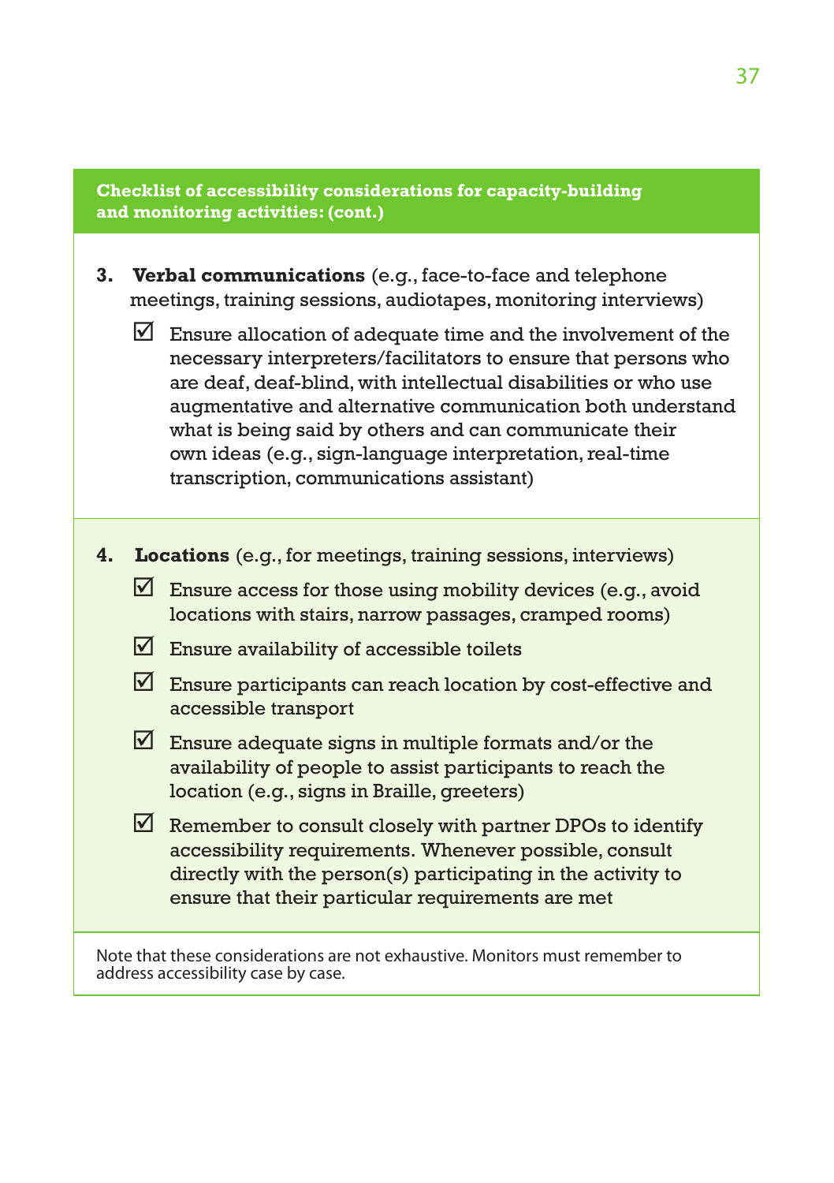**Checklist of accessibility considerations for capacity-building and monitoring activities: (cont.)**

3. **Verbal communications** (e.g., face-to-face and telephone meetings, training sessions, audiotapes, monitoring interviews)

   - ☑ Ensure allocation of adequate time and the involvement of the necessary interpreters/facilitators to ensure that persons who are deaf, deaf-blind, with intellectual disabilities or who use augmentative and alternative communication both understand what is being said by others and can communicate their own ideas (e.g., sign-language interpretation, real-time transcription, communications assistant)

4. **Locations** (e.g., for meetings, training sessions, interviews)

   - ☑ Ensure access for those using mobility devices (e.g., avoid locations with stairs, narrow passages, cramped rooms)
   - ☑ Ensure availability of accessible toilets
   - ☑ Ensure participants can reach location by cost-effective and accessible transport
   - ☑ Ensure adequate signs in multiple formats and/or the availability of people to assist participants to reach the location (e.g., signs in Braille, greeters)
   - ☑ Remember to consult closely with partner DPOs to identify accessibility requirements. Whenever possible, consult directly with the person(s) participating in the activity to ensure that their particular requirements are met

Note that these considerations are not exhaustive. Monitors must remember to address accessibility case by case.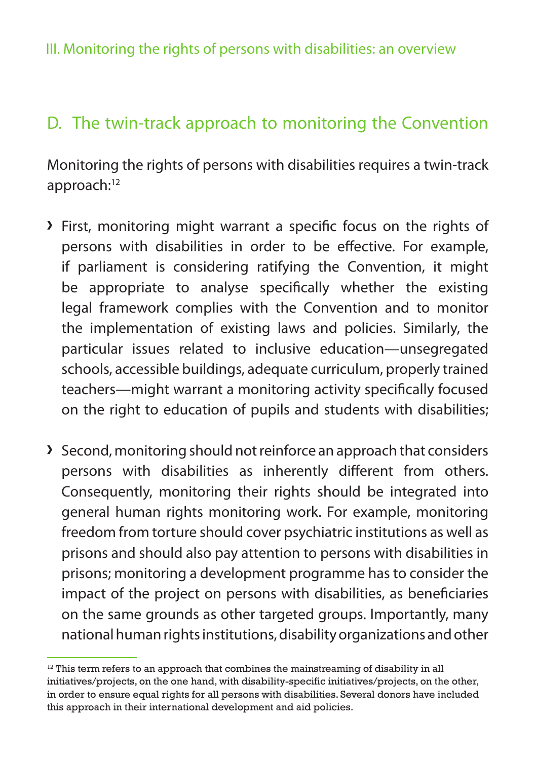## D. The twin-track approach to monitoring the Convention

Monitoring the rights of persons with disabilities requires a twin-track approach:[12]

- First, monitoring might warrant a specific focus on the rights of persons with disabilities in order to be effective. For example, if parliament is considering ratifying the Convention, it might be appropriate to analyse specifically whether the existing legal framework complies with the Convention and to monitor the implementation of existing laws and policies. Similarly, the particular issues related to inclusive education—unsegregated schools, accessible buildings, adequate curriculum, properly trained teachers—might warrant a monitoring activity specifically focused on the right to education of pupils and students with disabilities;

- Second, monitoring should not reinforce an approach that considers persons with disabilities as inherently different from others. Consequently, monitoring their rights should be integrated into general human rights monitoring work. For example, monitoring freedom from torture should cover psychiatric institutions as well as prisons and should also pay attention to persons with disabilities in prisons; monitoring a development programme has to consider the impact of the project on persons with disabilities, as beneficiaries on the same grounds as other targeted groups. Importantly, many national human rights institutions, disability organizations and other

[12] This term refers to an approach that combines the mainstreaming of disability in all initiatives/projects, on the one hand, with disability-specific initiatives/projects, on the other, in order to ensure equal rights for all persons with disabilities. Several donors have included this approach in their international development and aid policies.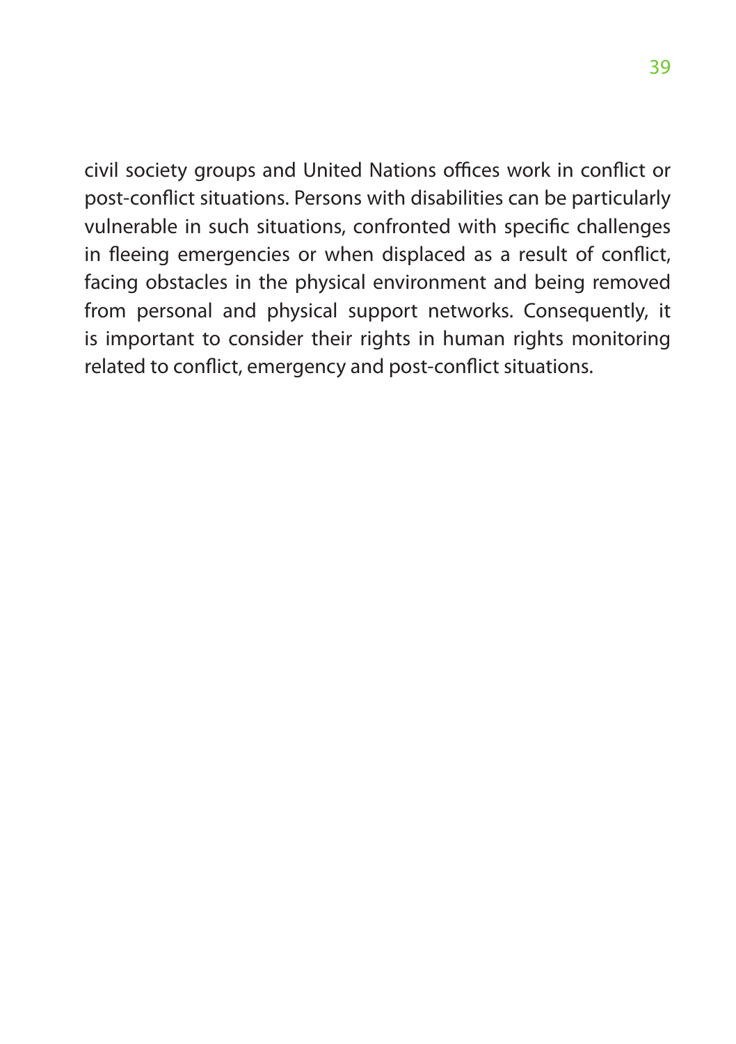civil society groups and United Nations offices work in conflict or post-conflict situations. Persons with disabilities can be particularly vulnerable in such situations, confronted with specific challenges in fleeing emergencies or when displaced as a result of conflict, facing obstacles in the physical environment and being removed from personal and physical support networks. Consequently, it is important to consider their rights in human rights monitoring related to conflict, emergency and post-conflict situations.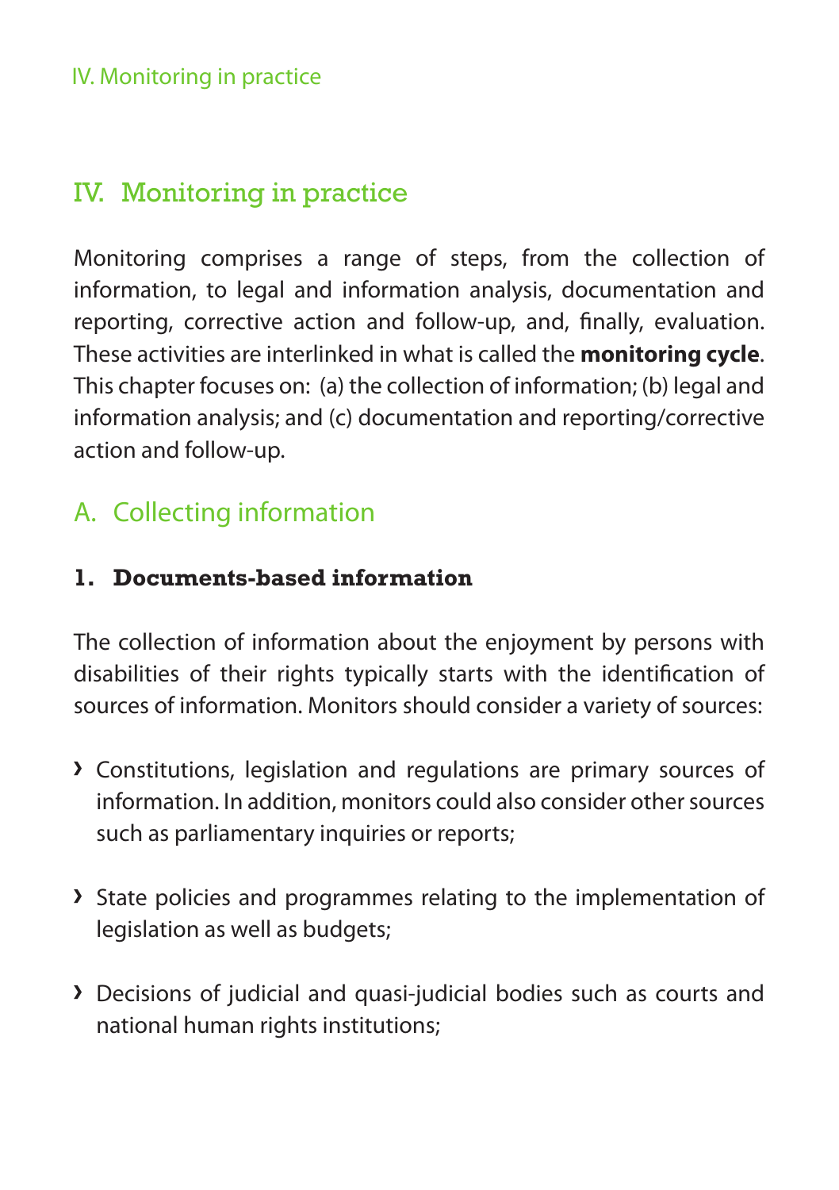# IV. Monitoring in practice

Monitoring comprises a range of steps, from the collection of information, to legal and information analysis, documentation and reporting, corrective action and follow-up, and, finally, evaluation. These activities are interlinked in what is called the **monitoring cycle**. This chapter focuses on: (a) the collection of information; (b) legal and information analysis; and (c) documentation and reporting/corrective action and follow-up.

## A. Collecting information

### 1. Documents-based information

The collection of information about the enjoyment by persons with disabilities of their rights typically starts with the identification of sources of information. Monitors should consider a variety of sources:

- Constitutions, legislation and regulations are primary sources of information. In addition, monitors could also consider other sources such as parliamentary inquiries or reports;
- State policies and programmes relating to the implementation of legislation as well as budgets;
- Decisions of judicial and quasi-judicial bodies such as courts and national human rights institutions;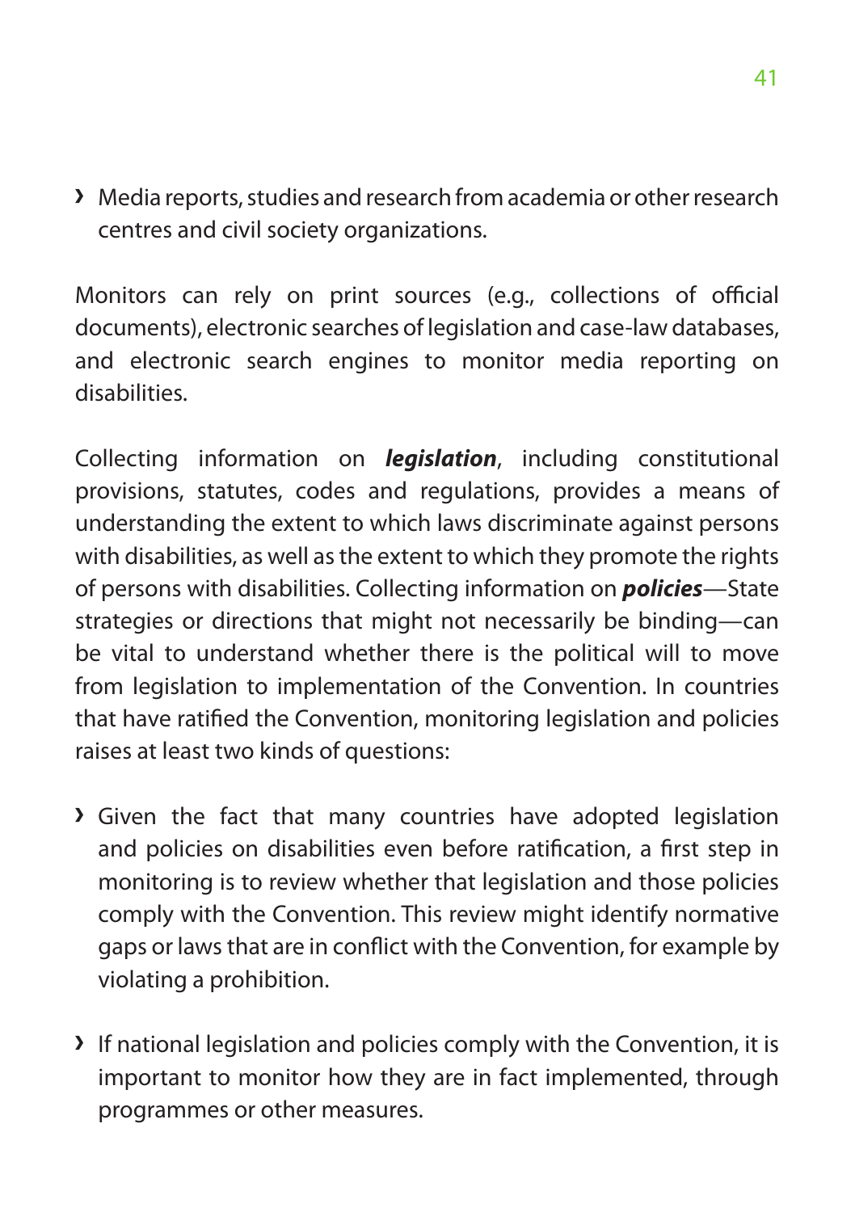- Media reports, studies and research from academia or other research centres and civil society organizations.

Monitors can rely on print sources (e.g., collections of official documents), electronic searches of legislation and case-law databases, and electronic search engines to monitor media reporting on disabilities.

Collecting information on ***legislation***, including constitutional provisions, statutes, codes and regulations, provides a means of understanding the extent to which laws discriminate against persons with disabilities, as well as the extent to which they promote the rights of persons with disabilities. Collecting information on ***policies***—State strategies or directions that might not necessarily be binding—can be vital to understand whether there is the political will to move from legislation to implementation of the Convention. In countries that have ratified the Convention, monitoring legislation and policies raises at least two kinds of questions:

- Given the fact that many countries have adopted legislation and policies on disabilities even before ratification, a first step in monitoring is to review whether that legislation and those policies comply with the Convention. This review might identify normative gaps or laws that are in conflict with the Convention, for example by violating a prohibition.

- If national legislation and policies comply with the Convention, it is important to monitor how they are in fact implemented, through programmes or other measures.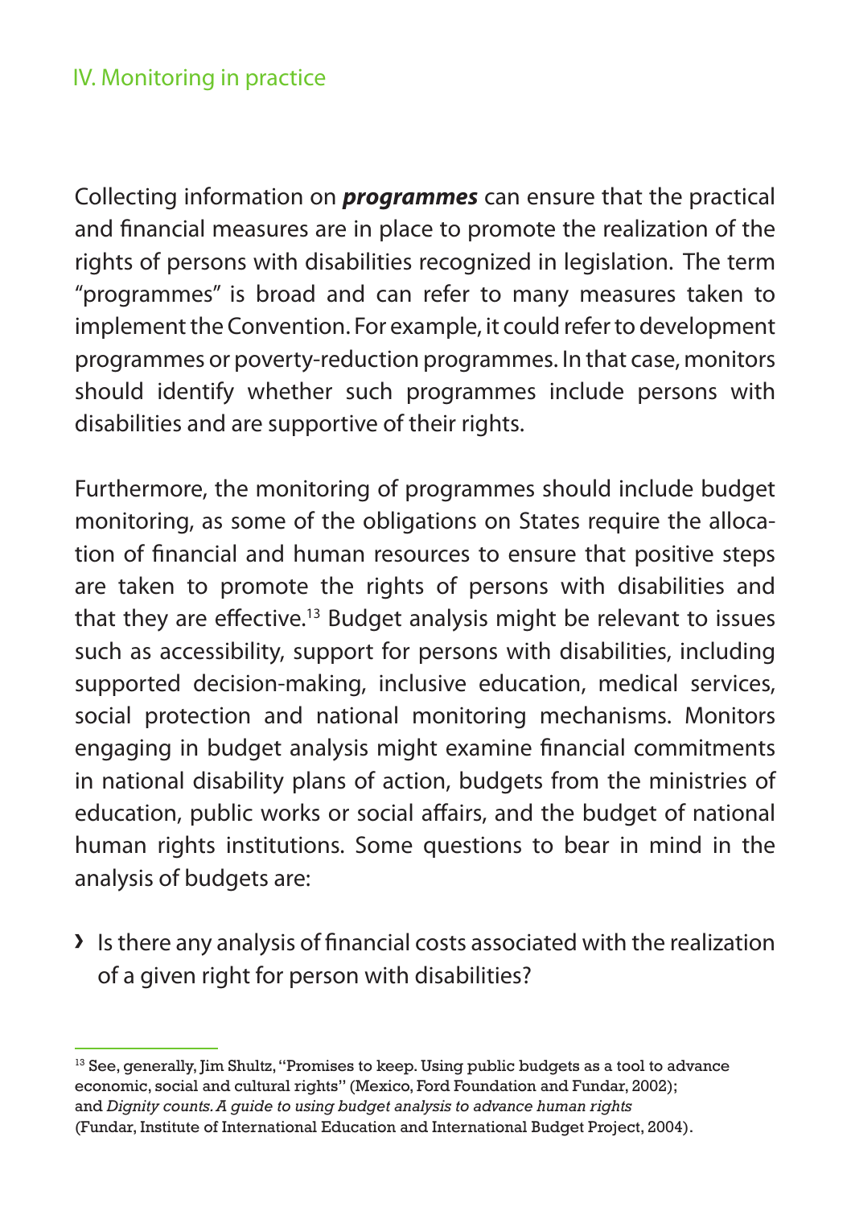Collecting information on ***programmes*** can ensure that the practical and financial measures are in place to promote the realization of the rights of persons with disabilities recognized in legislation. The term "programmes" is broad and can refer to many measures taken to implement the Convention. For example, it could refer to development programmes or poverty-reduction programmes. In that case, monitors should identify whether such programmes include persons with disabilities and are supportive of their rights.

Furthermore, the monitoring of programmes should include budget monitoring, as some of the obligations on States require the allocation of financial and human resources to ensure that positive steps are taken to promote the rights of persons with disabilities and that they are effective.[13] Budget analysis might be relevant to issues such as accessibility, support for persons with disabilities, including supported decision-making, inclusive education, medical services, social protection and national monitoring mechanisms. Monitors engaging in budget analysis might examine financial commitments in national disability plans of action, budgets from the ministries of education, public works or social affairs, and the budget of national human rights institutions. Some questions to bear in mind in the analysis of budgets are:

- Is there any analysis of financial costs associated with the realization of a given right for person with disabilities?

---

[13] See, generally, Jim Shultz, "Promises to keep. Using public budgets as a tool to advance economic, social and cultural rights" (Mexico, Ford Foundation and Fundar, 2002); and *Dignity counts. A guide to using budget analysis to advance human rights* (Fundar, Institute of International Education and International Budget Project, 2004).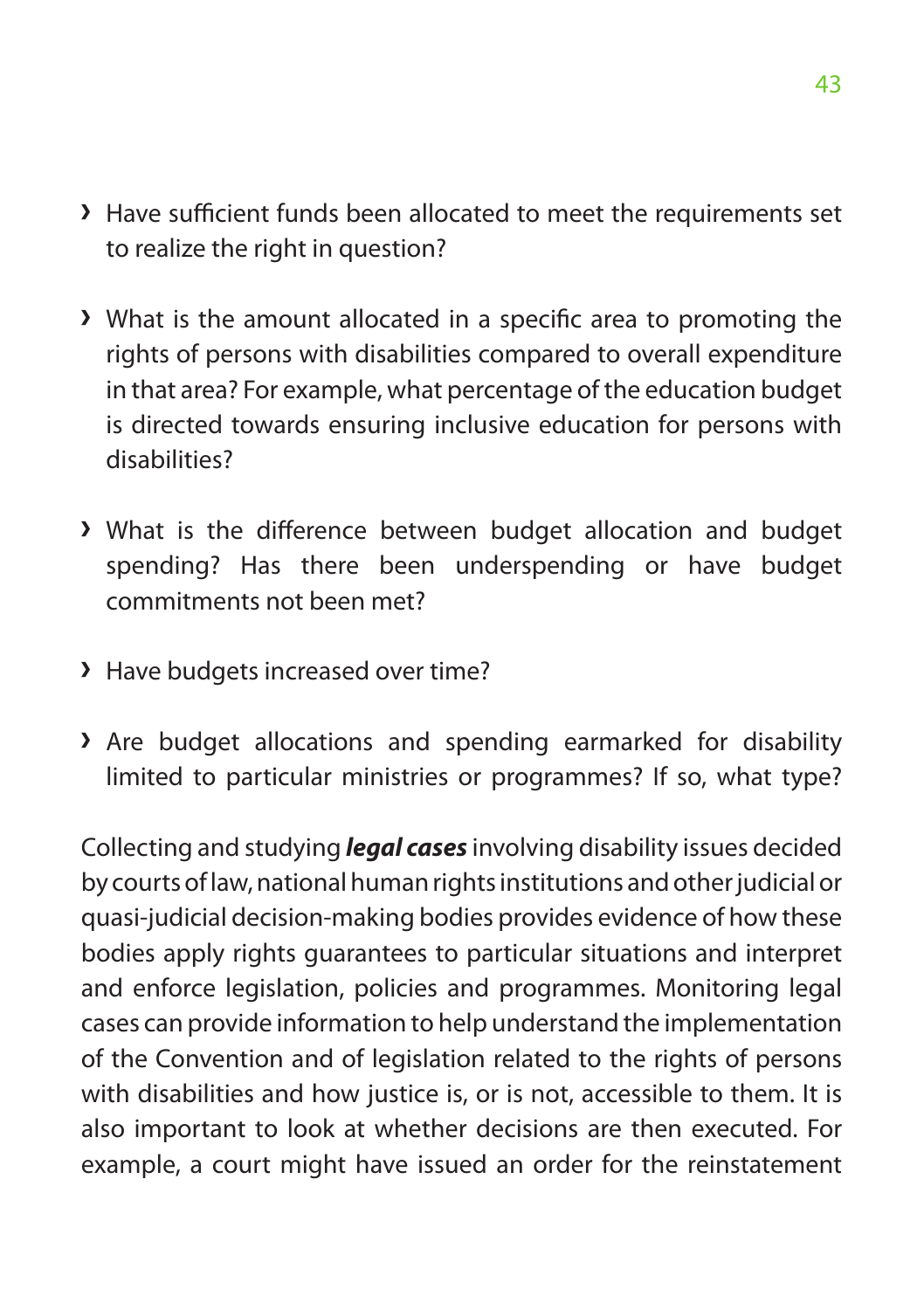- Have sufficient funds been allocated to meet the requirements set to realize the right in question?

- What is the amount allocated in a specific area to promoting the rights of persons with disabilities compared to overall expenditure in that area? For example, what percentage of the education budget is directed towards ensuring inclusive education for persons with disabilities?

- What is the difference between budget allocation and budget spending? Has there been underspending or have budget commitments not been met?

- Have budgets increased over time?

- Are budget allocations and spending earmarked for disability limited to particular ministries or programmes? If so, what type?

Collecting and studying ***legal cases*** involving disability issues decided by courts of law, national human rights institutions and other judicial or quasi-judicial decision-making bodies provides evidence of how these bodies apply rights guarantees to particular situations and interpret and enforce legislation, policies and programmes. Monitoring legal cases can provide information to help understand the implementation of the Convention and of legislation related to the rights of persons with disabilities and how justice is, or is not, accessible to them. It is also important to look at whether decisions are then executed. For example, a court might have issued an order for the reinstatement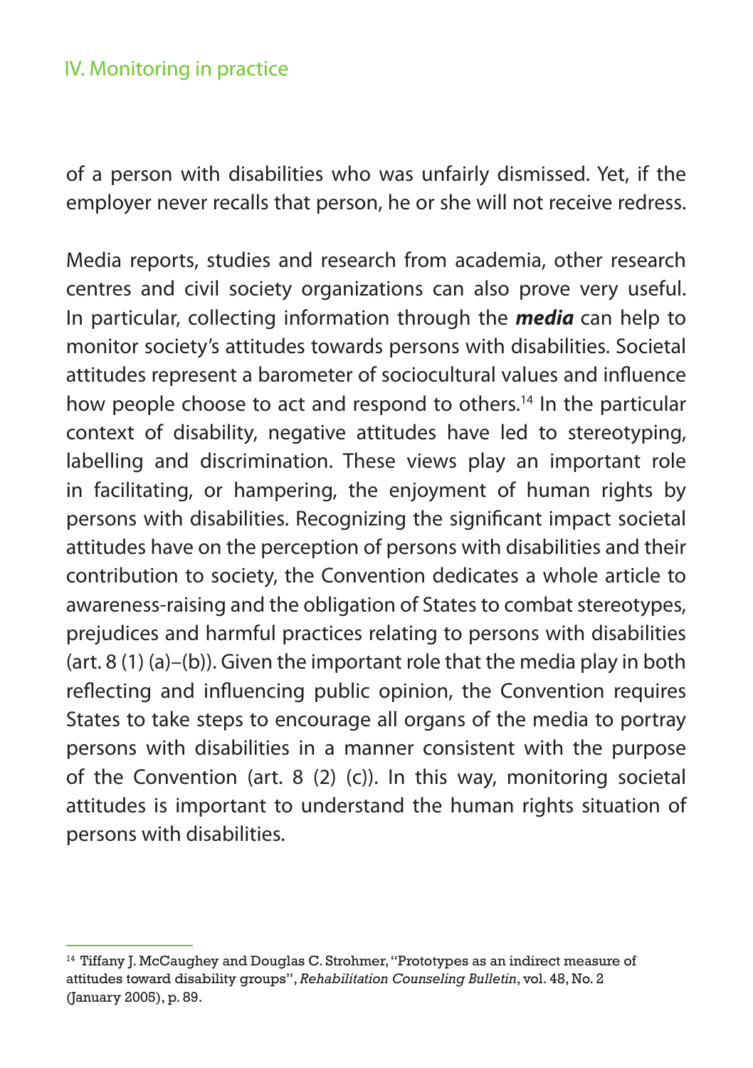of a person with disabilities who was unfairly dismissed. Yet, if the employer never recalls that person, he or she will not receive redress.

Media reports, studies and research from academia, other research centres and civil society organizations can also prove very useful. In particular, collecting information through the ***media*** can help to monitor society's attitudes towards persons with disabilities. Societal attitudes represent a barometer of sociocultural values and influence how people choose to act and respond to others.[14] In the particular context of disability, negative attitudes have led to stereotyping, labelling and discrimination. These views play an important role in facilitating, or hampering, the enjoyment of human rights by persons with disabilities. Recognizing the significant impact societal attitudes have on the perception of persons with disabilities and their contribution to society, the Convention dedicates a whole article to awareness-raising and the obligation of States to combat stereotypes, prejudices and harmful practices relating to persons with disabilities (art. 8 (1) (a)–(b)). Given the important role that the media play in both reflecting and influencing public opinion, the Convention requires States to take steps to encourage all organs of the media to portray persons with disabilities in a manner consistent with the purpose of the Convention (art. 8 (2) (c)). In this way, monitoring societal attitudes is important to understand the human rights situation of persons with disabilities.

---

[14] Tiffany J. McCaughey and Douglas C. Strohmer, "Prototypes as an indirect measure of attitudes toward disability groups", *Rehabilitation Counseling Bulletin*, vol. 48, No. 2 (January 2005), p. 89.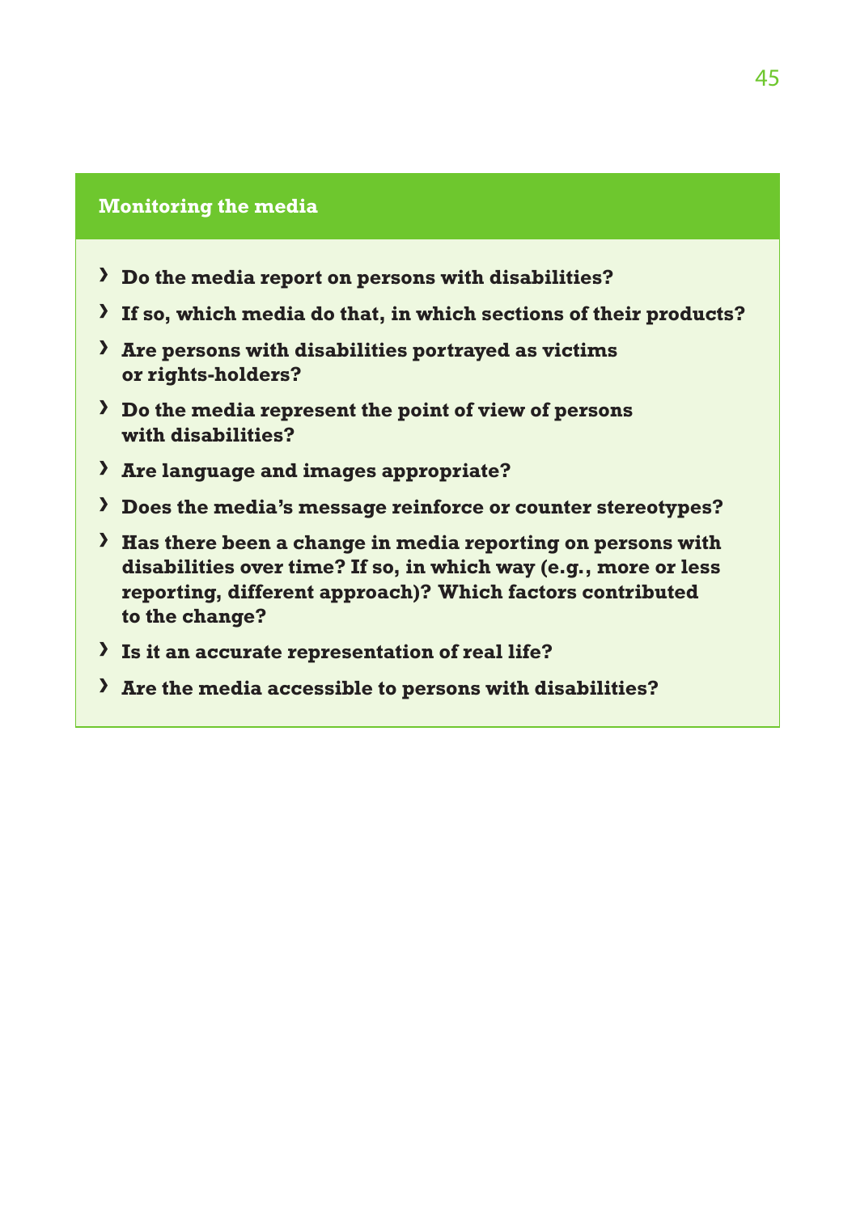### Monitoring the media

- **Do the media report on persons with disabilities?**
- **If so, which media do that, in which sections of their products?**
- **Are persons with disabilities portrayed as victims or rights-holders?**
- **Do the media represent the point of view of persons with disabilities?**
- **Are language and images appropriate?**
- **Does the media's message reinforce or counter stereotypes?**
- **Has there been a change in media reporting on persons with disabilities over time? If so, in which way (e.g., more or less reporting, different approach)? Which factors contributed to the change?**
- **Is it an accurate representation of real life?**
- **Are the media accessible to persons with disabilities?**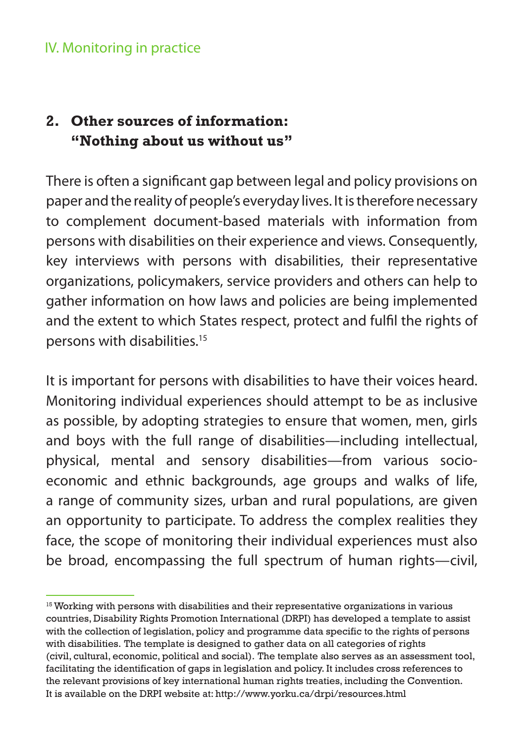## 2. Other sources of information: "Nothing about us without us"

There is often a significant gap between legal and policy provisions on paper and the reality of people's everyday lives. It is therefore necessary to complement document-based materials with information from persons with disabilities on their experience and views. Consequently, key interviews with persons with disabilities, their representative organizations, policymakers, service providers and others can help to gather information on how laws and policies are being implemented and the extent to which States respect, protect and fulfil the rights of persons with disabilities.[15]

It is important for persons with disabilities to have their voices heard. Monitoring individual experiences should attempt to be as inclusive as possible, by adopting strategies to ensure that women, men, girls and boys with the full range of disabilities—including intellectual, physical, mental and sensory disabilities—from various socio-economic and ethnic backgrounds, age groups and walks of life, a range of community sizes, urban and rural populations, are given an opportunity to participate. To address the complex realities they face, the scope of monitoring their individual experiences must also be broad, encompassing the full spectrum of human rights—civil,

---

[15] Working with persons with disabilities and their representative organizations in various countries, Disability Rights Promotion International (DRPI) has developed a template to assist with the collection of legislation, policy and programme data specific to the rights of persons with disabilities. The template is designed to gather data on all categories of rights (civil, cultural, economic, political and social). The template also serves as an assessment tool, facilitating the identification of gaps in legislation and policy. It includes cross references to the relevant provisions of key international human rights treaties, including the Convention. It is available on the DRPI website at: http://www.yorku.ca/drpi/resources.html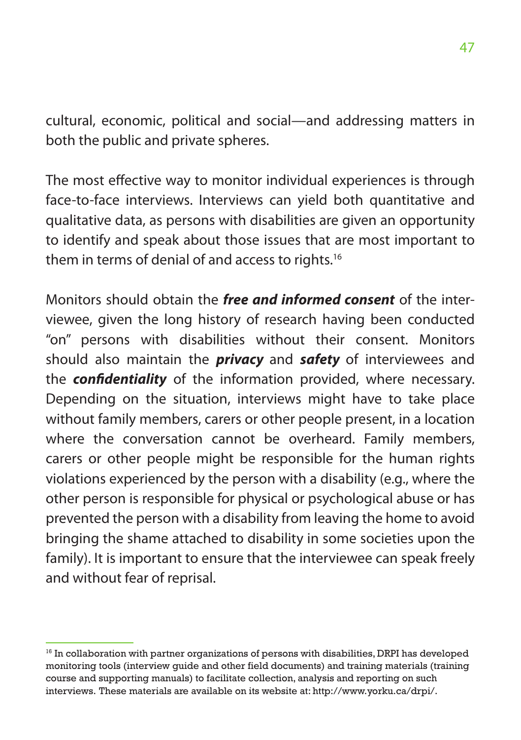cultural, economic, political and social—and addressing matters in both the public and private spheres.

The most effective way to monitor individual experiences is through face-to-face interviews. Interviews can yield both quantitative and qualitative data, as persons with disabilities are given an opportunity to identify and speak about those issues that are most important to them in terms of denial of and access to rights.[16]

Monitors should obtain the ***free and informed consent*** of the interviewee, given the long history of research having been conducted "on" persons with disabilities without their consent. Monitors should also maintain the ***privacy*** and ***safety*** of interviewees and the ***confidentiality*** of the information provided, where necessary. Depending on the situation, interviews might have to take place without family members, carers or other people present, in a location where the conversation cannot be overheard. Family members, carers or other people might be responsible for the human rights violations experienced by the person with a disability (e.g., where the other person is responsible for physical or psychological abuse or has prevented the person with a disability from leaving the home to avoid bringing the shame attached to disability in some societies upon the family). It is important to ensure that the interviewee can speak freely and without fear of reprisal.

---

[16] In collaboration with partner organizations of persons with disabilities, DRPI has developed monitoring tools (interview guide and other field documents) and training materials (training course and supporting manuals) to facilitate collection, analysis and reporting on such interviews. These materials are available on its website at: http://www.yorku.ca/drpi/.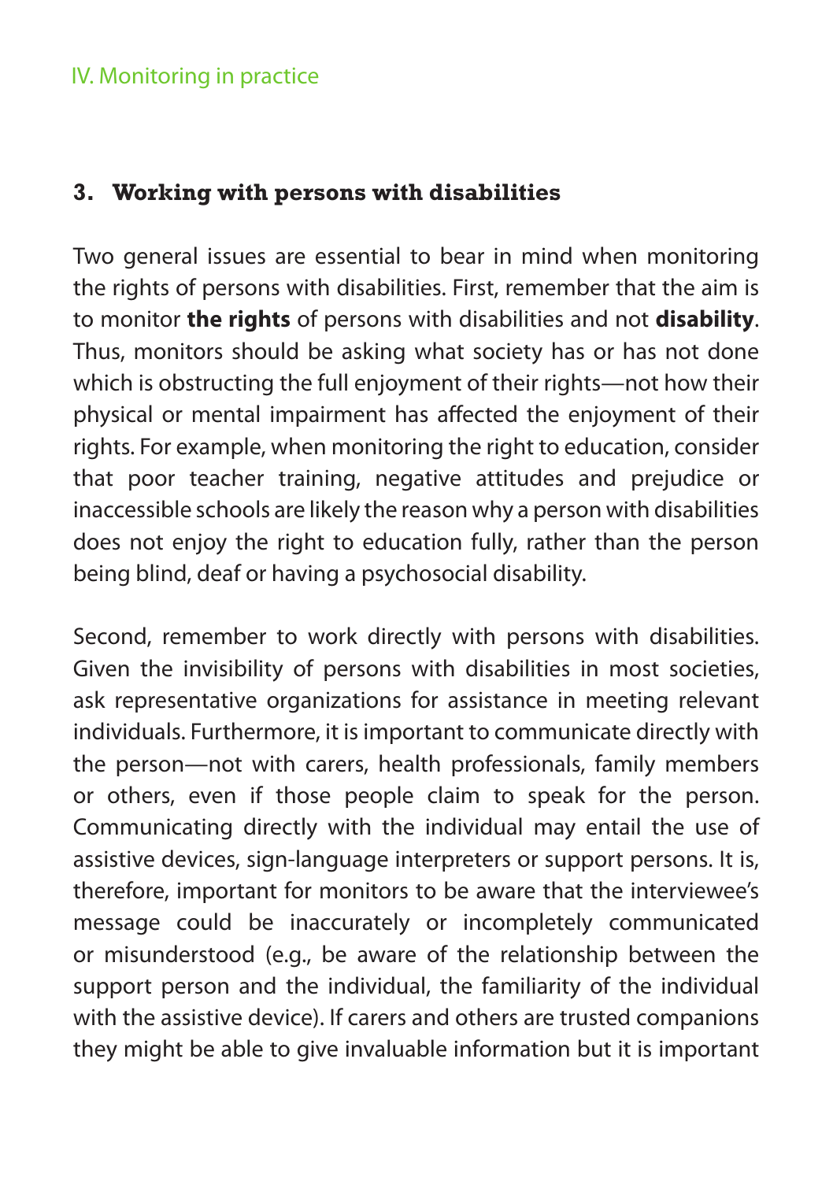### 3. Working with persons with disabilities

Two general issues are essential to bear in mind when monitoring the rights of persons with disabilities. First, remember that the aim is to monitor **the rights** of persons with disabilities and not **disability**. Thus, monitors should be asking what society has or has not done which is obstructing the full enjoyment of their rights—not how their physical or mental impairment has affected the enjoyment of their rights. For example, when monitoring the right to education, consider that poor teacher training, negative attitudes and prejudice or inaccessible schools are likely the reason why a person with disabilities does not enjoy the right to education fully, rather than the person being blind, deaf or having a psychosocial disability.

Second, remember to work directly with persons with disabilities. Given the invisibility of persons with disabilities in most societies, ask representative organizations for assistance in meeting relevant individuals. Furthermore, it is important to communicate directly with the person—not with carers, health professionals, family members or others, even if those people claim to speak for the person. Communicating directly with the individual may entail the use of assistive devices, sign-language interpreters or support persons. It is, therefore, important for monitors to be aware that the interviewee's message could be inaccurately or incompletely communicated or misunderstood (e.g., be aware of the relationship between the support person and the individual, the familiarity of the individual with the assistive device). If carers and others are trusted companions they might be able to give invaluable information but it is important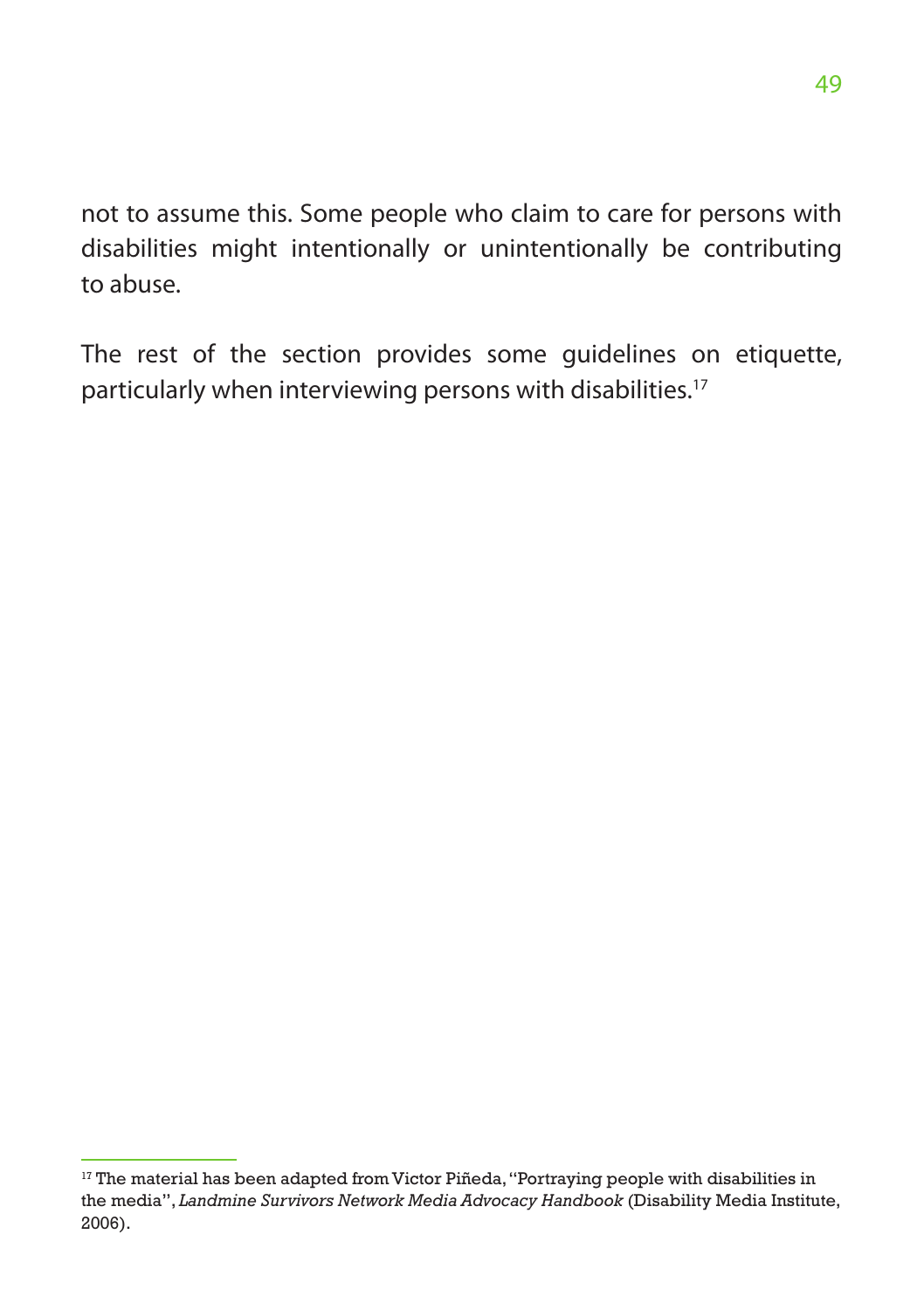not to assume this. Some people who claim to care for persons with disabilities might intentionally or unintentionally be contributing to abuse.

The rest of the section provides some guidelines on etiquette, particularly when interviewing persons with disabilities.[17]

---

[17] The material has been adapted from Victor Piñeda, "Portraying people with disabilities in the media", *Landmine Survivors Network Media Advocacy Handbook* (Disability Media Institute, 2006).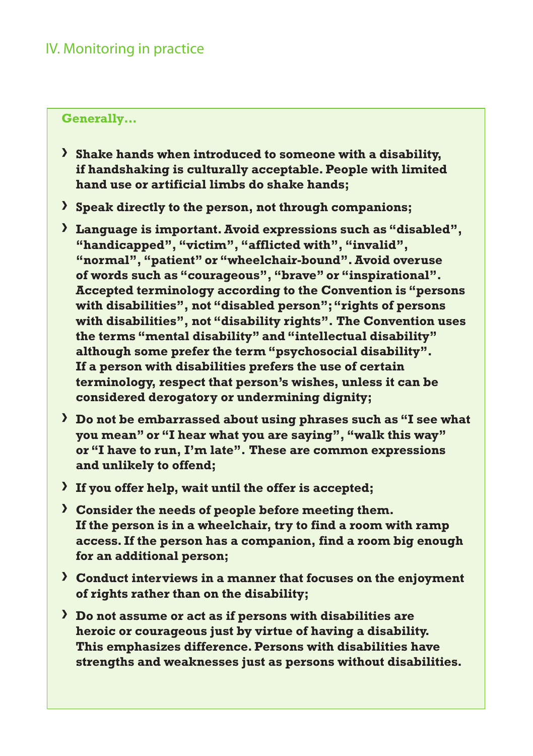**Generally…**

- Shake hands when introduced to someone with a disability, if handshaking is culturally acceptable. People with limited hand use or artificial limbs do shake hands;
- Speak directly to the person, not through companions;
- Language is important. Avoid expressions such as "disabled", "handicapped", "victim", "afflicted with", "invalid", "normal", "patient" or "wheelchair-bound". Avoid overuse of words such as "courageous", "brave" or "inspirational". Accepted terminology according to the Convention is "persons with disabilities", not "disabled person"; "rights of persons with disabilities", not "disability rights". The Convention uses the terms "mental disability" and "intellectual disability" although some prefer the term "psychosocial disability". If a person with disabilities prefers the use of certain terminology, respect that person's wishes, unless it can be considered derogatory or undermining dignity;
- Do not be embarrassed about using phrases such as "I see what you mean" or "I hear what you are saying", "walk this way" or "I have to run, I'm late". These are common expressions and unlikely to offend;
- If you offer help, wait until the offer is accepted;
- Consider the needs of people before meeting them. If the person is in a wheelchair, try to find a room with ramp access. If the person has a companion, find a room big enough for an additional person;
- Conduct interviews in a manner that focuses on the enjoyment of rights rather than on the disability;
- Do not assume or act as if persons with disabilities are heroic or courageous just by virtue of having a disability. This emphasizes difference. Persons with disabilities have strengths and weaknesses just as persons without disabilities.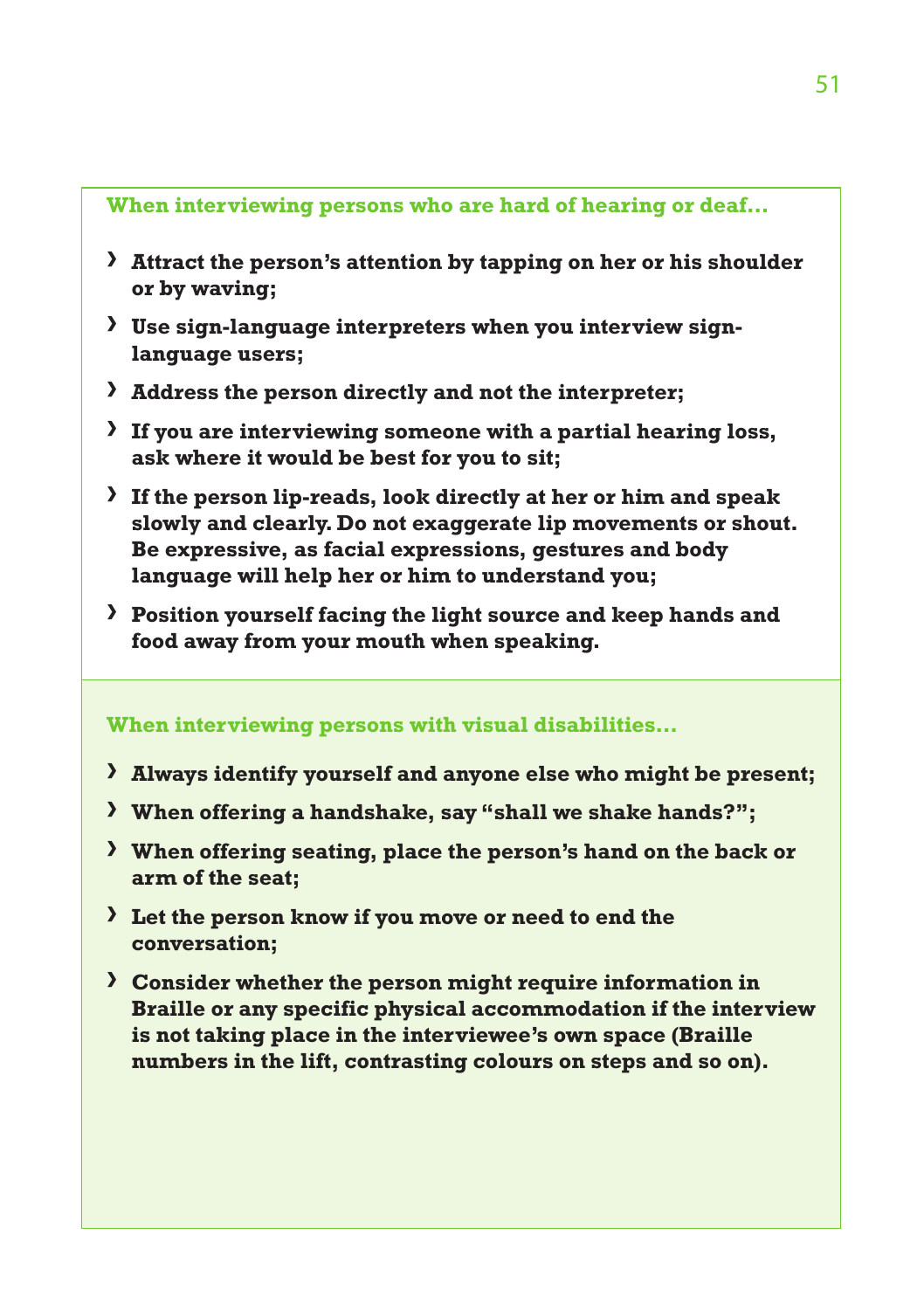**When interviewing persons who are hard of hearing or deaf…**

- **Attract the person's attention by tapping on her or his shoulder or by waving;**
- **Use sign-language interpreters when you interview sign-language users;**
- **Address the person directly and not the interpreter;**
- **If you are interviewing someone with a partial hearing loss, ask where it would be best for you to sit;**
- **If the person lip-reads, look directly at her or him and speak slowly and clearly. Do not exaggerate lip movements or shout. Be expressive, as facial expressions, gestures and body language will help her or him to understand you;**
- **Position yourself facing the light source and keep hands and food away from your mouth when speaking.**

**When interviewing persons with visual disabilities…**

- **Always identify yourself and anyone else who might be present;**
- **When offering a handshake, say "shall we shake hands?";**
- **When offering seating, place the person's hand on the back or arm of the seat;**
- **Let the person know if you move or need to end the conversation;**
- **Consider whether the person might require information in Braille or any specific physical accommodation if the interview is not taking place in the interviewee's own space (Braille numbers in the lift, contrasting colours on steps and so on).**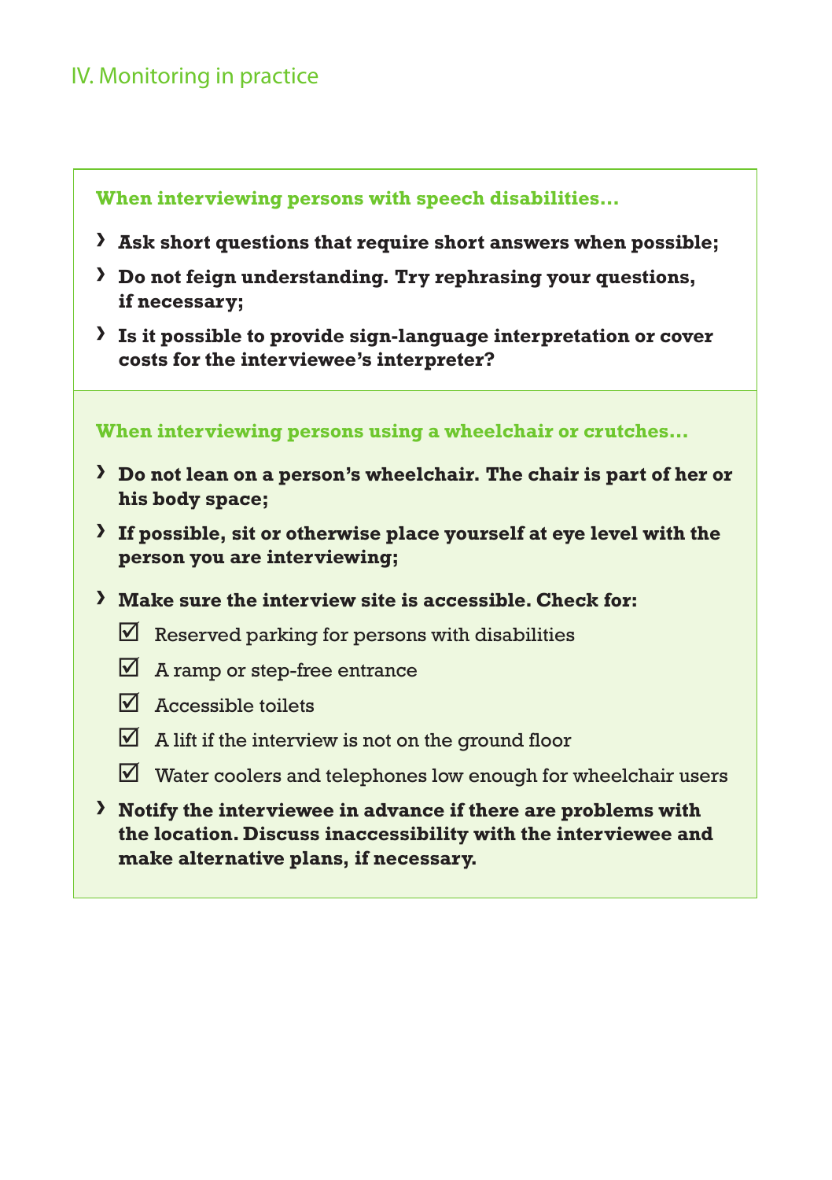**When interviewing persons with speech disabilities…**

- **Ask short questions that require short answers when possible;**
- **Do not feign understanding. Try rephrasing your questions, if necessary;**
- **Is it possible to provide sign-language interpretation or cover costs for the interviewee's interpreter?**

**When interviewing persons using a wheelchair or crutches…**

- **Do not lean on a person's wheelchair. The chair is part of her or his body space;**
- **If possible, sit or otherwise place yourself at eye level with the person you are interviewing;**
- **Make sure the interview site is accessible. Check for:**
  - ☑ Reserved parking for persons with disabilities
  - ☑ A ramp or step-free entrance
  - ☑ Accessible toilets
  - ☑ A lift if the interview is not on the ground floor
  - ☑ Water coolers and telephones low enough for wheelchair users
- **Notify the interviewee in advance if there are problems with the location. Discuss inaccessibility with the interviewee and make alternative plans, if necessary.**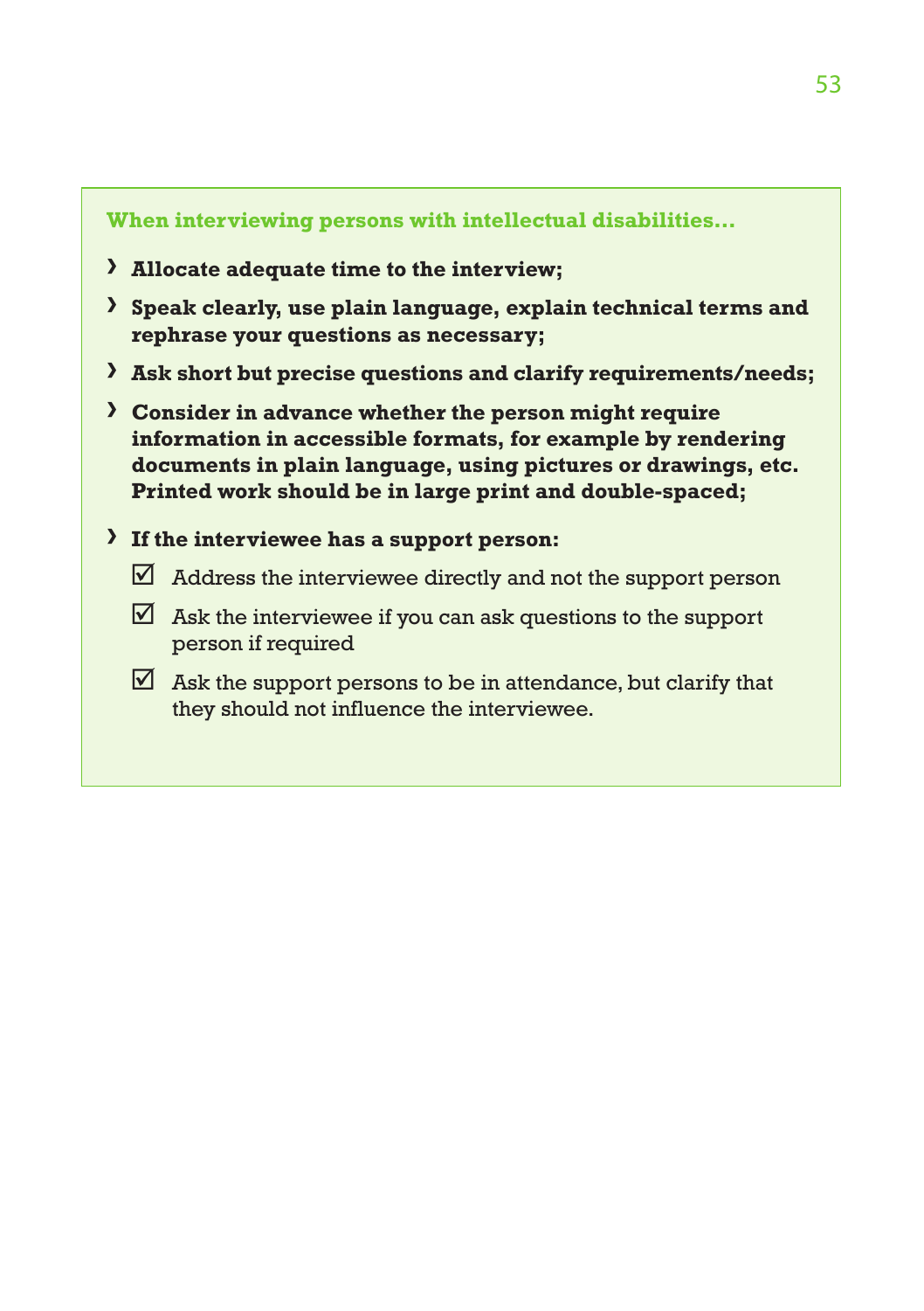**When interviewing persons with intellectual disabilities…**

- **Allocate adequate time to the interview;**
- **Speak clearly, use plain language, explain technical terms and rephrase your questions as necessary;**
- **Ask short but precise questions and clarify requirements/needs;**
- **Consider in advance whether the person might require information in accessible formats, for example by rendering documents in plain language, using pictures or drawings, etc. Printed work should be in large print and double-spaced;**
- **If the interviewee has a support person:**
  - ☑ Address the interviewee directly and not the support person
  - ☑ Ask the interviewee if you can ask questions to the support person if required
  - ☑ Ask the support persons to be in attendance, but clarify that they should not influence the interviewee.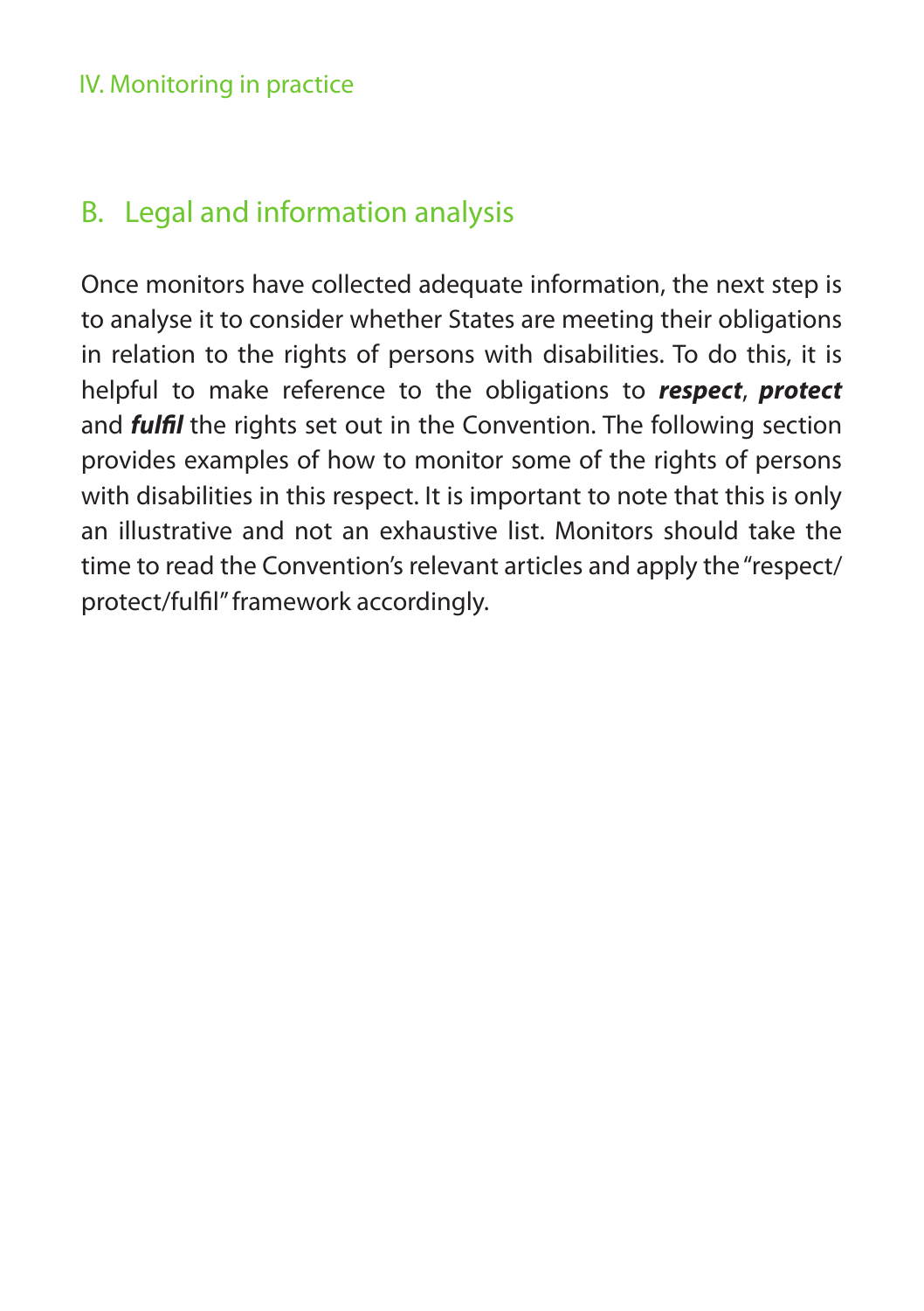## B. Legal and information analysis

Once monitors have collected adequate information, the next step is to analyse it to consider whether States are meeting their obligations in relation to the rights of persons with disabilities. To do this, it is helpful to make reference to the obligations to ***respect***, ***protect*** and ***fulfil*** the rights set out in the Convention. The following section provides examples of how to monitor some of the rights of persons with disabilities in this respect. It is important to note that this is only an illustrative and not an exhaustive list. Monitors should take the time to read the Convention's relevant articles and apply the "respect/protect/fulfil" framework accordingly.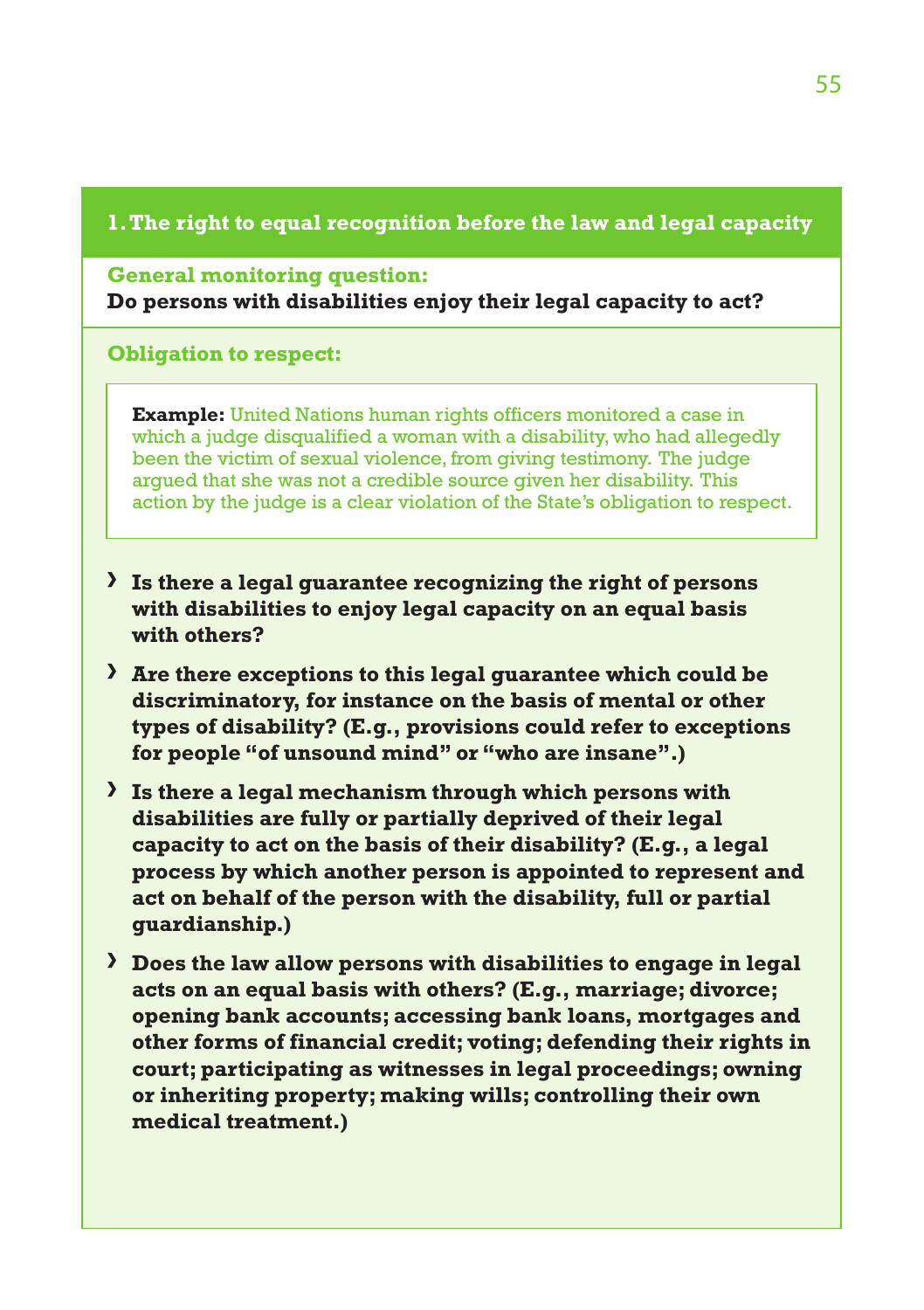## 1. The right to equal recognition before the law and legal capacity

**General monitoring question:**

**Do persons with disabilities enjoy their legal capacity to act?**

**Obligation to respect:**

> **Example:** United Nations human rights officers monitored a case in which a judge disqualified a woman with a disability, who had allegedly been the victim of sexual violence, from giving testimony. The judge argued that she was not a credible source given her disability. This action by the judge is a clear violation of the State's obligation to respect.

- **Is there a legal guarantee recognizing the right of persons with disabilities to enjoy legal capacity on an equal basis with others?**
- **Are there exceptions to this legal guarantee which could be discriminatory, for instance on the basis of mental or other types of disability? (E.g., provisions could refer to exceptions for people "of unsound mind" or "who are insane".)**
- **Is there a legal mechanism through which persons with disabilities are fully or partially deprived of their legal capacity to act on the basis of their disability? (E.g., a legal process by which another person is appointed to represent and act on behalf of the person with the disability, full or partial guardianship.)**
- **Does the law allow persons with disabilities to engage in legal acts on an equal basis with others? (E.g., marriage; divorce; opening bank accounts; accessing bank loans, mortgages and other forms of financial credit; voting; defending their rights in court; participating as witnesses in legal proceedings; owning or inheriting property; making wills; controlling their own medical treatment.)**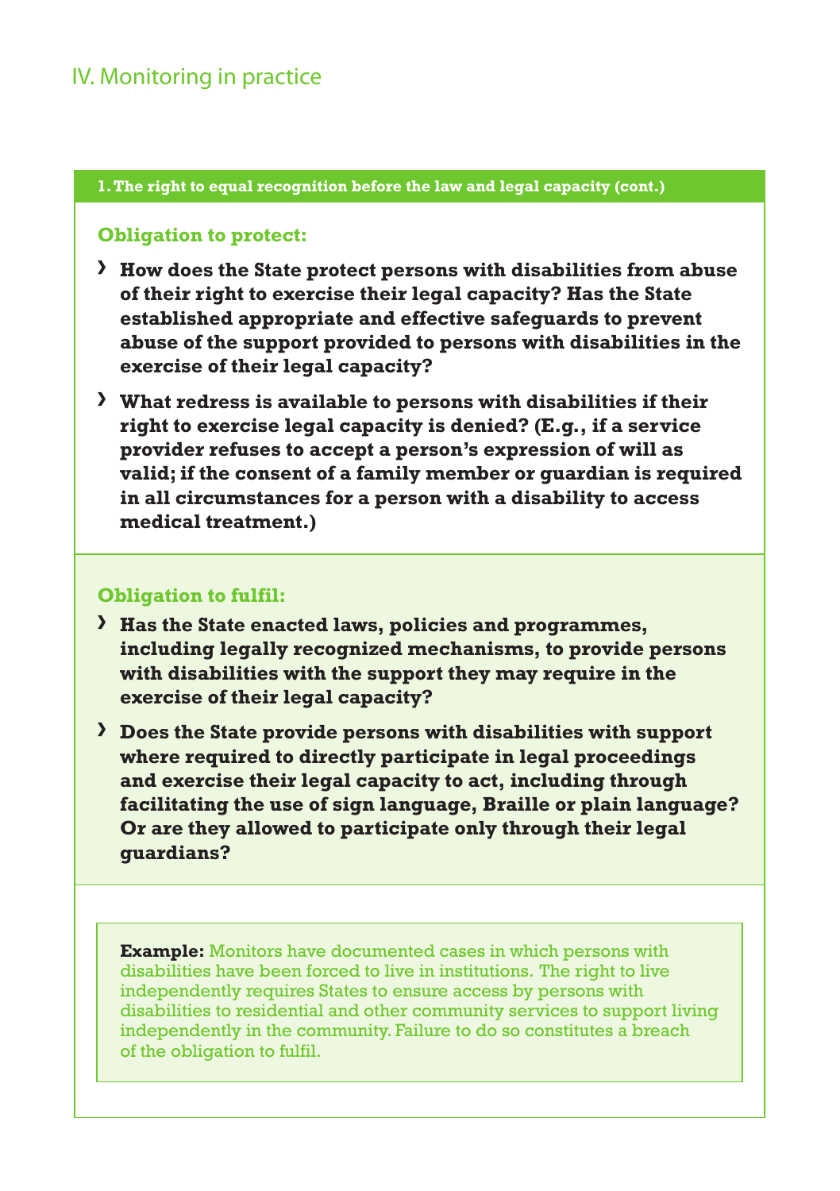**1. The right to equal recognition before the law and legal capacity (cont.)**

**Obligation to protect:**

- **How does the State protect persons with disabilities from abuse of their right to exercise their legal capacity? Has the State established appropriate and effective safeguards to prevent abuse of the support provided to persons with disabilities in the exercise of their legal capacity?**
- **What redress is available to persons with disabilities if their right to exercise legal capacity is denied? (E.g., if a service provider refuses to accept a person's expression of will as valid; if the consent of a family member or guardian is required in all circumstances for a person with a disability to access medical treatment.)**

**Obligation to fulfil:**

- **Has the State enacted laws, policies and programmes, including legally recognized mechanisms, to provide persons with disabilities with the support they may require in the exercise of their legal capacity?**
- **Does the State provide persons with disabilities with support where required to directly participate in legal proceedings and exercise their legal capacity to act, including through facilitating the use of sign language, Braille or plain language? Or are they allowed to participate only through their legal guardians?**

**Example:** Monitors have documented cases in which persons with disabilities have been forced to live in institutions. The right to live independently requires States to ensure access by persons with disabilities to residential and other community services to support living independently in the community. Failure to do so constitutes a breach of the obligation to fulfil.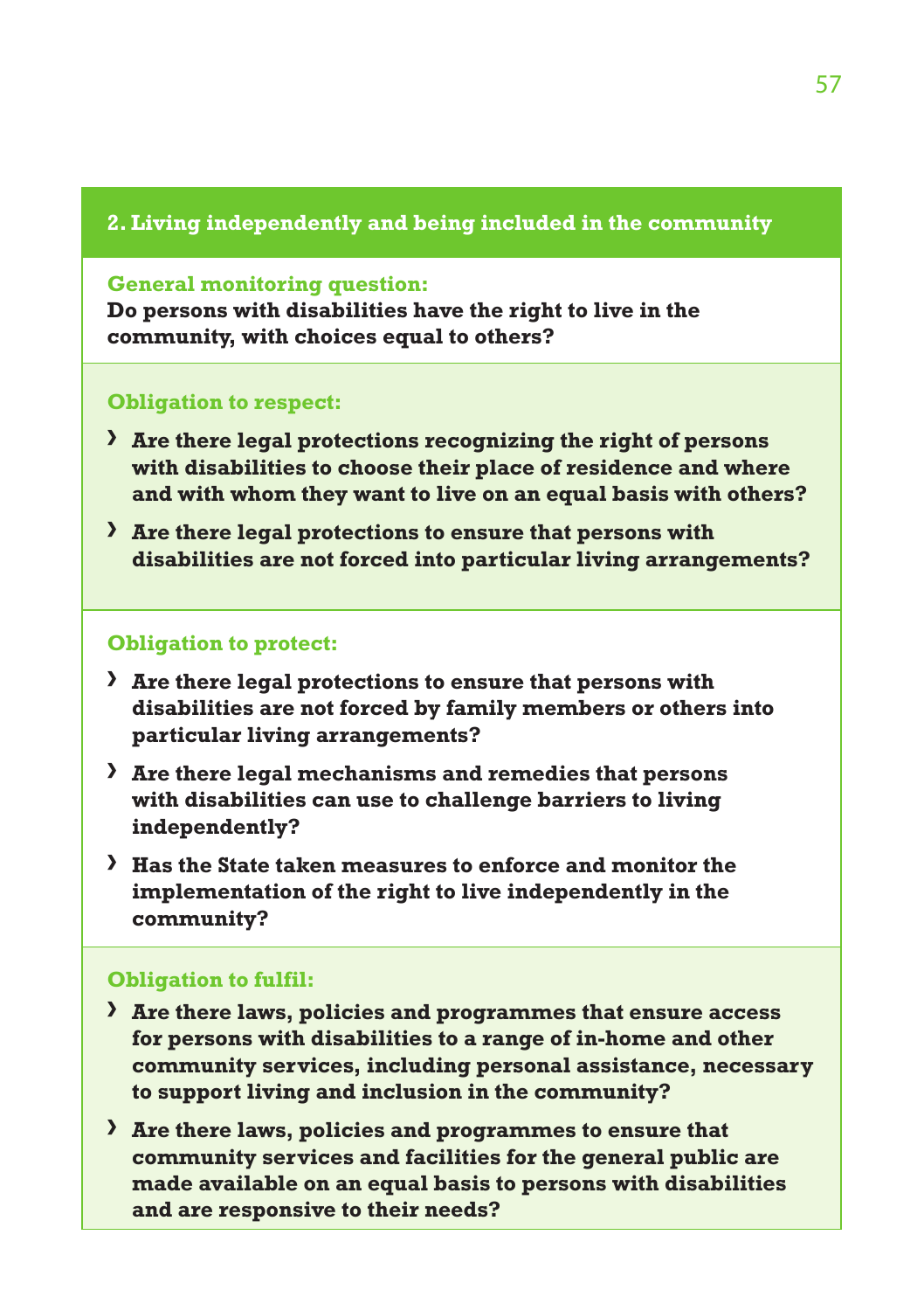## 2. Living independently and being included in the community

**General monitoring question:**

**Do persons with disabilities have the right to live in the community, with choices equal to others?**

**Obligation to respect:**

- **Are there legal protections recognizing the right of persons with disabilities to choose their place of residence and where and with whom they want to live on an equal basis with others?**
- **Are there legal protections to ensure that persons with disabilities are not forced into particular living arrangements?**

**Obligation to protect:**

- **Are there legal protections to ensure that persons with disabilities are not forced by family members or others into particular living arrangements?**
- **Are there legal mechanisms and remedies that persons with disabilities can use to challenge barriers to living independently?**
- **Has the State taken measures to enforce and monitor the implementation of the right to live independently in the community?**

**Obligation to fulfil:**

- **Are there laws, policies and programmes that ensure access for persons with disabilities to a range of in-home and other community services, including personal assistance, necessary to support living and inclusion in the community?**
- **Are there laws, policies and programmes to ensure that community services and facilities for the general public are made available on an equal basis to persons with disabilities and are responsive to their needs?**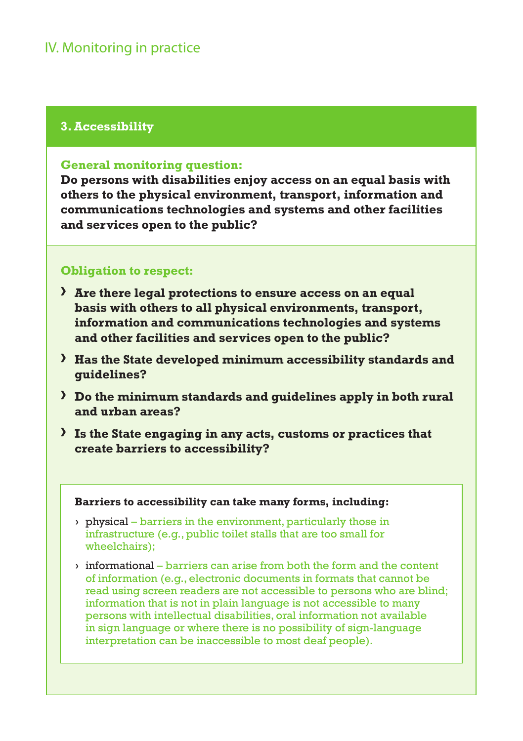## IV. Monitoring in practice

### 3. Accessibility

**General monitoring question:**

**Do persons with disabilities enjoy access on an equal basis with others to the physical environment, transport, information and communications technologies and systems and other facilities and services open to the public?**

**Obligation to respect:**

- **Are there legal protections to ensure access on an equal basis with others to all physical environments, transport, information and communications technologies and systems and other facilities and services open to the public?**
- **Has the State developed minimum accessibility standards and guidelines?**
- **Do the minimum standards and guidelines apply in both rural and urban areas?**
- **Is the State engaging in any acts, customs or practices that create barriers to accessibility?**

**Barriers to accessibility can take many forms, including:**

- physical – barriers in the environment, particularly those in infrastructure (e.g., public toilet stalls that are too small for wheelchairs);
- informational – barriers can arise from both the form and the content of information (e.g., electronic documents in formats that cannot be read using screen readers are not accessible to persons who are blind; information that is not in plain language is not accessible to many persons with intellectual disabilities, oral information not available in sign language or where there is no possibility of sign-language interpretation can be inaccessible to most deaf people).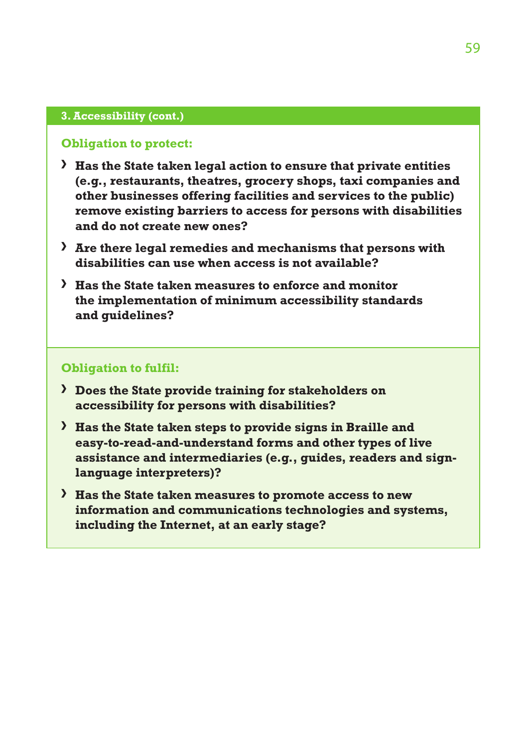### 3. Accessibility (cont.)

**Obligation to protect:**

- **Has the State taken legal action to ensure that private entities (e.g., restaurants, theatres, grocery shops, taxi companies and other businesses offering facilities and services to the public) remove existing barriers to access for persons with disabilities and do not create new ones?**
- **Are there legal remedies and mechanisms that persons with disabilities can use when access is not available?**
- **Has the State taken measures to enforce and monitor the implementation of minimum accessibility standards and guidelines?**

**Obligation to fulfil:**

- **Does the State provide training for stakeholders on accessibility for persons with disabilities?**
- **Has the State taken steps to provide signs in Braille and easy-to-read-and-understand forms and other types of live assistance and intermediaries (e.g., guides, readers and sign-language interpreters)?**
- **Has the State taken measures to promote access to new information and communications technologies and systems, including the Internet, at an early stage?**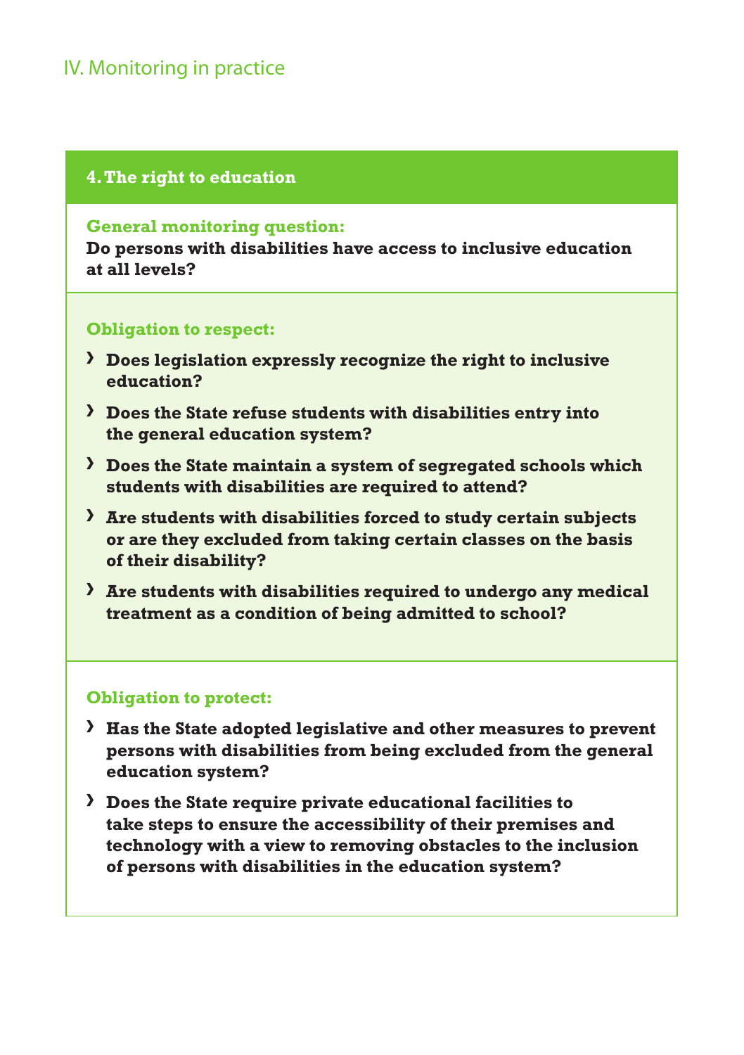## 4. The right to education

**General monitoring question:**

**Do persons with disabilities have access to inclusive education at all levels?**

**Obligation to respect:**

- **Does legislation expressly recognize the right to inclusive education?**
- **Does the State refuse students with disabilities entry into the general education system?**
- **Does the State maintain a system of segregated schools which students with disabilities are required to attend?**
- **Are students with disabilities forced to study certain subjects or are they excluded from taking certain classes on the basis of their disability?**
- **Are students with disabilities required to undergo any medical treatment as a condition of being admitted to school?**

**Obligation to protect:**

- **Has the State adopted legislative and other measures to prevent persons with disabilities from being excluded from the general education system?**
- **Does the State require private educational facilities to take steps to ensure the accessibility of their premises and technology with a view to removing obstacles to the inclusion of persons with disabilities in the education system?**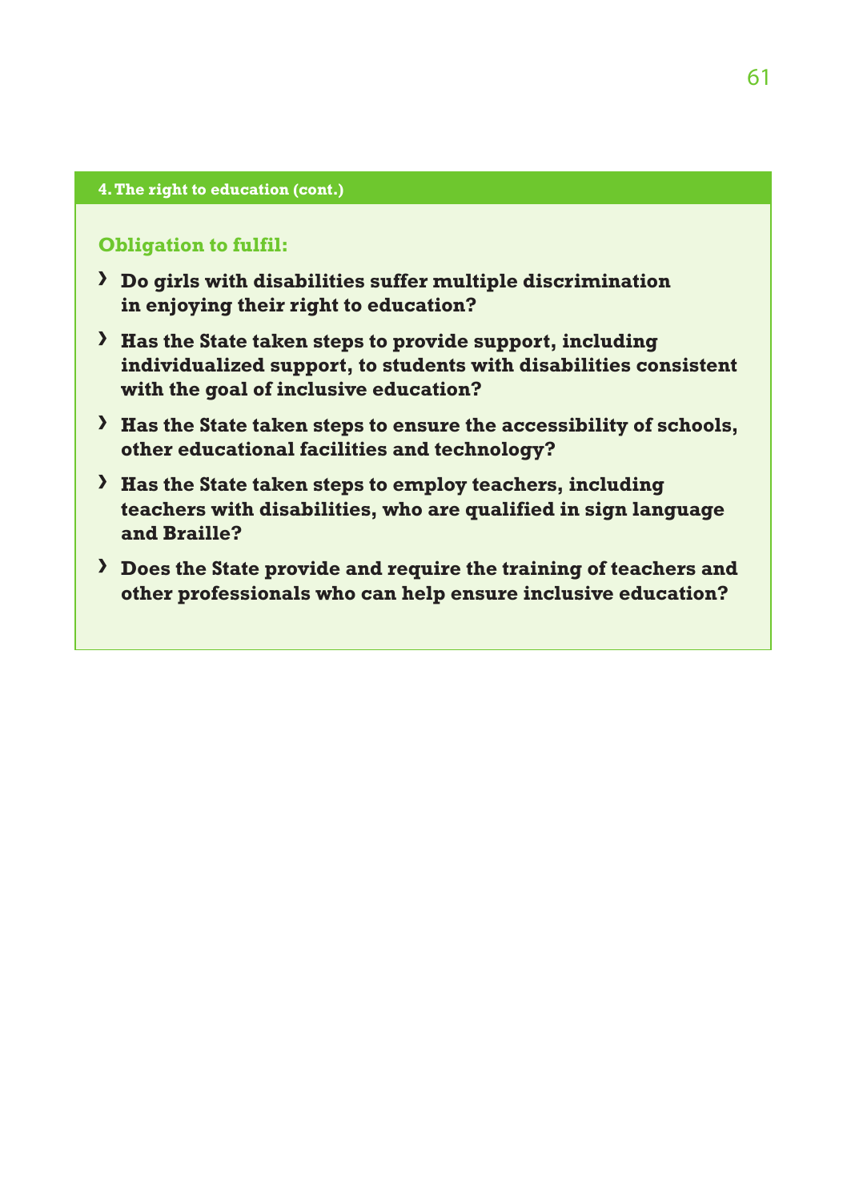**4. The right to education (cont.)**

### Obligation to fulfil:

- **Do girls with disabilities suffer multiple discrimination in enjoying their right to education?**
- **Has the State taken steps to provide support, including individualized support, to students with disabilities consistent with the goal of inclusive education?**
- **Has the State taken steps to ensure the accessibility of schools, other educational facilities and technology?**
- **Has the State taken steps to employ teachers, including teachers with disabilities, who are qualified in sign language and Braille?**
- **Does the State provide and require the training of teachers and other professionals who can help ensure inclusive education?**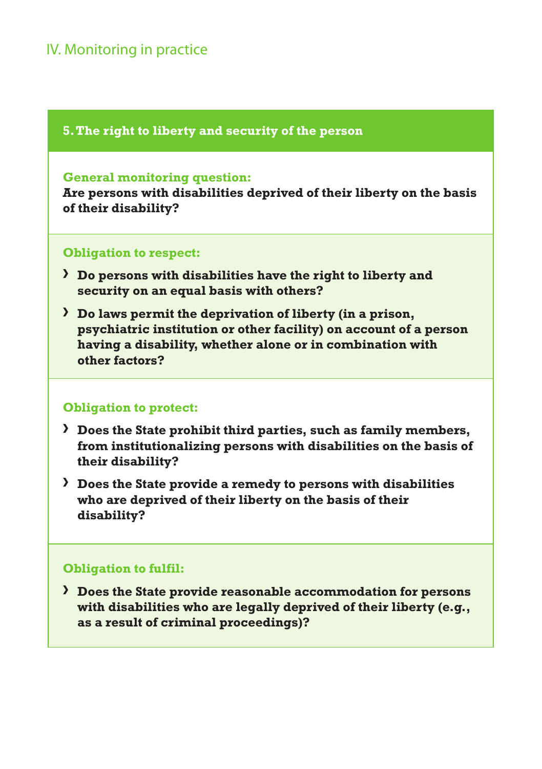## 5. The right to liberty and security of the person

**General monitoring question:**
**Are persons with disabilities deprived of their liberty on the basis of their disability?**

**Obligation to respect:**

- **Do persons with disabilities have the right to liberty and security on an equal basis with others?**
- **Do laws permit the deprivation of liberty (in a prison, psychiatric institution or other facility) on account of a person having a disability, whether alone or in combination with other factors?**

**Obligation to protect:**

- **Does the State prohibit third parties, such as family members, from institutionalizing persons with disabilities on the basis of their disability?**
- **Does the State provide a remedy to persons with disabilities who are deprived of their liberty on the basis of their disability?**

**Obligation to fulfil:**

- **Does the State provide reasonable accommodation for persons with disabilities who are legally deprived of their liberty (e.g., as a result of criminal proceedings)?**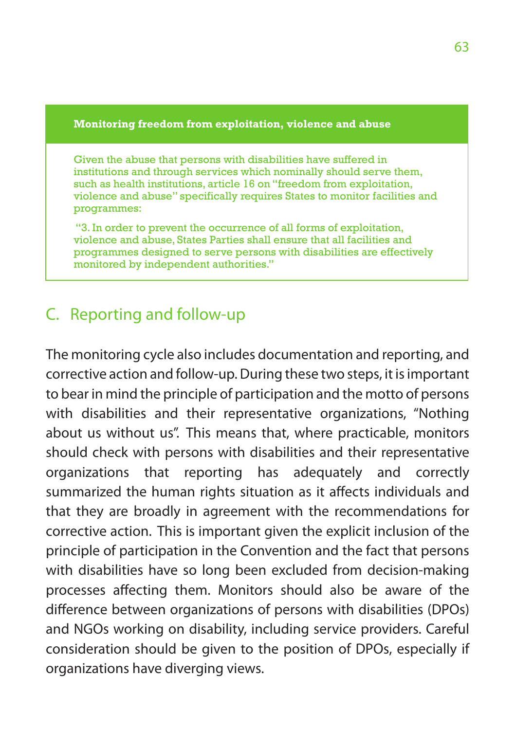**Monitoring freedom from exploitation, violence and abuse**

Given the abuse that persons with disabilities have suffered in institutions and through services which nominally should serve them, such as health institutions, article 16 on "freedom from exploitation, violence and abuse" specifically requires States to monitor facilities and programmes:

"3. In order to prevent the occurrence of all forms of exploitation, violence and abuse, States Parties shall ensure that all facilities and programmes designed to serve persons with disabilities are effectively monitored by independent authorities."

## C. Reporting and follow-up

The monitoring cycle also includes documentation and reporting, and corrective action and follow-up. During these two steps, it is important to bear in mind the principle of participation and the motto of persons with disabilities and their representative organizations, "Nothing about us without us". This means that, where practicable, monitors should check with persons with disabilities and their representative organizations that reporting has adequately and correctly summarized the human rights situation as it affects individuals and that they are broadly in agreement with the recommendations for corrective action. This is important given the explicit inclusion of the principle of participation in the Convention and the fact that persons with disabilities have so long been excluded from decision-making processes affecting them. Monitors should also be aware of the difference between organizations of persons with disabilities (DPOs) and NGOs working on disability, including service providers. Careful consideration should be given to the position of DPOs, especially if organizations have diverging views.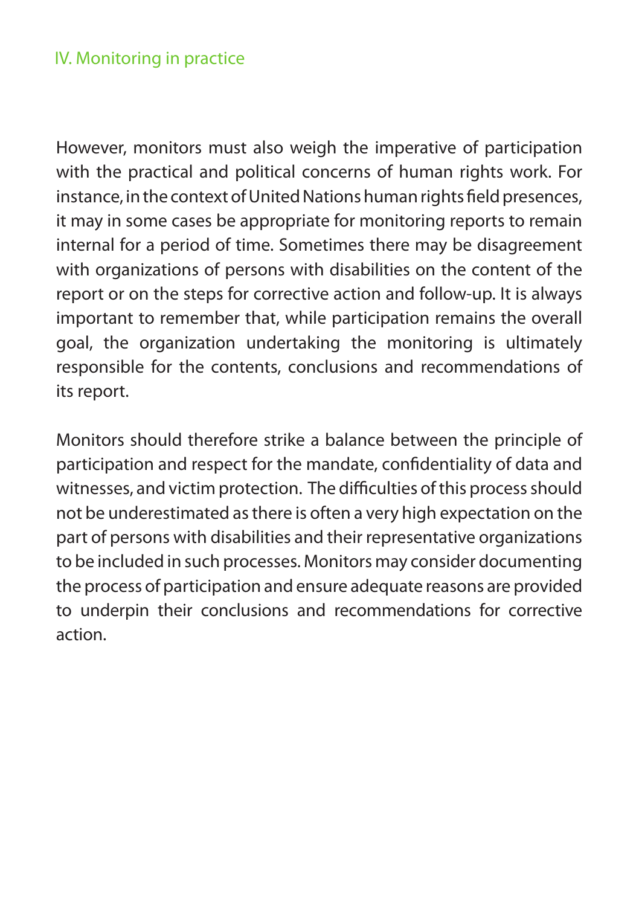However, monitors must also weigh the imperative of participation with the practical and political concerns of human rights work. For instance, in the context of United Nations human rights field presences, it may in some cases be appropriate for monitoring reports to remain internal for a period of time. Sometimes there may be disagreement with organizations of persons with disabilities on the content of the report or on the steps for corrective action and follow-up. It is always important to remember that, while participation remains the overall goal, the organization undertaking the monitoring is ultimately responsible for the contents, conclusions and recommendations of its report.

Monitors should therefore strike a balance between the principle of participation and respect for the mandate, confidentiality of data and witnesses, and victim protection. The difficulties of this process should not be underestimated as there is often a very high expectation on the part of persons with disabilities and their representative organizations to be included in such processes. Monitors may consider documenting the process of participation and ensure adequate reasons are provided to underpin their conclusions and recommendations for corrective action.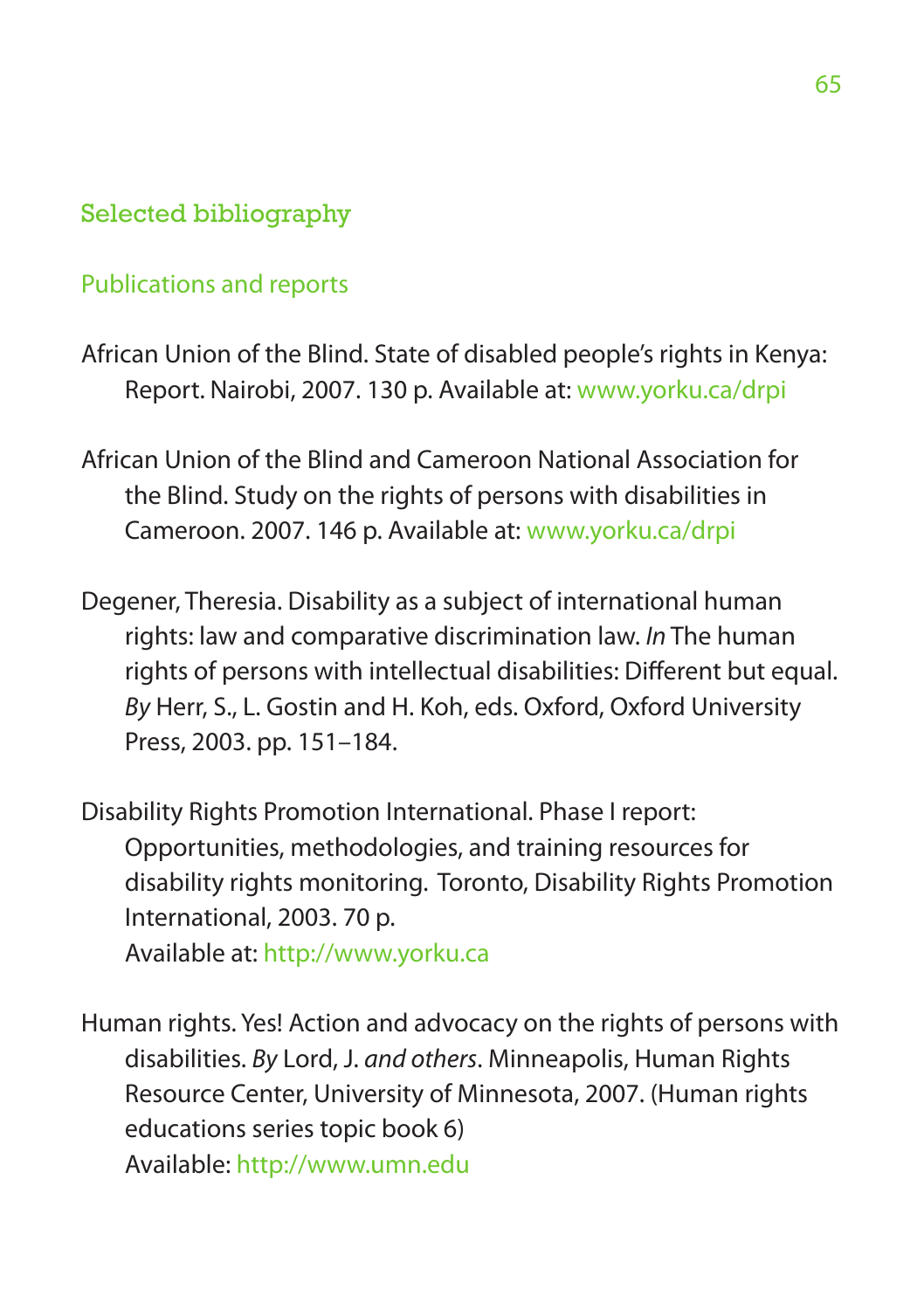## Selected bibliography

### Publications and reports

African Union of the Blind. State of disabled people's rights in Kenya: Report. Nairobi, 2007. 130 p. Available at: www.yorku.ca/drpi

African Union of the Blind and Cameroon National Association for the Blind. Study on the rights of persons with disabilities in Cameroon. 2007. 146 p. Available at: www.yorku.ca/drpi

Degener, Theresia. Disability as a subject of international human rights: law and comparative discrimination law. *In* The human rights of persons with intellectual disabilities: Different but equal. *By* Herr, S., L. Gostin and H. Koh, eds. Oxford, Oxford University Press, 2003. pp. 151–184.

Disability Rights Promotion International. Phase I report: Opportunities, methodologies, and training resources for disability rights monitoring. Toronto, Disability Rights Promotion International, 2003. 70 p.
Available at: http://www.yorku.ca

Human rights. Yes! Action and advocacy on the rights of persons with disabilities. *By* Lord, J. *and others*. Minneapolis, Human Rights Resource Center, University of Minnesota, 2007. (Human rights educations series topic book 6)
Available: http://www.umn.edu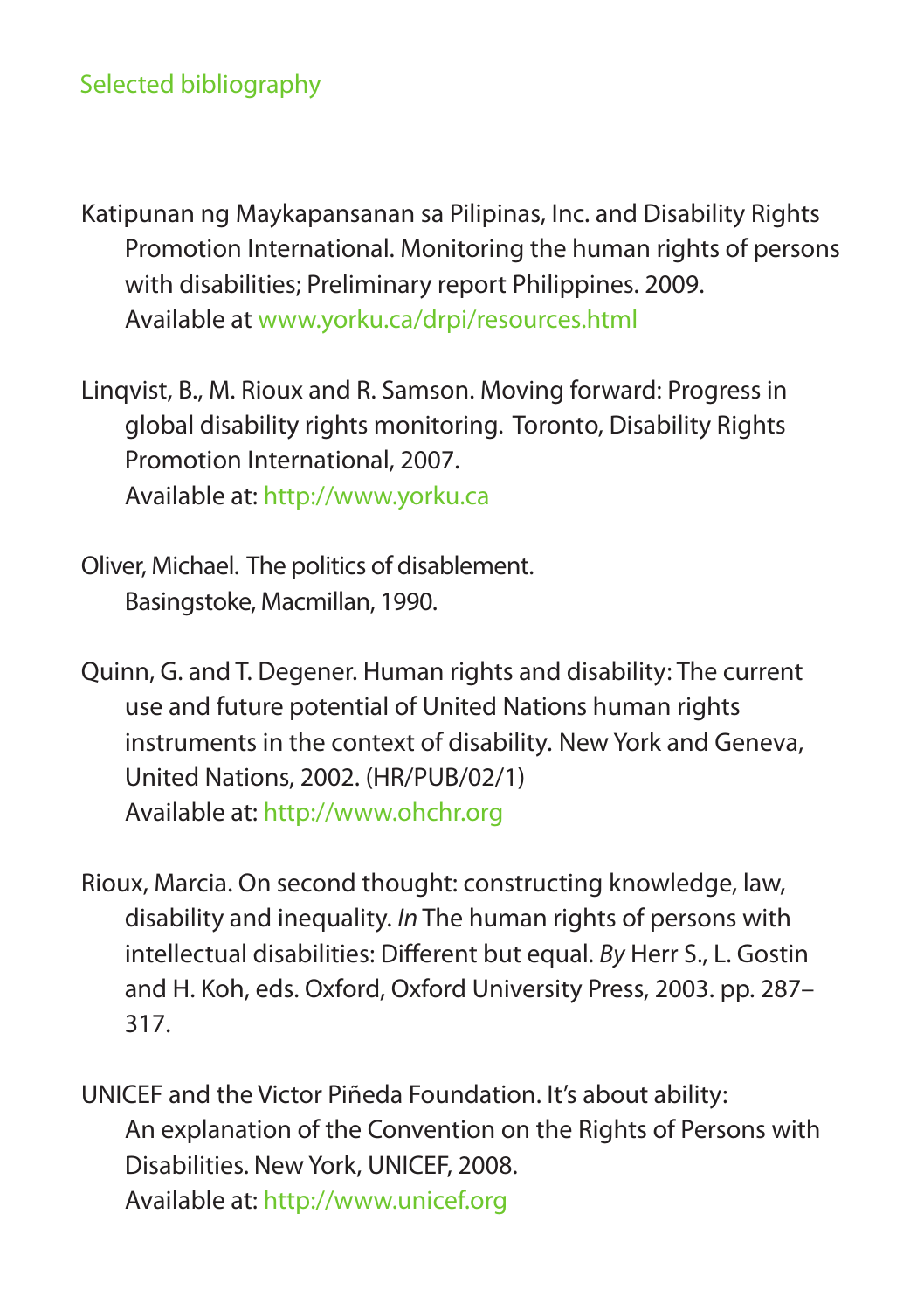## Selected bibliography

Katipunan ng Maykapansanan sa Pilipinas, Inc. and Disability Rights Promotion International. Monitoring the human rights of persons with disabilities; Preliminary report Philippines. 2009. Available at www.yorku.ca/drpi/resources.html

Linqvist, B., M. Rioux and R. Samson. Moving forward: Progress in global disability rights monitoring. Toronto, Disability Rights Promotion International, 2007. Available at: http://www.yorku.ca

Oliver, Michael. The politics of disablement. Basingstoke, Macmillan, 1990.

Quinn, G. and T. Degener. Human rights and disability: The current use and future potential of United Nations human rights instruments in the context of disability. New York and Geneva, United Nations, 2002. (HR/PUB/02/1) Available at: http://www.ohchr.org

Rioux, Marcia. On second thought: constructing knowledge, law, disability and inequality. *In* The human rights of persons with intellectual disabilities: Different but equal. *By* Herr S., L. Gostin and H. Koh, eds. Oxford, Oxford University Press, 2003. pp. 287–317.

UNICEF and the Victor Piñeda Foundation. It's about ability: An explanation of the Convention on the Rights of Persons with Disabilities. New York, UNICEF, 2008. Available at: http://www.unicef.org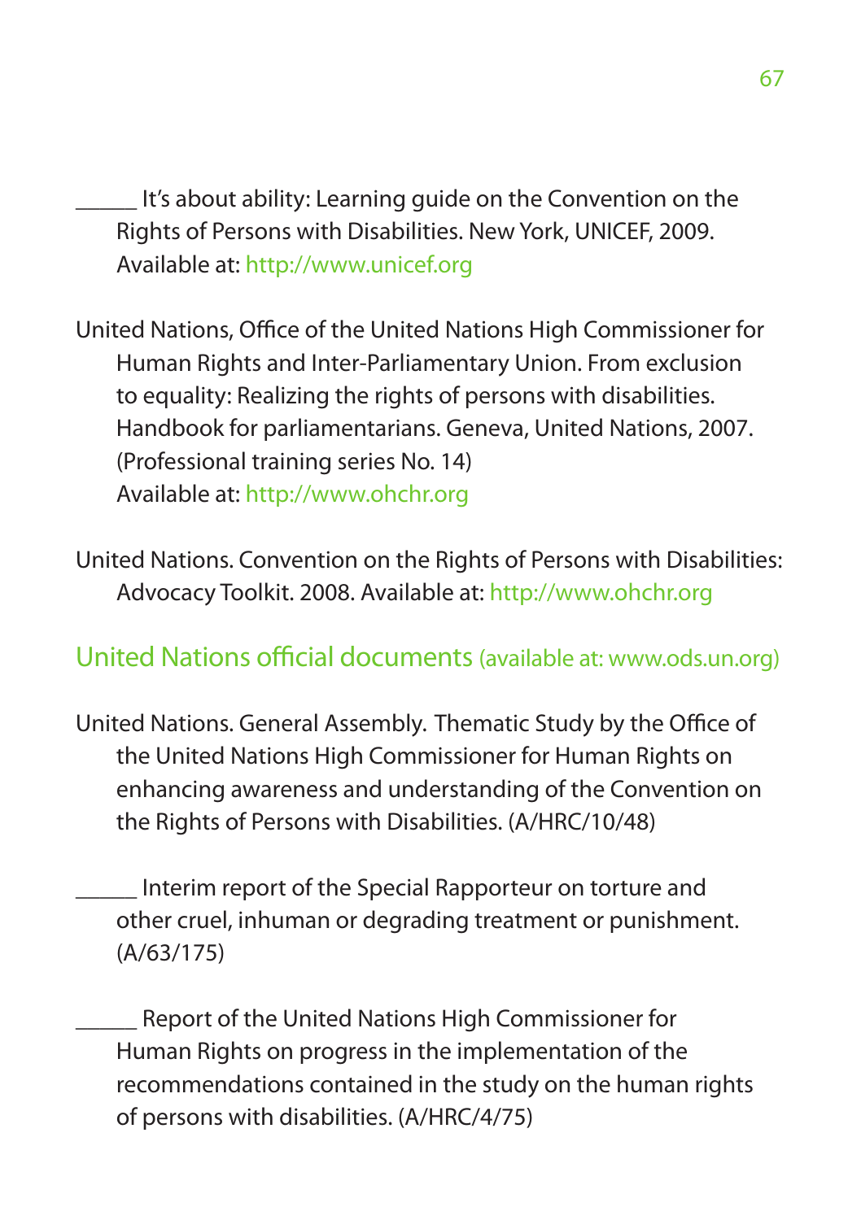_____ It's about ability: Learning guide on the Convention on the Rights of Persons with Disabilities. New York, UNICEF, 2009. Available at: http://www.unicef.org

United Nations, Office of the United Nations High Commissioner for Human Rights and Inter-Parliamentary Union. From exclusion to equality: Realizing the rights of persons with disabilities. Handbook for parliamentarians. Geneva, United Nations, 2007. (Professional training series No. 14)
Available at: http://www.ohchr.org

United Nations. Convention on the Rights of Persons with Disabilities: Advocacy Toolkit. 2008. Available at: http://www.ohchr.org

## United Nations official documents (available at: www.ods.un.org)

United Nations. General Assembly. Thematic Study by the Office of the United Nations High Commissioner for Human Rights on enhancing awareness and understanding of the Convention on the Rights of Persons with Disabilities. (A/HRC/10/48)

_____ Interim report of the Special Rapporteur on torture and other cruel, inhuman or degrading treatment or punishment. (A/63/175)

_____ Report of the United Nations High Commissioner for Human Rights on progress in the implementation of the recommendations contained in the study on the human rights of persons with disabilities. (A/HRC/4/75)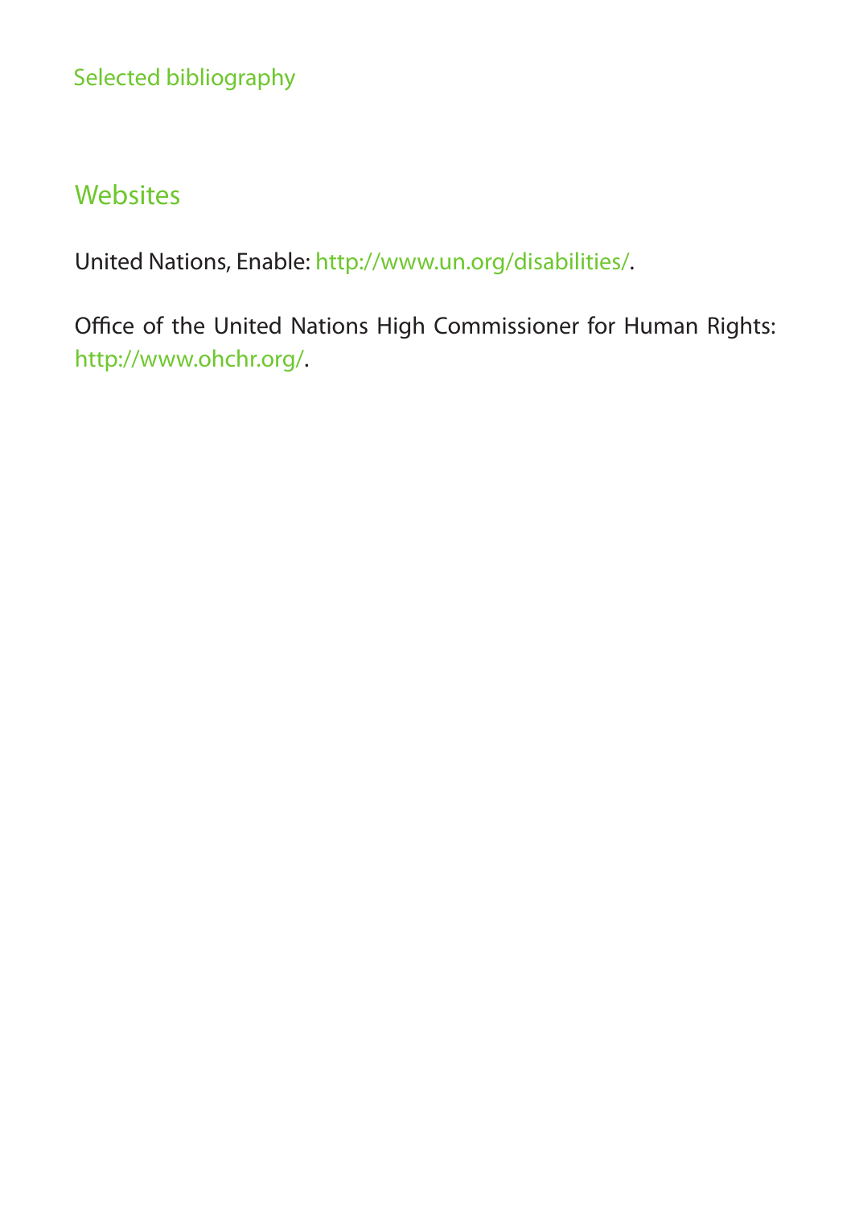## Websites

United Nations, Enable: http://www.un.org/disabilities/.

Office of the United Nations High Commissioner for Human Rights: http://www.ohchr.org/.